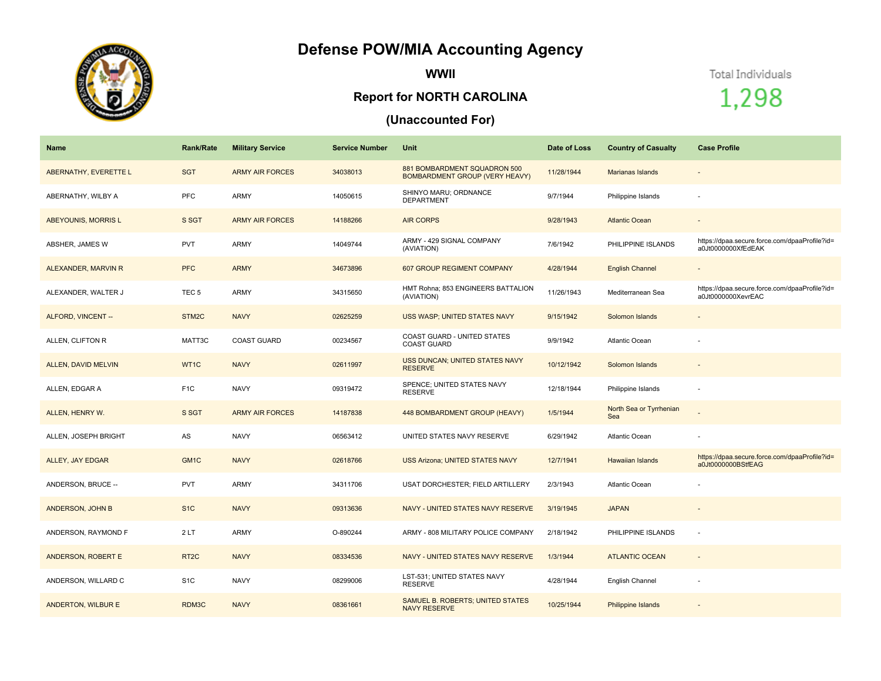# Defense POW/MIA Accounting Agency

## WWII

### Report for NORTH CAROLINA

### (Unaccounted For)

Total Individuals

1,298

| Name | Rank/Rate | Military Service | Service Number | Unit | Date of Loss | Country of Casualty | Case Profile |
|---|---|---|---|---|---|---|---|
| ABERNATHY, EVERETTE L | SGT | ARMY AIR FORCES | 34038013 | 881 BOMBARDMENT SQUADRON 500 BOMBARDMENT GROUP (VERY HEAVY) | 11/28/1944 | Marianas Islands | - |
| ABERNATHY, WILBY A | PFC | ARMY | 14050615 | SHINYO MARU; ORDNANCE DEPARTMENT | 9/7/1944 | Philippine Islands | - |
| ABEYOUNIS, MORRIS L | S SGT | ARMY AIR FORCES | 14188266 | AIR CORPS | 9/28/1943 | Atlantic Ocean | - |
| ABSHER, JAMES W | PVT | ARMY | 14049744 | ARMY - 429 SIGNAL COMPANY (AVIATION) | 7/6/1942 | PHILIPPINE ISLANDS | https://dpaa.secure.force.com/dpaaProfile?id=a0Jt0000000XfEdEAK |
| ALEXANDER, MARVIN R | PFC | ARMY | 34673896 | 607 GROUP REGIMENT COMPANY | 4/28/1944 | English Channel | - |
| ALEXANDER, WALTER J | TEC 5 | ARMY | 34315650 | HMT Rohna; 853 ENGINEERS BATTALION (AVIATION) | 11/26/1943 | Mediterranean Sea | https://dpaa.secure.force.com/dpaaProfile?id=a0Jt0000000XevrEAC |
| ALFORD, VINCENT -- | STM2C | NAVY | 02625259 | USS WASP; UNITED STATES NAVY | 9/15/1942 | Solomon Islands | - |
| ALLEN, CLIFTON R | MATT3C | COAST GUARD | 00234567 | COAST GUARD - UNITED STATES COAST GUARD | 9/9/1942 | Atlantic Ocean | - |
| ALLEN, DAVID MELVIN | WT1C | NAVY | 02611997 | USS DUNCAN; UNITED STATES NAVY RESERVE | 10/12/1942 | Solomon Islands | - |
| ALLEN, EDGAR A | F1C | NAVY | 09319472 | SPENCE; UNITED STATES NAVY RESERVE | 12/18/1944 | Philippine Islands | - |
| ALLEN, HENRY W. | S SGT | ARMY AIR FORCES | 14187838 | 448 BOMBARDMENT GROUP (HEAVY) | 1/5/1944 | North Sea or Tyrrhenian Sea | - |
| ALLEN, JOSEPH BRIGHT | AS | NAVY | 06563412 | UNITED STATES NAVY RESERVE | 6/29/1942 | Atlantic Ocean | - |
| ALLEY, JAY EDGAR | GM1C | NAVY | 02618766 | USS Arizona; UNITED STATES NAVY | 12/7/1941 | Hawaiian Islands | https://dpaa.secure.force.com/dpaaProfile?id=a0Jt0000000BStfEAG |
| ANDERSON, BRUCE -- | PVT | ARMY | 34311706 | USAT DORCHESTER; FIELD ARTILLERY | 2/3/1943 | Atlantic Ocean | - |
| ANDERSON, JOHN B | S1C | NAVY | 09313636 | NAVY - UNITED STATES NAVY RESERVE | 3/19/1945 | JAPAN | - |
| ANDERSON, RAYMOND F | 2 LT | ARMY | O-890244 | ARMY - 808 MILITARY POLICE COMPANY | 2/18/1942 | PHILIPPINE ISLANDS | - |
| ANDERSON, ROBERT E | RT2C | NAVY | 08334536 | NAVY - UNITED STATES NAVY RESERVE | 1/3/1944 | ATLANTIC OCEAN | - |
| ANDERSON, WILLARD C | S1C | NAVY | 08299006 | LST-531; UNITED STATES NAVY RESERVE | 4/28/1944 | English Channel | - |
| ANDERTON, WILBUR E | RDM3C | NAVY | 08361661 | SAMUEL B. ROBERTS; UNITED STATES NAVY RESERVE | 10/25/1944 | Philippine Islands | - |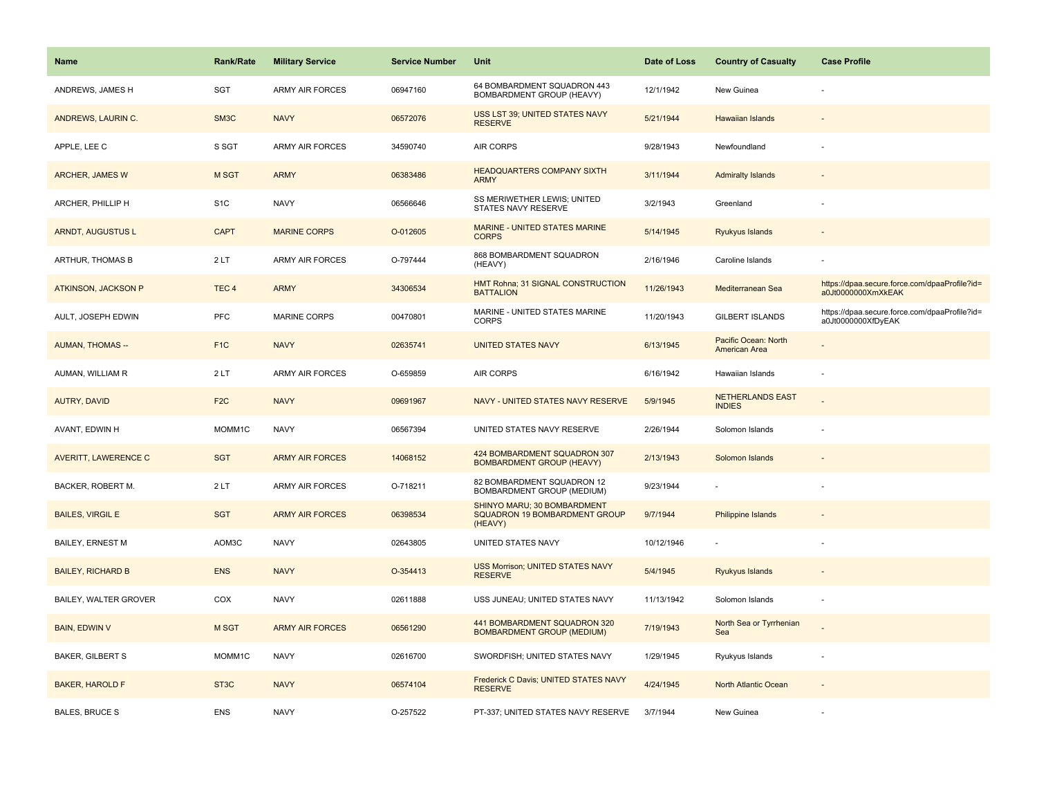| Name | Rank/Rate | Military Service | Service Number | Unit | Date of Loss | Country of Casualty | Case Profile |
|---|---|---|---|---|---|---|---|
| ANDREWS, JAMES H | SGT | ARMY AIR FORCES | 06947160 | 64 BOMBARDMENT SQUADRON 443 BOMBARDMENT GROUP (HEAVY) | 12/1/1942 | New Guinea | - |
| ANDREWS, LAURIN C. | SM3C | NAVY | 06572076 | USS LST 39; UNITED STATES NAVY RESERVE | 5/21/1944 | Hawaiian Islands | - |
| APPLE, LEE C | S SGT | ARMY AIR FORCES | 34590740 | AIR CORPS | 9/28/1943 | Newfoundland | - |
| ARCHER, JAMES W | M SGT | ARMY | 06383486 | HEADQUARTERS COMPANY SIXTH ARMY | 3/11/1944 | Admiralty Islands | - |
| ARCHER, PHILLIP H | S1C | NAVY | 06566646 | SS MERIWETHER LEWIS; UNITED STATES NAVY RESERVE | 3/2/1943 | Greenland | - |
| ARNDT, AUGUSTUS L | CAPT | MARINE CORPS | O-012605 | MARINE - UNITED STATES MARINE CORPS | 5/14/1945 | Ryukyus Islands | - |
| ARTHUR, THOMAS B | 2 LT | ARMY AIR FORCES | O-797444 | 868 BOMBARDMENT SQUADRON (HEAVY) | 2/16/1946 | Caroline Islands | - |
| ATKINSON, JACKSON P | TEC 4 | ARMY | 34306534 | HMT Rohna; 31 SIGNAL CONSTRUCTION BATTALION | 11/26/1943 | Mediterranean Sea | https://dpaa.secure.force.com/dpaaProfile?id=a0Jt0000000XmXkEAK |
| AULT, JOSEPH EDWIN | PFC | MARINE CORPS | 00470801 | MARINE - UNITED STATES MARINE CORPS | 11/20/1943 | GILBERT ISLANDS | https://dpaa.secure.force.com/dpaaProfile?id=a0Jt0000000XfDyEAK |
| AUMAN, THOMAS -- | F1C | NAVY | 02635741 | UNITED STATES NAVY | 6/13/1945 | Pacific Ocean: North American Area | - |
| AUMAN, WILLIAM R | 2 LT | ARMY AIR FORCES | O-659859 | AIR CORPS | 6/16/1942 | Hawaiian Islands | - |
| AUTRY, DAVID | F2C | NAVY | 09691967 | NAVY - UNITED STATES NAVY RESERVE | 5/9/1945 | NETHERLANDS EAST INDIES | - |
| AVANT, EDWIN H | MOMM1C | NAVY | 06567394 | UNITED STATES NAVY RESERVE | 2/26/1944 | Solomon Islands | - |
| AVERITT, LAWERENCE C | SGT | ARMY AIR FORCES | 14068152 | 424 BOMBARDMENT SQUADRON 307 BOMBARDMENT GROUP (HEAVY) | 2/13/1943 | Solomon Islands | - |
| BACKER, ROBERT M. | 2 LT | ARMY AIR FORCES | O-718211 | 82 BOMBARDMENT SQUADRON 12 BOMBARDMENT GROUP (MEDIUM) | 9/23/1944 | - | - |
| BAILES, VIRGIL E | SGT | ARMY AIR FORCES | 06398534 | SHINYO MARU; 30 BOMBARDMENT SQUADRON 19 BOMBARDMENT GROUP (HEAVY) | 9/7/1944 | Philippine Islands | - |
| BAILEY, ERNEST M | AOM3C | NAVY | 02643805 | UNITED STATES NAVY | 10/12/1946 | - | - |
| BAILEY, RICHARD B | ENS | NAVY | O-354413 | USS Morrison; UNITED STATES NAVY RESERVE | 5/4/1945 | Ryukyus Islands | - |
| BAILEY, WALTER GROVER | COX | NAVY | 02611888 | USS JUNEAU; UNITED STATES NAVY | 11/13/1942 | Solomon Islands | - |
| BAIN, EDWIN V | M SGT | ARMY AIR FORCES | 06561290 | 441 BOMBARDMENT SQUADRON 320 BOMBARDMENT GROUP (MEDIUM) | 7/19/1943 | North Sea or Tyrrhenian Sea | - |
| BAKER, GILBERT S | MOMM1C | NAVY | 02616700 | SWORDFISH; UNITED STATES NAVY | 1/29/1945 | Ryukyus Islands | - |
| BAKER, HAROLD F | ST3C | NAVY | 06574104 | Frederick C Davis; UNITED STATES NAVY RESERVE | 4/24/1945 | North Atlantic Ocean | - |
| BALES, BRUCE S | ENS | NAVY | O-257522 | PT-337; UNITED STATES NAVY RESERVE | 3/7/1944 | New Guinea | - |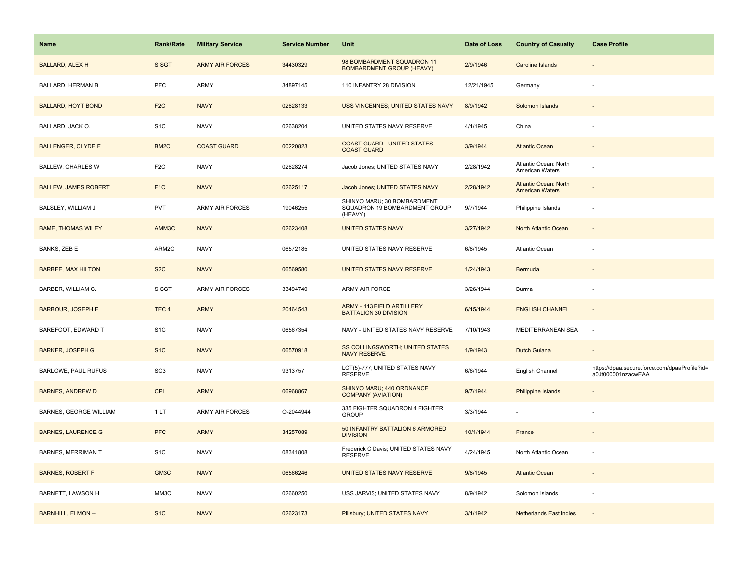| Name | Rank/Rate | Military Service | Service Number | Unit | Date of Loss | Country of Casualty | Case Profile |
| --- | --- | --- | --- | --- | --- | --- | --- |
| BALLARD, ALEX H | S SGT | ARMY AIR FORCES | 34430329 | 98 BOMBARDMENT SQUADRON 11 BOMBARDMENT GROUP (HEAVY) | 2/9/1946 | Caroline Islands | - |
| BALLARD, HERMAN B | PFC | ARMY | 34897145 | 110 INFANTRY 28 DIVISION | 12/21/1945 | Germany | - |
| BALLARD, HOYT BOND | F2C | NAVY | 02628133 | USS VINCENNES; UNITED STATES NAVY | 8/9/1942 | Solomon Islands | - |
| BALLARD, JACK O. | S1C | NAVY | 02638204 | UNITED STATES NAVY RESERVE | 4/1/1945 | China | - |
| BALLENGER, CLYDE E | BM2C | COAST GUARD | 00220823 | COAST GUARD - UNITED STATES COAST GUARD | 3/9/1944 | Atlantic Ocean | - |
| BALLEW, CHARLES W | F2C | NAVY | 02628274 | Jacob Jones; UNITED STATES NAVY | 2/28/1942 | Atlantic Ocean: North American Waters | - |
| BALLEW, JAMES ROBERT | F1C | NAVY | 02625117 | Jacob Jones; UNITED STATES NAVY | 2/28/1942 | Atlantic Ocean: North American Waters | - |
| BALSLEY, WILLIAM J | PVT | ARMY AIR FORCES | 19046255 | SHINYO MARU; 30 BOMBARDMENT SQUADRON 19 BOMBARDMENT GROUP (HEAVY) | 9/7/1944 | Philippine Islands | - |
| BAME, THOMAS WILEY | AMM3C | NAVY | 02623408 | UNITED STATES NAVY | 3/27/1942 | North Atlantic Ocean | - |
| BANKS, ZEB E | ARM2C | NAVY | 06572185 | UNITED STATES NAVY RESERVE | 6/8/1945 | Atlantic Ocean | - |
| BARBEE, MAX HILTON | S2C | NAVY | 06569580 | UNITED STATES NAVY RESERVE | 1/24/1943 | Bermuda | - |
| BARBER, WILLIAM C. | S SGT | ARMY AIR FORCES | 33494740 | ARMY AIR FORCE | 3/26/1944 | Burma | - |
| BARBOUR, JOSEPH E | TEC 4 | ARMY | 20464543 | ARMY - 113 FIELD ARTILLERY BATTALION 30 DIVISION | 6/15/1944 | ENGLISH CHANNEL | - |
| BAREFOOT, EDWARD T | S1C | NAVY | 06567354 | NAVY - UNITED STATES NAVY RESERVE | 7/10/1943 | MEDITERRANEAN SEA | - |
| BARKER, JOSEPH G | S1C | NAVY | 06570918 | SS COLLINGSWORTH; UNITED STATES NAVY RESERVE | 1/9/1943 | Dutch Guiana | - |
| BARLOWE, PAUL RUFUS | SC3 | NAVY | 9313757 | LCT(5)-777; UNITED STATES NAVY RESERVE | 6/6/1944 | English Channel | https://dpaa.secure.force.com/dpaaProfile?id=a0Jt000001nzacwEAA |
| BARNES, ANDREW D | CPL | ARMY | 06968867 | SHINYO MARU; 440 ORDNANCE COMPANY (AVIATION) | 9/7/1944 | Philippine Islands | - |
| BARNES, GEORGE WILLIAM | 1 LT | ARMY AIR FORCES | O-2044944 | 335 FIGHTER SQUADRON 4 FIGHTER GROUP | 3/3/1944 | - | - |
| BARNES, LAURENCE G | PFC | ARMY | 34257089 | 50 INFANTRY BATTALION 6 ARMORED DIVISION | 10/1/1944 | France | - |
| BARNES, MERRIMAN T | S1C | NAVY | 08341808 | Frederick C Davis; UNITED STATES NAVY RESERVE | 4/24/1945 | North Atlantic Ocean | - |
| BARNES, ROBERT F | GM3C | NAVY | 06566246 | UNITED STATES NAVY RESERVE | 9/8/1945 | Atlantic Ocean | - |
| BARNETT, LAWSON H | MM3C | NAVY | 02660250 | USS JARVIS; UNITED STATES NAVY | 8/9/1942 | Solomon Islands | - |
| BARNHILL, ELMON -- | S1C | NAVY | 02623173 | Pillsbury; UNITED STATES NAVY | 3/1/1942 | Netherlands East Indies | - |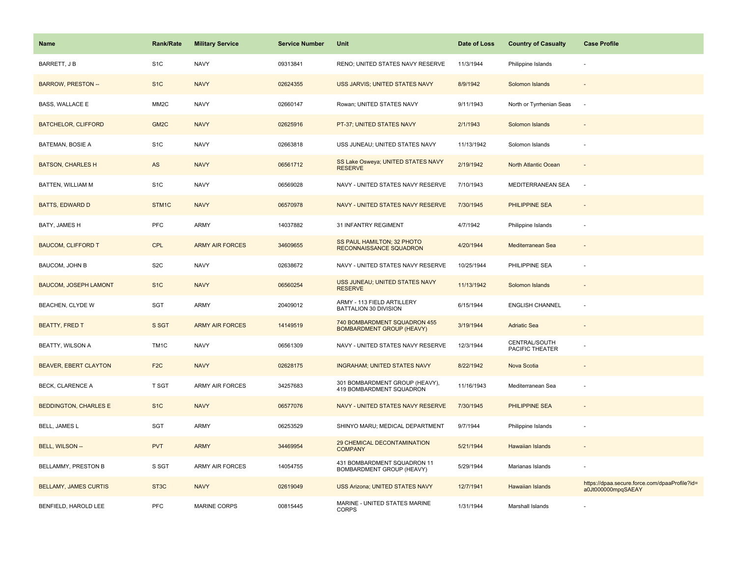| Name | Rank/Rate | Military Service | Service Number | Unit | Date of Loss | Country of Casualty | Case Profile |
| --- | --- | --- | --- | --- | --- | --- | --- |
| BARRETT, J B | S1C | NAVY | 09313841 | RENO; UNITED STATES NAVY RESERVE | 11/3/1944 | Philippine Islands | - |
| BARROW, PRESTON -- | S1C | NAVY | 02624355 | USS JARVIS; UNITED STATES NAVY | 8/9/1942 | Solomon Islands | - |
| BASS, WALLACE E | MM2C | NAVY | 02660147 | Rowan; UNITED STATES NAVY | 9/11/1943 | North or Tyrrhenian Seas | - |
| BATCHELOR, CLIFFORD | GM2C | NAVY | 02625916 | PT-37; UNITED STATES NAVY | 2/1/1943 | Solomon Islands | - |
| BATEMAN, BOSIE A | S1C | NAVY | 02663818 | USS JUNEAU; UNITED STATES NAVY | 11/13/1942 | Solomon Islands | - |
| BATSON, CHARLES H | AS | NAVY | 06561712 | SS Lake Osweya; UNITED STATES NAVY RESERVE | 2/19/1942 | North Atlantic Ocean | - |
| BATTEN, WILLIAM M | S1C | NAVY | 06569028 | NAVY - UNITED STATES NAVY RESERVE | 7/10/1943 | MEDITERRANEAN SEA | - |
| BATTS, EDWARD D | STM1C | NAVY | 06570978 | NAVY - UNITED STATES NAVY RESERVE | 7/30/1945 | PHILIPPINE SEA | - |
| BATY, JAMES H | PFC | ARMY | 14037882 | 31 INFANTRY REGIMENT | 4/7/1942 | Philippine Islands | - |
| BAUCOM, CLIFFORD T | CPL | ARMY AIR FORCES | 34609655 | SS PAUL HAMILTON; 32 PHOTO RECONNAISSANCE SQUADRON | 4/20/1944 | Mediterranean Sea | - |
| BAUCOM, JOHN B | S2C | NAVY | 02638672 | NAVY - UNITED STATES NAVY RESERVE | 10/25/1944 | PHILIPPINE SEA | - |
| BAUCOM, JOSEPH LAMONT | S1C | NAVY | 06560254 | USS JUNEAU; UNITED STATES NAVY RESERVE | 11/13/1942 | Solomon Islands | - |
| BEACHEN, CLYDE W | SGT | ARMY | 20409012 | ARMY - 113 FIELD ARTILLERY BATTALION 30 DIVISION | 6/15/1944 | ENGLISH CHANNEL | - |
| BEATTY, FRED T | S SGT | ARMY AIR FORCES | 14149519 | 740 BOMBARDMENT SQUADRON 455 BOMBARDMENT GROUP (HEAVY) | 3/19/1944 | Adriatic Sea | - |
| BEATTY, WILSON A | TM1C | NAVY | 06561309 | NAVY - UNITED STATES NAVY RESERVE | 12/3/1944 | CENTRAL/SOUTH PACIFIC THEATER | - |
| BEAVER, EBERT CLAYTON | F2C | NAVY | 02628175 | INGRAHAM; UNITED STATES NAVY | 8/22/1942 | Nova Scotia | - |
| BECK, CLARENCE A | T SGT | ARMY AIR FORCES | 34257683 | 301 BOMBARDMENT GROUP (HEAVY), 419 BOMBARDMENT SQUADRON | 11/16/1943 | Mediterranean Sea | - |
| BEDDINGTON, CHARLES E | S1C | NAVY | 06577076 | NAVY - UNITED STATES NAVY RESERVE | 7/30/1945 | PHILIPPINE SEA | - |
| BELL, JAMES L | SGT | ARMY | 06253529 | SHINYO MARU; MEDICAL DEPARTMENT | 9/7/1944 | Philippine Islands | - |
| BELL, WILSON -- | PVT | ARMY | 34469954 | 29 CHEMICAL DECONTAMINATION COMPANY | 5/21/1944 | Hawaiian Islands | - |
| BELLAMMY, PRESTON B | S SGT | ARMY AIR FORCES | 14054755 | 431 BOMBARDMENT SQUADRON 11 BOMBARDMENT GROUP (HEAVY) | 5/29/1944 | Marianas Islands | - |
| BELLAMY, JAMES CURTIS | ST3C | NAVY | 02619049 | USS Arizona; UNITED STATES NAVY | 12/7/1941 | Hawaiian Islands | https://dpaa.secure.force.com/dpaaProfile?id=a0Jt000000mpqSAEAY |
| BENFIELD, HAROLD LEE | PFC | MARINE CORPS | 00815445 | MARINE - UNITED STATES MARINE CORPS | 1/31/1944 | Marshall Islands | - |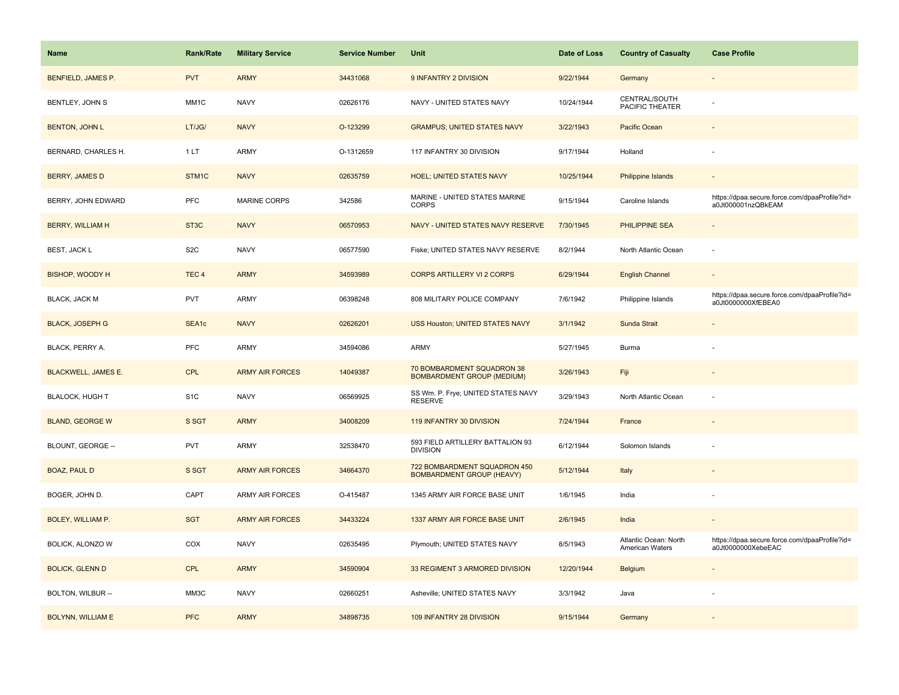| Name | Rank/Rate | Military Service | Service Number | Unit | Date of Loss | Country of Casualty | Case Profile |
|---|---|---|---|---|---|---|---|
| BENFIELD, JAMES P. | PVT | ARMY | 34431068 | 9 INFANTRY 2 DIVISION | 9/22/1944 | Germany | - |
| BENTLEY, JOHN S | MM1C | NAVY | 02626176 | NAVY - UNITED STATES NAVY | 10/24/1944 | CENTRAL/SOUTH PACIFIC THEATER | - |
| BENTON, JOHN L | LT/JG/ | NAVY | O-123299 | GRAMPUS; UNITED STATES NAVY | 3/22/1943 | Pacific Ocean | - |
| BERNARD, CHARLES H. | 1 LT | ARMY | O-1312659 | 117 INFANTRY 30 DIVISION | 9/17/1944 | Holland | - |
| BERRY, JAMES D | STM1C | NAVY | 02635759 | HOEL; UNITED STATES NAVY | 10/25/1944 | Philippine Islands | - |
| BERRY, JOHN EDWARD | PFC | MARINE CORPS | 342586 | MARINE - UNITED STATES MARINE CORPS | 9/15/1944 | Caroline Islands | https://dpaa.secure.force.com/dpaaProfile?id=a0Jt000001nzQBkEAM |
| BERRY, WILLIAM H | ST3C | NAVY | 06570953 | NAVY - UNITED STATES NAVY RESERVE | 7/30/1945 | PHILIPPINE SEA | - |
| BEST, JACK L | S2C | NAVY | 06577590 | Fiske; UNITED STATES NAVY RESERVE | 8/2/1944 | North Atlantic Ocean | - |
| BISHOP, WOODY H | TEC 4 | ARMY | 34593989 | CORPS ARTILLERY VI 2 CORPS | 6/29/1944 | English Channel | - |
| BLACK, JACK M | PVT | ARMY | 06398248 | 808 MILITARY POLICE COMPANY | 7/6/1942 | Philippine Islands | https://dpaa.secure.force.com/dpaaProfile?id=a0Jt0000000XfEBEA0 |
| BLACK, JOSEPH G | SEA1c | NAVY | 02626201 | USS Houston; UNITED STATES NAVY | 3/1/1942 | Sunda Strait | - |
| BLACK, PERRY A. | PFC | ARMY | 34594086 | ARMY | 5/27/1945 | Burma | - |
| BLACKWELL, JAMES E. | CPL | ARMY AIR FORCES | 14049387 | 70 BOMBARDMENT SQUADRON 38 BOMBARDMENT GROUP (MEDIUM) | 3/26/1943 | Fiji | - |
| BLALOCK, HUGH T | S1C | NAVY | 06569925 | SS Wm. P. Frye; UNITED STATES NAVY RESERVE | 3/29/1943 | North Atlantic Ocean | - |
| BLAND, GEORGE W | S SGT | ARMY | 34008209 | 119 INFANTRY 30 DIVISION | 7/24/1944 | France | - |
| BLOUNT, GEORGE -- | PVT | ARMY | 32538470 | 593 FIELD ARTILLERY BATTALION 93 DIVISION | 6/12/1944 | Solomon Islands | - |
| BOAZ, PAUL D | S SGT | ARMY AIR FORCES | 34664370 | 722 BOMBARDMENT SQUADRON 450 BOMBARDMENT GROUP (HEAVY) | 5/12/1944 | Italy | - |
| BOGER, JOHN D. | CAPT | ARMY AIR FORCES | O-415487 | 1345 ARMY AIR FORCE BASE UNIT | 1/6/1945 | India | - |
| BOLEY, WILLIAM P. | SGT | ARMY AIR FORCES | 34433224 | 1337 ARMY AIR FORCE BASE UNIT | 2/6/1945 | India | - |
| BOLICK, ALONZO W | COX | NAVY | 02635495 | Plymouth; UNITED STATES NAVY | 8/5/1943 | Atlantic Ocean: North American Waters | https://dpaa.secure.force.com/dpaaProfile?id=a0Jt0000000XebeEAC |
| BOLICK, GLENN D | CPL | ARMY | 34590904 | 33 REGIMENT 3 ARMORED DIVISION | 12/20/1944 | Belgium | - |
| BOLTON, WILBUR -- | MM3C | NAVY | 02660251 | Asheville; UNITED STATES NAVY | 3/3/1942 | Java | - |
| BOLYNN, WILLIAM E | PFC | ARMY | 34898735 | 109 INFANTRY 28 DIVISION | 9/15/1944 | Germany | - |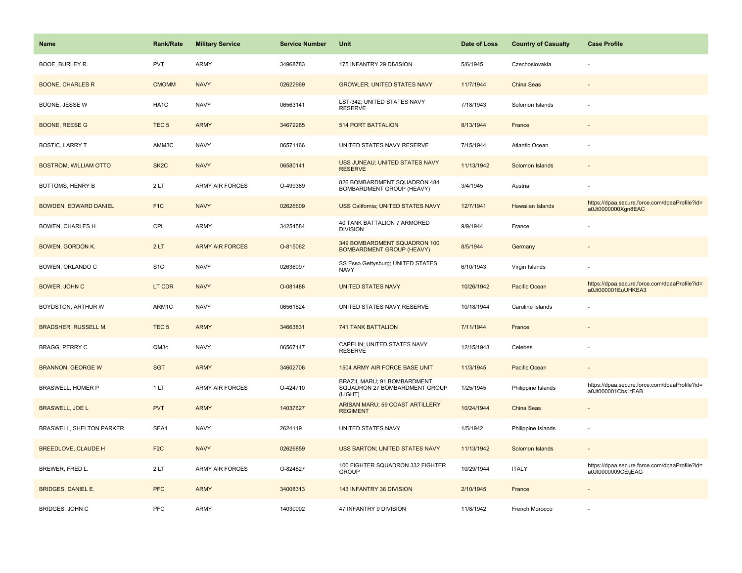| Name | Rank/Rate | Military Service | Service Number | Unit | Date of Loss | Country of Casualty | Case Profile |
|---|---|---|---|---|---|---|---|
| BOOE, BURLEY R. | PVT | ARMY | 34968783 | 175 INFANTRY 29 DIVISION | 5/6/1945 | Czechoslovakia | - |
| BOONE, CHARLES R | CMOMM | NAVY | 02622969 | GROWLER; UNITED STATES NAVY | 11/7/1944 | China Seas | - |
| BOONE, JESSE W | HA1C | NAVY | 06563141 | LST-342; UNITED STATES NAVY RESERVE | 7/18/1943 | Solomon Islands | - |
| BOONE, REESE G | TEC 5 | ARMY | 34672285 | 514 PORT BATTALION | 8/13/1944 | France | - |
| BOSTIC, LARRY T | AMM3C | NAVY | 06571166 | UNITED STATES NAVY RESERVE | 7/15/1944 | Atlantic Ocean | - |
| BOSTROM, WILLIAM OTTO | SK2C | NAVY | 06580141 | USS JUNEAU; UNITED STATES NAVY RESERVE | 11/13/1942 | Solomon Islands | - |
| BOTTOMS, HENRY B | 2 LT | ARMY AIR FORCES | O-499389 | 826 BOMBARDMENT SQUADRON 484 BOMBARDMENT GROUP (HEAVY) | 3/4/1945 | Austria | - |
| BOWDEN, EDWARD DANIEL | F1C | NAVY | 02626609 | USS California; UNITED STATES NAVY | 12/7/1941 | Hawaiian Islands | https://dpaa.secure.force.com/dpaaProfile?id=a0Jt0000000Xgn8EAC |
| BOWEN, CHARLES H. | CPL | ARMY | 34254584 | 40 TANK BATTALION 7 ARMORED DIVISION | 9/9/1944 | France | - |
| BOWEN, GORDON K. | 2 LT | ARMY AIR FORCES | O-815062 | 349 BOMBARDMENT SQUADRON 100 BOMBARDMENT GROUP (HEAVY) | 8/5/1944 | Germany | - |
| BOWEN, ORLANDO C | S1C | NAVY | 02636097 | SS Esso Gettysburg; UNITED STATES NAVY | 6/10/1943 | Virgin Islands | - |
| BOWER, JOHN C | LT CDR | NAVY | O-081488 | UNITED STATES NAVY | 10/26/1942 | Pacific Ocean | https://dpaa.secure.force.com/dpaaProfile?id=a0Jt000001EuUHKEA3 |
| BOYDSTON, ARTHUR W | ARM1C | NAVY | 06561824 | UNITED STATES NAVY RESERVE | 10/18/1944 | Caroline Islands | - |
| BRADSHER, RUSSELL M. | TEC 5 | ARMY | 34663831 | 741 TANK BATTALION | 7/11/1944 | France | - |
| BRAGG, PERRY C | QM3c | NAVY | 06567147 | CAPELIN; UNITED STATES NAVY RESERVE | 12/15/1943 | Celebes | - |
| BRANNON, GEORGE W | SGT | ARMY | 34602706 | 1504 ARMY AIR FORCE BASE UNIT | 11/3/1945 | Pacific Ocean | - |
| BRASWELL, HOMER P | 1 LT | ARMY AIR FORCES | O-424710 | BRAZIL MARU; 91 BOMBARDMENT SQUADRON 27 BOMBARDMENT GROUP (LIGHT) | 1/25/1945 | Philippine Islands | https://dpaa.secure.force.com/dpaaProfile?id=a0Jt000001Cbs1tEAB |
| BRASWELL, JOE L | PVT | ARMY | 14037627 | ARISAN MARU; 59 COAST ARTILLERY REGIMENT | 10/24/1944 | China Seas | - |
| BRASWELL, SHELTON PARKER | SEA1 | NAVY | 2624119 | UNITED STATES NAVY | 1/5/1942 | Philippine Islands | - |
| BREEDLOVE, CLAUDE H | F2C | NAVY | 02626859 | USS BARTON; UNITED STATES NAVY | 11/13/1942 | Solomon Islands | - |
| BREWER, FRED L. | 2 LT | ARMY AIR FORCES | O-824827 | 100 FIGHTER SQUADRON 332 FIGHTER GROUP | 10/29/1944 | ITALY | https://dpaa.secure.force.com/dpaaProfile?id=a0Jt0000009CEtjEAG |
| BRIDGES, DANIEL E. | PFC | ARMY | 34008313 | 143 INFANTRY 36 DIVISION | 2/10/1945 | France | - |
| BRIDGES, JOHN C | PFC | ARMY | 14030002 | 47 INFANTRY 9 DIVISION | 11/8/1942 | French Morocco | - |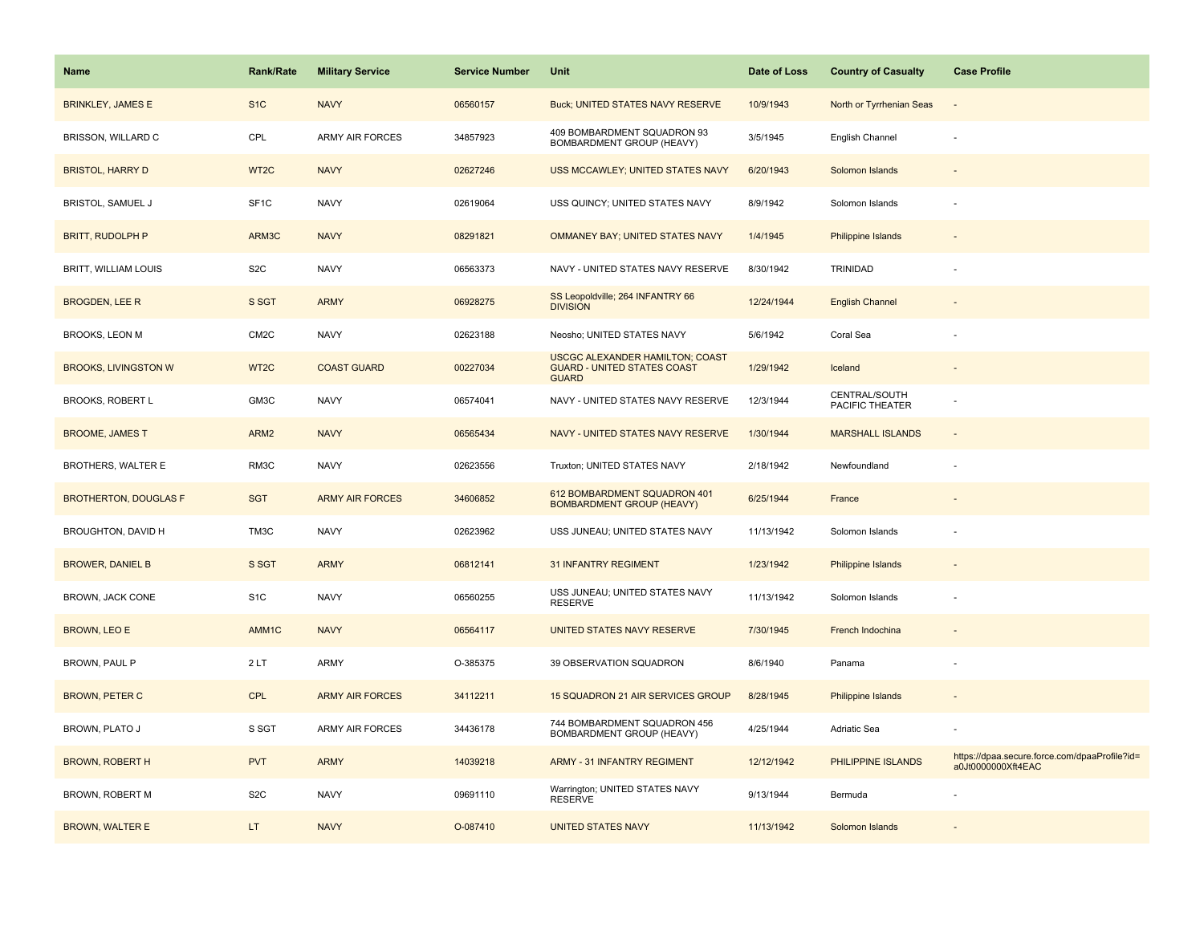| Name | Rank/Rate | Military Service | Service Number | Unit | Date of Loss | Country of Casualty | Case Profile |
| --- | --- | --- | --- | --- | --- | --- | --- |
| BRINKLEY, JAMES E | S1C | NAVY | 06560157 | Buck; UNITED STATES NAVY RESERVE | 10/9/1943 | North or Tyrrhenian Seas | - |
| BRISSON, WILLARD C | CPL | ARMY AIR FORCES | 34857923 | 409 BOMBARDMENT SQUADRON 93 BOMBARDMENT GROUP (HEAVY) | 3/5/1945 | English Channel | - |
| BRISTOL, HARRY D | WT2C | NAVY | 02627246 | USS MCCAWLEY; UNITED STATES NAVY | 6/20/1943 | Solomon Islands | - |
| BRISTOL, SAMUEL J | SF1C | NAVY | 02619064 | USS QUINCY; UNITED STATES NAVY | 8/9/1942 | Solomon Islands | - |
| BRITT, RUDOLPH P | ARM3C | NAVY | 08291821 | OMMANEY BAY; UNITED STATES NAVY | 1/4/1945 | Philippine Islands | - |
| BRITT, WILLIAM LOUIS | S2C | NAVY | 06563373 | NAVY - UNITED STATES NAVY RESERVE | 8/30/1942 | TRINIDAD | - |
| BROGDEN, LEE R | S SGT | ARMY | 06928275 | SS Leopoldville; 264 INFANTRY 66 DIVISION | 12/24/1944 | English Channel | - |
| BROOKS, LEON M | CM2C | NAVY | 02623188 | Neosho; UNITED STATES NAVY | 5/6/1942 | Coral Sea | - |
| BROOKS, LIVINGSTON W | WT2C | COAST GUARD | 00227034 | USCGC ALEXANDER HAMILTON; COAST GUARD - UNITED STATES COAST GUARD | 1/29/1942 | Iceland | - |
| BROOKS, ROBERT L | GM3C | NAVY | 06574041 | NAVY - UNITED STATES NAVY RESERVE | 12/3/1944 | CENTRAL/SOUTH PACIFIC THEATER | - |
| BROOME, JAMES T | ARM2 | NAVY | 06565434 | NAVY - UNITED STATES NAVY RESERVE | 1/30/1944 | MARSHALL ISLANDS | - |
| BROTHERS, WALTER E | RM3C | NAVY | 02623556 | Truxton; UNITED STATES NAVY | 2/18/1942 | Newfoundland | - |
| BROTHERTON, DOUGLAS F | SGT | ARMY AIR FORCES | 34606852 | 612 BOMBARDMENT SQUADRON 401 BOMBARDMENT GROUP (HEAVY) | 6/25/1944 | France | - |
| BROUGHTON, DAVID H | TM3C | NAVY | 02623962 | USS JUNEAU; UNITED STATES NAVY | 11/13/1942 | Solomon Islands | - |
| BROWER, DANIEL B | S SGT | ARMY | 06812141 | 31 INFANTRY REGIMENT | 1/23/1942 | Philippine Islands | - |
| BROWN, JACK CONE | S1C | NAVY | 06560255 | USS JUNEAU; UNITED STATES NAVY RESERVE | 11/13/1942 | Solomon Islands | - |
| BROWN, LEO E | AMM1C | NAVY | 06564117 | UNITED STATES NAVY RESERVE | 7/30/1945 | French Indochina | - |
| BROWN, PAUL P | 2 LT | ARMY | O-385375 | 39 OBSERVATION SQUADRON | 8/6/1940 | Panama | - |
| BROWN, PETER C | CPL | ARMY AIR FORCES | 34112211 | 15 SQUADRON 21 AIR SERVICES GROUP | 8/28/1945 | Philippine Islands | - |
| BROWN, PLATO J | S SGT | ARMY AIR FORCES | 34436178 | 744 BOMBARDMENT SQUADRON 456 BOMBARDMENT GROUP (HEAVY) | 4/25/1944 | Adriatic Sea | - |
| BROWN, ROBERT H | PVT | ARMY | 14039218 | ARMY - 31 INFANTRY REGIMENT | 12/12/1942 | PHILIPPINE ISLANDS | https://dpaa.secure.force.com/dpaaProfile?id=a0Jt0000000Xft4EAC |
| BROWN, ROBERT M | S2C | NAVY | 09691110 | Warrington; UNITED STATES NAVY RESERVE | 9/13/1944 | Bermuda | - |
| BROWN, WALTER E | LT | NAVY | O-087410 | UNITED STATES NAVY | 11/13/1942 | Solomon Islands | - |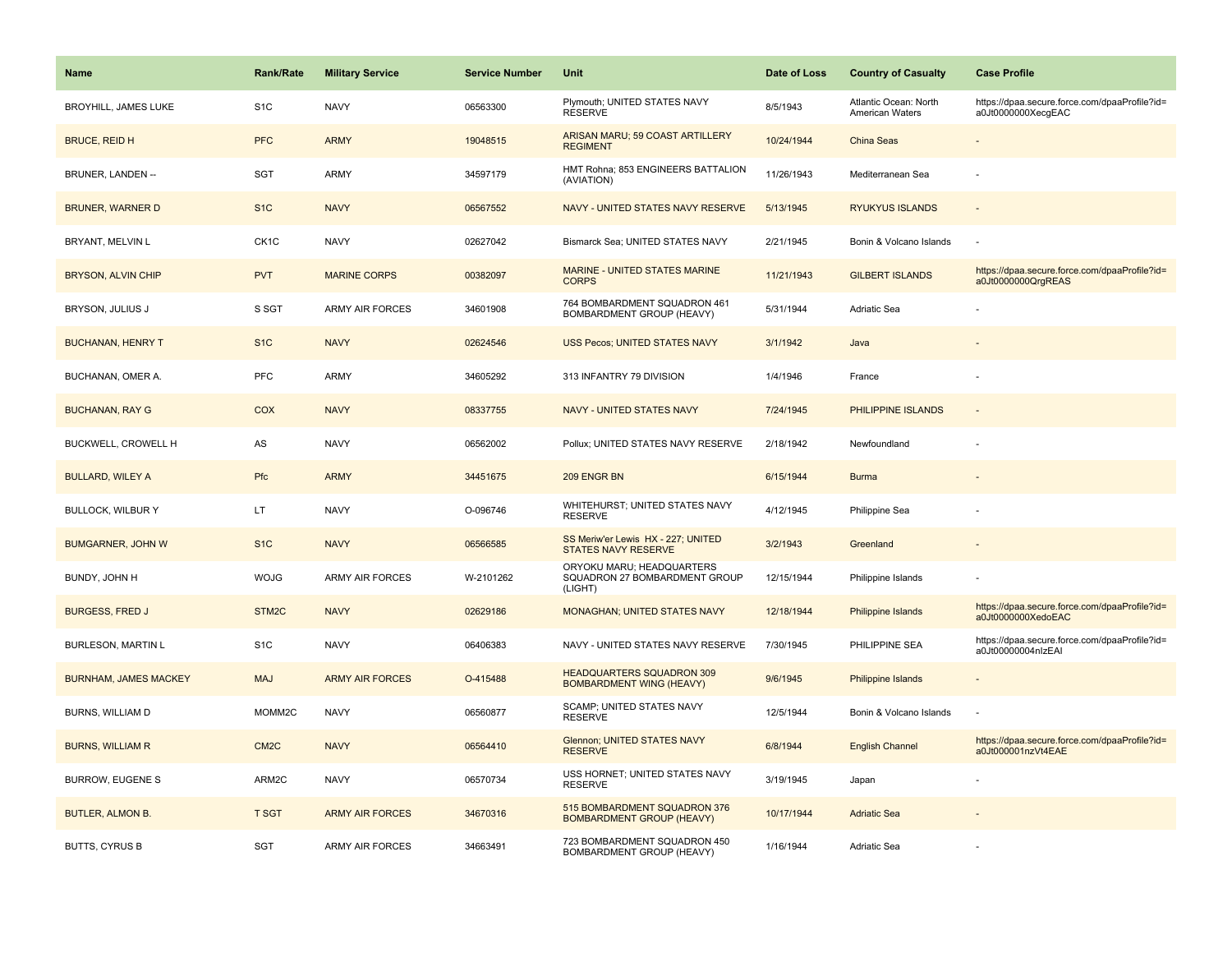| Name | Rank/Rate | Military Service | Service Number | Unit | Date of Loss | Country of Casualty | Case Profile |
|---|---|---|---|---|---|---|---|
| BROYHILL, JAMES LUKE | S1C | NAVY | 06563300 | Plymouth; UNITED STATES NAVY RESERVE | 8/5/1943 | Atlantic Ocean: North American Waters | https://dpaa.secure.force.com/dpaaProfile?id=a0Jt0000000XecgEAC |
| BRUCE, REID H | PFC | ARMY | 19048515 | ARISAN MARU; 59 COAST ARTILLERY REGIMENT | 10/24/1944 | China Seas | - |
| BRUNER, LANDEN -- | SGT | ARMY | 34597179 | HMT Rohna; 853 ENGINEERS BATTALION (AVIATION) | 11/26/1943 | Mediterranean Sea | - |
| BRUNER, WARNER D | S1C | NAVY | 06567552 | NAVY - UNITED STATES NAVY RESERVE | 5/13/1945 | RYUKYUS ISLANDS | - |
| BRYANT, MELVIN L | CK1C | NAVY | 02627042 | Bismarck Sea; UNITED STATES NAVY | 2/21/1945 | Bonin & Volcano Islands | - |
| BRYSON, ALVIN CHIP | PVT | MARINE CORPS | 00382097 | MARINE - UNITED STATES MARINE CORPS | 11/21/1943 | GILBERT ISLANDS | https://dpaa.secure.force.com/dpaaProfile?id=a0Jt0000000QrgREAS |
| BRYSON, JULIUS J | S SGT | ARMY AIR FORCES | 34601908 | 764 BOMBARDMENT SQUADRON 461 BOMBARDMENT GROUP (HEAVY) | 5/31/1944 | Adriatic Sea | - |
| BUCHANAN, HENRY T | S1C | NAVY | 02624546 | USS Pecos; UNITED STATES NAVY | 3/1/1942 | Java | - |
| BUCHANAN, OMER A. | PFC | ARMY | 34605292 | 313 INFANTRY 79 DIVISION | 1/4/1946 | France | - |
| BUCHANAN, RAY G | COX | NAVY | 08337755 | NAVY - UNITED STATES NAVY | 7/24/1945 | PHILIPPINE ISLANDS | - |
| BUCKWELL, CROWELL H | AS | NAVY | 06562002 | Pollux; UNITED STATES NAVY RESERVE | 2/18/1942 | Newfoundland | - |
| BULLARD, WILEY A | Pfc | ARMY | 34451675 | 209 ENGR BN | 6/15/1944 | Burma | - |
| BULLOCK, WILBUR Y | LT | NAVY | O-096746 | WHITEHURST; UNITED STATES NAVY RESERVE | 4/12/1945 | Philippine Sea | - |
| BUMGARNER, JOHN W | S1C | NAVY | 06566585 | SS Meriw'er Lewis HX - 227; UNITED STATES NAVY RESERVE | 3/2/1943 | Greenland | - |
| BUNDY, JOHN H | WOJG | ARMY AIR FORCES | W-2101262 | ORYOKU MARU; HEADQUARTERS SQUADRON 27 BOMBARDMENT GROUP (LIGHT) | 12/15/1944 | Philippine Islands | - |
| BURGESS, FRED J | STM2C | NAVY | 02629186 | MONAGHAN; UNITED STATES NAVY | 12/18/1944 | Philippine Islands | https://dpaa.secure.force.com/dpaaProfile?id=a0Jt0000000XedoEAC |
| BURLESON, MARTIN L | S1C | NAVY | 06406383 | NAVY - UNITED STATES NAVY RESERVE | 7/30/1945 | PHILIPPINE SEA | https://dpaa.secure.force.com/dpaaProfile?id=a0Jt00000004nIzEAI |
| BURNHAM, JAMES MACKEY | MAJ | ARMY AIR FORCES | O-415488 | HEADQUARTERS SQUADRON 309 BOMBARDMENT WING (HEAVY) | 9/6/1945 | Philippine Islands | - |
| BURNS, WILLIAM D | MOMM2C | NAVY | 06560877 | SCAMP; UNITED STATES NAVY RESERVE | 12/5/1944 | Bonin & Volcano Islands | - |
| BURNS, WILLIAM R | CM2C | NAVY | 06564410 | Glennon; UNITED STATES NAVY RESERVE | 6/8/1944 | English Channel | https://dpaa.secure.force.com/dpaaProfile?id=a0Jt000001nzVt4EAE |
| BURROW, EUGENE S | ARM2C | NAVY | 06570734 | USS HORNET; UNITED STATES NAVY RESERVE | 3/19/1945 | Japan | - |
| BUTLER, ALMON B. | T SGT | ARMY AIR FORCES | 34670316 | 515 BOMBARDMENT SQUADRON 376 BOMBARDMENT GROUP (HEAVY) | 10/17/1944 | Adriatic Sea | - |
| BUTTS, CYRUS B | SGT | ARMY AIR FORCES | 34663491 | 723 BOMBARDMENT SQUADRON 450 BOMBARDMENT GROUP (HEAVY) | 1/16/1944 | Adriatic Sea | - |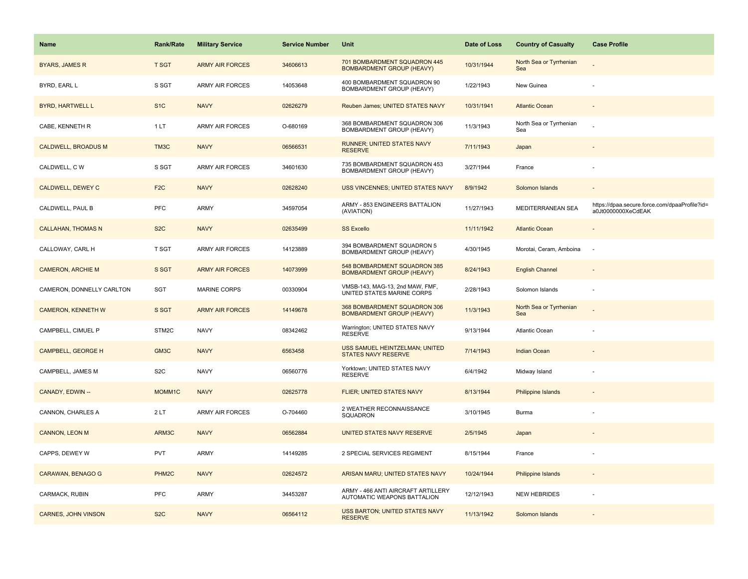| Name | Rank/Rate | Military Service | Service Number | Unit | Date of Loss | Country of Casualty | Case Profile |
| --- | --- | --- | --- | --- | --- | --- | --- |
| BYARS, JAMES R | T SGT | ARMY AIR FORCES | 34606613 | 701 BOMBARDMENT SQUADRON 445 BOMBARDMENT GROUP (HEAVY) | 10/31/1944 | North Sea or Tyrrhenian Sea | - |
| BYRD, EARL L | S SGT | ARMY AIR FORCES | 14053648 | 400 BOMBARDMENT SQUADRON 90 BOMBARDMENT GROUP (HEAVY) | 1/22/1943 | New Guinea | - |
| BYRD, HARTWELL L | S1C | NAVY | 02626279 | Reuben James; UNITED STATES NAVY | 10/31/1941 | Atlantic Ocean | - |
| CABE, KENNETH R | 1 LT | ARMY AIR FORCES | O-680169 | 368 BOMBARDMENT SQUADRON 306 BOMBARDMENT GROUP (HEAVY) | 11/3/1943 | North Sea or Tyrrhenian Sea | - |
| CALDWELL, BROADUS M | TM3C | NAVY | 06566531 | RUNNER; UNITED STATES NAVY RESERVE | 7/11/1943 | Japan | - |
| CALDWELL, C W | S SGT | ARMY AIR FORCES | 34601630 | 735 BOMBARDMENT SQUADRON 453 BOMBARDMENT GROUP (HEAVY) | 3/27/1944 | France | - |
| CALDWELL, DEWEY C | F2C | NAVY | 02628240 | USS VINCENNES; UNITED STATES NAVY | 8/9/1942 | Solomon Islands | - |
| CALDWELL, PAUL B | PFC | ARMY | 34597054 | ARMY - 853 ENGINEERS BATTALION (AVIATION) | 11/27/1943 | MEDITERRANEAN SEA | https://dpaa.secure.force.com/dpaaProfile?id=a0Jt0000000XeCdEAK |
| CALLAHAN, THOMAS N | S2C | NAVY | 02635499 | SS Excello | 11/11/1942 | Atlantic Ocean | - |
| CALLOWAY, CARL H | T SGT | ARMY AIR FORCES | 14123889 | 394 BOMBARDMENT SQUADRON 5 BOMBARDMENT GROUP (HEAVY) | 4/30/1945 | Morotai, Ceram, Amboina | - |
| CAMERON, ARCHIE M | S SGT | ARMY AIR FORCES | 14073999 | 548 BOMBARDMENT SQUADRON 385 BOMBARDMENT GROUP (HEAVY) | 8/24/1943 | English Channel | - |
| CAMERON, DONNELLY CARLTON | SGT | MARINE CORPS | 00330904 | VMSB-143, MAG-13, 2nd MAW, FMF, UNITED STATES MARINE CORPS | 2/28/1943 | Solomon Islands | - |
| CAMERON, KENNETH W | S SGT | ARMY AIR FORCES | 14149678 | 368 BOMBARDMENT SQUADRON 306 BOMBARDMENT GROUP (HEAVY) | 11/3/1943 | North Sea or Tyrrhenian Sea | - |
| CAMPBELL, CIMUEL P | STM2C | NAVY | 08342462 | Warrington; UNITED STATES NAVY RESERVE | 9/13/1944 | Atlantic Ocean | - |
| CAMPBELL, GEORGE H | GM3C | NAVY | 6563458 | USS SAMUEL HEINTZELMAN; UNITED STATES NAVY RESERVE | 7/14/1943 | Indian Ocean | - |
| CAMPBELL, JAMES M | S2C | NAVY | 06560776 | Yorktown; UNITED STATES NAVY RESERVE | 6/4/1942 | Midway Island | - |
| CANADY, EDWIN -- | MOMM1C | NAVY | 02625778 | FLIER; UNITED STATES NAVY | 8/13/1944 | Philippine Islands | - |
| CANNON, CHARLES A | 2 LT | ARMY AIR FORCES | O-704460 | 2 WEATHER RECONNAISSANCE SQUADRON | 3/10/1945 | Burma | - |
| CANNON, LEON M | ARM3C | NAVY | 06562884 | UNITED STATES NAVY RESERVE | 2/5/1945 | Japan | - |
| CAPPS, DEWEY W | PVT | ARMY | 14149285 | 2 SPECIAL SERVICES REGIMENT | 8/15/1944 | France | - |
| CARAWAN, BENAGO G | PHM2C | NAVY | 02624572 | ARISAN MARU; UNITED STATES NAVY | 10/24/1944 | Philippine Islands | - |
| CARMACK, RUBIN | PFC | ARMY | 34453287 | ARMY - 466 ANTI AIRCRAFT ARTILLERY AUTOMATIC WEAPONS BATTALION | 12/12/1943 | NEW HEBRIDES | - |
| CARNES, JOHN VINSON | S2C | NAVY | 06564112 | USS BARTON; UNITED STATES NAVY RESERVE | 11/13/1942 | Solomon Islands | - |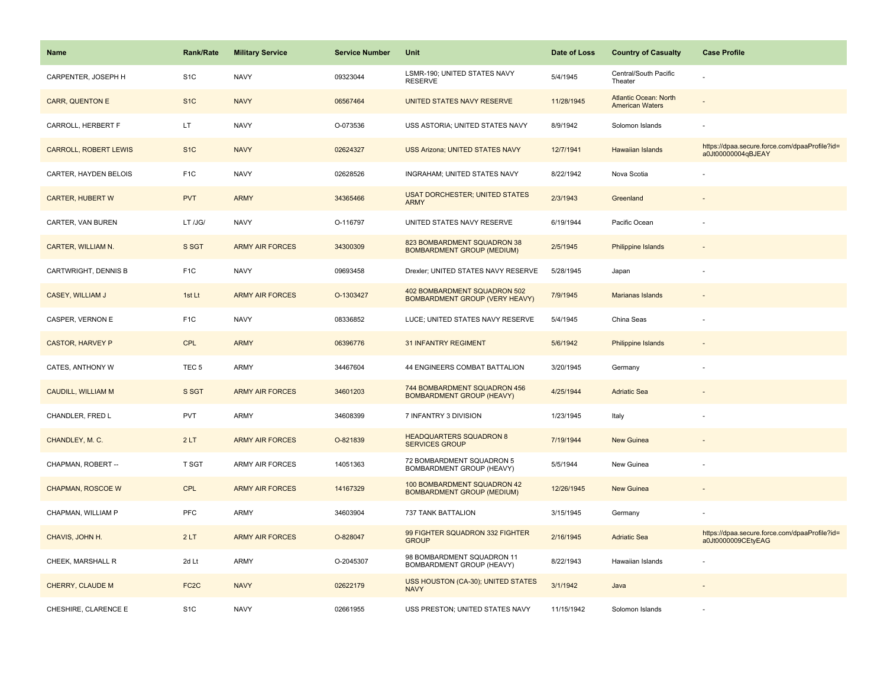| Name | Rank/Rate | Military Service | Service Number | Unit | Date of Loss | Country of Casualty | Case Profile |
|---|---|---|---|---|---|---|---|
| CARPENTER, JOSEPH H | S1C | NAVY | 09323044 | LSMR-190; UNITED STATES NAVY RESERVE | 5/4/1945 | Central/South Pacific Theater | - |
| CARR, QUENTON E | S1C | NAVY | 06567464 | UNITED STATES NAVY RESERVE | 11/28/1945 | Atlantic Ocean: North American Waters | - |
| CARROLL, HERBERT F | LT | NAVY | O-073536 | USS ASTORIA; UNITED STATES NAVY | 8/9/1942 | Solomon Islands | - |
| CARROLL, ROBERT LEWIS | S1C | NAVY | 02624327 | USS Arizona; UNITED STATES NAVY | 12/7/1941 | Hawaiian Islands | https://dpaa.secure.force.com/dpaaProfile?id=a0Jt00000004qBJEAY |
| CARTER, HAYDEN BELOIS | F1C | NAVY | 02628526 | INGRAHAM; UNITED STATES NAVY | 8/22/1942 | Nova Scotia | - |
| CARTER, HUBERT W | PVT | ARMY | 34365466 | USAT DORCHESTER; UNITED STATES ARMY | 2/3/1943 | Greenland | - |
| CARTER, VAN BUREN | LT /JG/ | NAVY | O-116797 | UNITED STATES NAVY RESERVE | 6/19/1944 | Pacific Ocean | - |
| CARTER, WILLIAM N. | S SGT | ARMY AIR FORCES | 34300309 | 823 BOMBARDMENT SQUADRON 38 BOMBARDMENT GROUP (MEDIUM) | 2/5/1945 | Philippine Islands | - |
| CARTWRIGHT, DENNIS B | F1C | NAVY | 09693458 | Drexler; UNITED STATES NAVY RESERVE | 5/28/1945 | Japan | - |
| CASEY, WILLIAM J | 1st Lt | ARMY AIR FORCES | O-1303427 | 402 BOMBARDMENT SQUADRON 502 BOMBARDMENT GROUP (VERY HEAVY) | 7/9/1945 | Marianas Islands | - |
| CASPER, VERNON E | F1C | NAVY | 08336852 | LUCE; UNITED STATES NAVY RESERVE | 5/4/1945 | China Seas | - |
| CASTOR, HARVEY P | CPL | ARMY | 06396776 | 31 INFANTRY REGIMENT | 5/6/1942 | Philippine Islands | - |
| CATES, ANTHONY W | TEC 5 | ARMY | 34467604 | 44 ENGINEERS COMBAT BATTALION | 3/20/1945 | Germany | - |
| CAUDILL, WILLIAM M | S SGT | ARMY AIR FORCES | 34601203 | 744 BOMBARDMENT SQUADRON 456 BOMBARDMENT GROUP (HEAVY) | 4/25/1944 | Adriatic Sea | - |
| CHANDLER, FRED L | PVT | ARMY | 34608399 | 7 INFANTRY 3 DIVISION | 1/23/1945 | Italy | - |
| CHANDLEY, M. C. | 2 LT | ARMY AIR FORCES | O-821839 | HEADQUARTERS SQUADRON 8 SERVICES GROUP | 7/19/1944 | New Guinea | - |
| CHAPMAN, ROBERT -- | T SGT | ARMY AIR FORCES | 14051363 | 72 BOMBARDMENT SQUADRON 5 BOMBARDMENT GROUP (HEAVY) | 5/5/1944 | New Guinea | - |
| CHAPMAN, ROSCOE W | CPL | ARMY AIR FORCES | 14167329 | 100 BOMBARDMENT SQUADRON 42 BOMBARDMENT GROUP (MEDIUM) | 12/26/1945 | New Guinea | - |
| CHAPMAN, WILLIAM P | PFC | ARMY | 34603904 | 737 TANK BATTALION | 3/15/1945 | Germany | - |
| CHAVIS, JOHN H. | 2 LT | ARMY AIR FORCES | O-828047 | 99 FIGHTER SQUADRON 332 FIGHTER GROUP | 2/16/1945 | Adriatic Sea | https://dpaa.secure.force.com/dpaaProfile?id=a0Jt0000009CEtyEAG |
| CHEEK, MARSHALL R | 2d Lt | ARMY | O-2045307 | 98 BOMBARDMENT SQUADRON 11 BOMBARDMENT GROUP (HEAVY) | 8/22/1943 | Hawaiian Islands | - |
| CHERRY, CLAUDE M | FC2C | NAVY | 02622179 | USS HOUSTON (CA-30); UNITED STATES NAVY | 3/1/1942 | Java | - |
| CHESHIRE, CLARENCE E | S1C | NAVY | 02661955 | USS PRESTON; UNITED STATES NAVY | 11/15/1942 | Solomon Islands | - |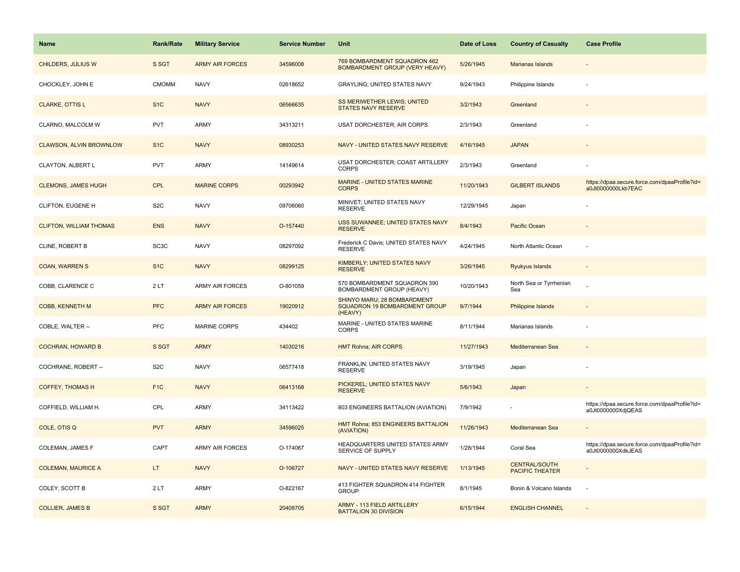| Name | Rank/Rate | Military Service | Service Number | Unit | Date of Loss | Country of Casualty | Case Profile |
|---|---|---|---|---|---|---|---|
| CHILDERS, JULIUS W | S SGT | ARMY AIR FORCES | 34596008 | 769 BOMBARDMENT SQUADRON 462 BOMBARDMENT GROUP (VERY HEAVY) | 5/26/1945 | Marianas Islands | - |
| CHOCKLEY, JOHN E | CMOMM | NAVY | 02618652 | GRAYLING; UNITED STATES NAVY | 9/24/1943 | Philippine Islands | - |
| CLARKE, OTTIS L | S1C | NAVY | 06566635 | SS MERIWETHER LEWIS; UNITED STATES NAVY RESERVE | 3/2/1943 | Greenland | - |
| CLARNO, MALCOLM W | PVT | ARMY | 34313211 | USAT DORCHESTER; AIR CORPS | 2/3/1943 | Greenland | - |
| CLAWSON, ALVIN BROWNLOW | S1C | NAVY | 08930253 | NAVY - UNITED STATES NAVY RESERVE | 4/16/1945 | JAPAN | - |
| CLAYTON, ALBERT L | PVT | ARMY | 14149614 | USAT DORCHESTER; COAST ARTILLERY CORPS | 2/3/1943 | Greenland | - |
| CLEMONS, JAMES HUGH | CPL | MARINE CORPS | 00293942 | MARINE - UNITED STATES MARINE CORPS | 11/20/1943 | GILBERT ISLANDS | https://dpaa.secure.force.com/dpaaProfile?id=a0Jt0000000Lkb7EAC |
| CLIFTON, EUGENE H | S2C | NAVY | 09706060 | MINIVET; UNITED STATES NAVY RESERVE | 12/29/1945 | Japan | - |
| CLIFTON, WILLIAM THOMAS | ENS | NAVY | O-157440 | USS SUWANNEE; UNITED STATES NAVY RESERVE | 8/4/1943 | Pacific Ocean | - |
| CLINE, ROBERT B | SC3C | NAVY | 08297092 | Frederick C Davis; UNITED STATES NAVY RESERVE | 4/24/1945 | North Atlantic Ocean | - |
| COAN, WARREN S | S1C | NAVY | 08299125 | KIMBERLY; UNITED STATES NAVY RESERVE | 3/26/1945 | Ryukyus Islands | - |
| COBB, CLARENCE C | 2 LT | ARMY AIR FORCES | O-801059 | 570 BOMBARDMENT SQUADRON 390 BOMBARDMENT GROUP (HEAVY) | 10/20/1943 | North Sea or Tyrrhenian Sea | - |
| COBB, KENNETH M | PFC | ARMY AIR FORCES | 19020912 | SHINYO MARU; 28 BOMBARDMENT SQUADRON 19 BOMBARDMENT GROUP (HEAVY) | 9/7/1944 | Philippine Islands | - |
| COBLE, WALTER -- | PFC | MARINE CORPS | 434402 | MARINE - UNITED STATES MARINE CORPS | 8/11/1944 | Marianas Islands | - |
| COCHRAN, HOWARD B | S SGT | ARMY | 14030216 | HMT Rohna; AIR CORPS | 11/27/1943 | Mediterranean Sea | - |
| COCHRANE, ROBERT -- | S2C | NAVY | 06577418 | FRANKLIN; UNITED STATES NAVY RESERVE | 3/19/1945 | Japan | - |
| COFFEY, THOMAS H | F1C | NAVY | 06413168 | PICKEREL; UNITED STATES NAVY RESERVE | 5/6/1943 | Japan | - |
| COFFIELD, WILLIAM H. | CPL | ARMY | 34113422 | 803 ENGINEERS BATTALION (AVIATION) | 7/9/1942 | - | https://dpaa.secure.force.com/dpaaProfile?id=a0Jt0000000XdjQEAS |
| COLE, OTIS Q | PVT | ARMY | 34596025 | HMT Rohna; 853 ENGINEERS BATTALION (AVIATION) | 11/26/1943 | Mediterranean Sea | - |
| COLEMAN, JAMES F | CAPT | ARMY AIR FORCES | O-174067 | HEADQUARTERS UNITED STATES ARMY SERVICE OF SUPPLY | 1/28/1944 | Coral Sea | https://dpaa.secure.force.com/dpaaProfile?id=a0Jt0000000XdkJEAS |
| COLEMAN, MAURICE A | LT | NAVY | O-106727 | NAVY - UNITED STATES NAVY RESERVE | 1/13/1945 | CENTRAL/SOUTH PACIFIC THEATER | - |
| COLEY, SCOTT B | 2 LT | ARMY | O-822167 | 413 FIGHTER SQUADRON 414 FIGHTER GROUP | 8/1/1945 | Bonin & Volcano Islands | - |
| COLLIER, JAMES B | S SGT | ARMY | 20408705 | ARMY - 113 FIELD ARTILLERY BATTALION 30 DIVISION | 6/15/1944 | ENGLISH CHANNEL | - |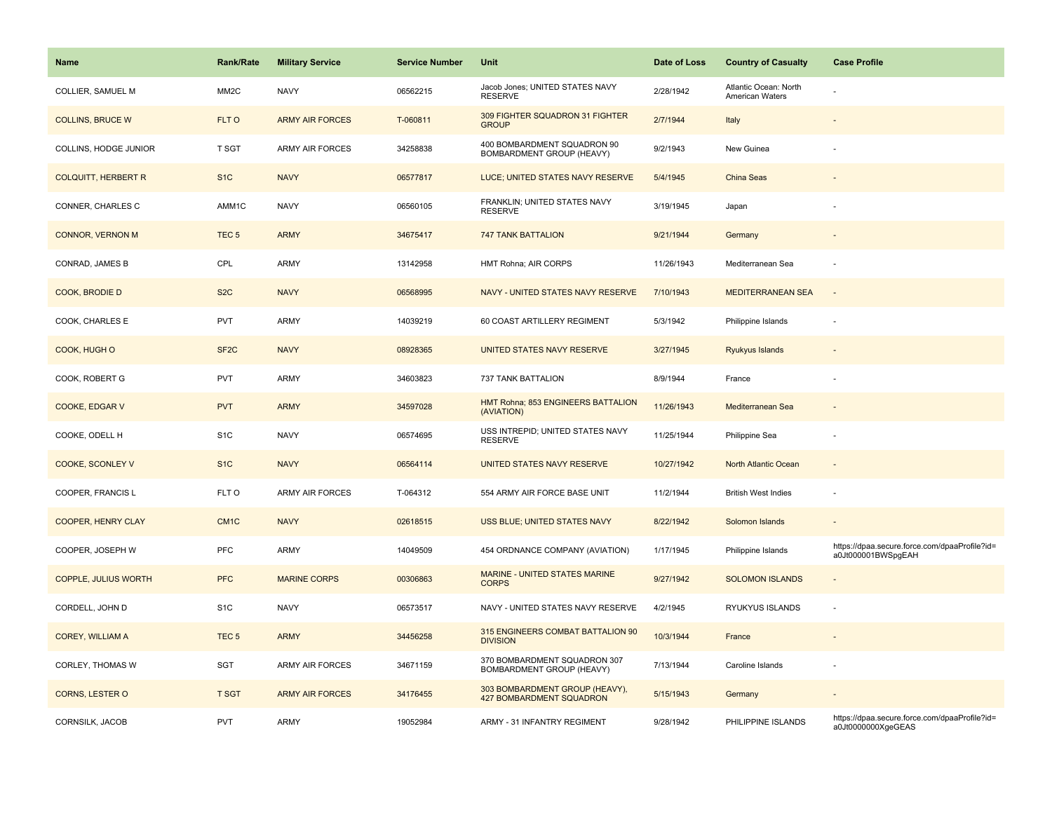| Name | Rank/Rate | Military Service | Service Number | Unit | Date of Loss | Country of Casualty | Case Profile |
|---|---|---|---|---|---|---|---|
| COLLIER, SAMUEL M | MM2C | NAVY | 06562215 | Jacob Jones; UNITED STATES NAVY RESERVE | 2/28/1942 | Atlantic Ocean: North American Waters | - |
| COLLINS, BRUCE W | FLT O | ARMY AIR FORCES | T-060811 | 309 FIGHTER SQUADRON 31 FIGHTER GROUP | 2/7/1944 | Italy | - |
| COLLINS, HODGE JUNIOR | T SGT | ARMY AIR FORCES | 34258838 | 400 BOMBARDMENT SQUADRON 90 BOMBARDMENT GROUP (HEAVY) | 9/2/1943 | New Guinea | - |
| COLQUITT, HERBERT R | S1C | NAVY | 06577817 | LUCE; UNITED STATES NAVY RESERVE | 5/4/1945 | China Seas | - |
| CONNER, CHARLES C | AMM1C | NAVY | 06560105 | FRANKLIN; UNITED STATES NAVY RESERVE | 3/19/1945 | Japan | - |
| CONNOR, VERNON M | TEC 5 | ARMY | 34675417 | 747 TANK BATTALION | 9/21/1944 | Germany | - |
| CONRAD, JAMES B | CPL | ARMY | 13142958 | HMT Rohna; AIR CORPS | 11/26/1943 | Mediterranean Sea | - |
| COOK, BRODIE D | S2C | NAVY | 06568995 | NAVY - UNITED STATES NAVY RESERVE | 7/10/1943 | MEDITERRANEAN SEA | - |
| COOK, CHARLES E | PVT | ARMY | 14039219 | 60 COAST ARTILLERY REGIMENT | 5/3/1942 | Philippine Islands | - |
| COOK, HUGH O | SF2C | NAVY | 08928365 | UNITED STATES NAVY RESERVE | 3/27/1945 | Ryukyus Islands | - |
| COOK, ROBERT G | PVT | ARMY | 34603823 | 737 TANK BATTALION | 8/9/1944 | France | - |
| COOKE, EDGAR V | PVT | ARMY | 34597028 | HMT Rohna; 853 ENGINEERS BATTALION (AVIATION) | 11/26/1943 | Mediterranean Sea | - |
| COOKE, ODELL H | S1C | NAVY | 06574695 | USS INTREPID; UNITED STATES NAVY RESERVE | 11/25/1944 | Philippine Sea | - |
| COOKE, SCONLEY V | S1C | NAVY | 06564114 | UNITED STATES NAVY RESERVE | 10/27/1942 | North Atlantic Ocean | - |
| COOPER, FRANCIS L | FLT O | ARMY AIR FORCES | T-064312 | 554 ARMY AIR FORCE BASE UNIT | 11/2/1944 | British West Indies | - |
| COOPER, HENRY CLAY | CM1C | NAVY | 02618515 | USS BLUE; UNITED STATES NAVY | 8/22/1942 | Solomon Islands | - |
| COOPER, JOSEPH W | PFC | ARMY | 14049509 | 454 ORDNANCE COMPANY (AVIATION) | 1/17/1945 | Philippine Islands | https://dpaa.secure.force.com/dpaaProfile?id=a0Jt000001BWSpgEAH |
| COPPLE, JULIUS WORTH | PFC | MARINE CORPS | 00306863 | MARINE - UNITED STATES MARINE CORPS | 9/27/1942 | SOLOMON ISLANDS | - |
| CORDELL, JOHN D | S1C | NAVY | 06573517 | NAVY - UNITED STATES NAVY RESERVE | 4/2/1945 | RYUKYUS ISLANDS | - |
| COREY, WILLIAM A | TEC 5 | ARMY | 34456258 | 315 ENGINEERS COMBAT BATTALION 90 DIVISION | 10/3/1944 | France | - |
| CORLEY, THOMAS W | SGT | ARMY AIR FORCES | 34671159 | 370 BOMBARDMENT SQUADRON 307 BOMBARDMENT GROUP (HEAVY) | 7/13/1944 | Caroline Islands | - |
| CORNS, LESTER O | T SGT | ARMY AIR FORCES | 34176455 | 303 BOMBARDMENT GROUP (HEAVY), 427 BOMBARDMENT SQUADRON | 5/15/1943 | Germany | - |
| CORNSILK, JACOB | PVT | ARMY | 19052984 | ARMY - 31 INFANTRY REGIMENT | 9/28/1942 | PHILIPPINE ISLANDS | https://dpaa.secure.force.com/dpaaProfile?id=a0Jt0000000XgeGEAS |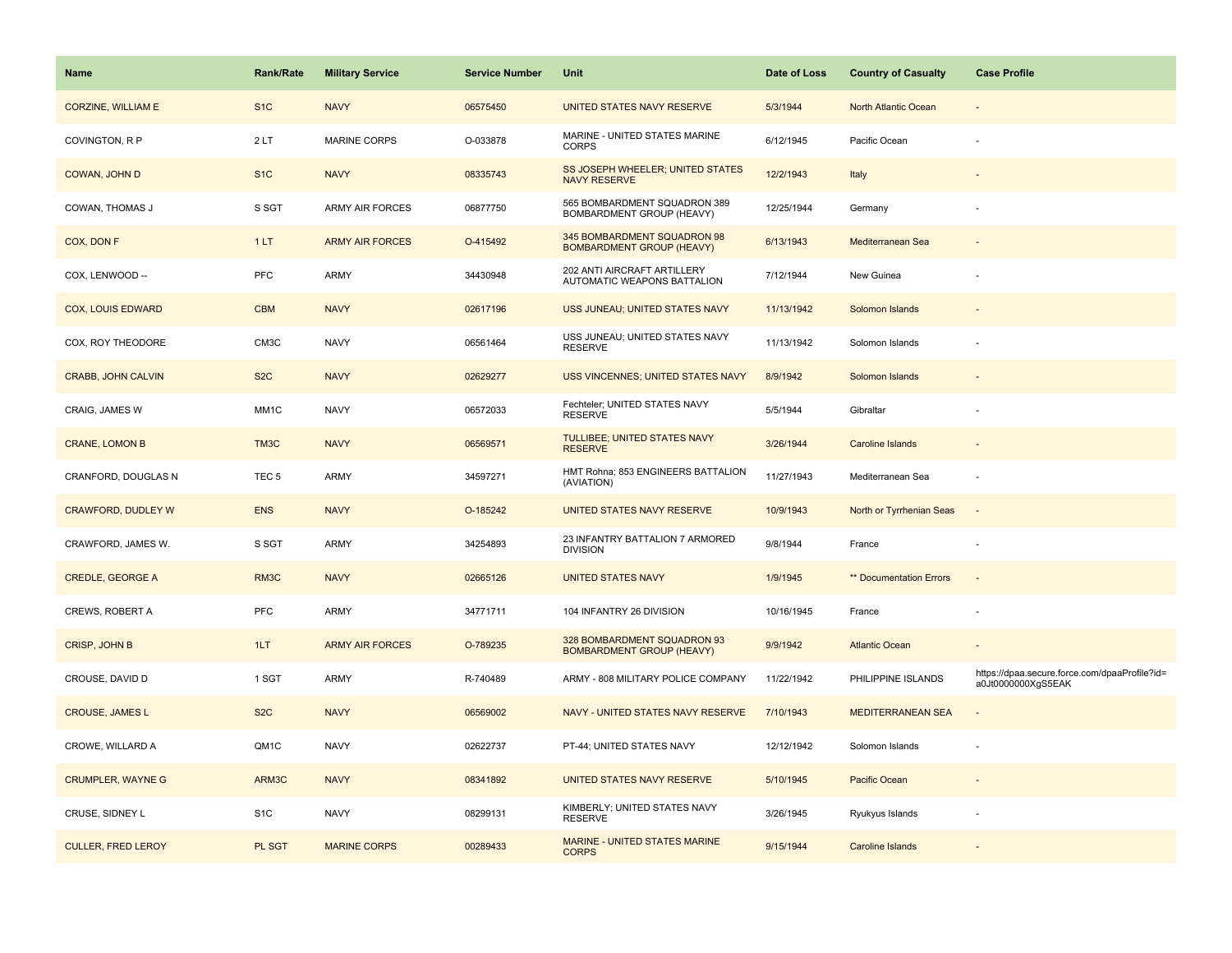| Name | Rank/Rate | Military Service | Service Number | Unit | Date of Loss | Country of Casualty | Case Profile |
| --- | --- | --- | --- | --- | --- | --- | --- |
| CORZINE, WILLIAM E | S1C | NAVY | 06575450 | UNITED STATES NAVY RESERVE | 5/3/1944 | North Atlantic Ocean | - |
| COVINGTON, R P | 2 LT | MARINE CORPS | O-033878 | MARINE - UNITED STATES MARINE CORPS | 6/12/1945 | Pacific Ocean | - |
| COWAN, JOHN D | S1C | NAVY | 08335743 | SS JOSEPH WHEELER; UNITED STATES NAVY RESERVE | 12/2/1943 | Italy | - |
| COWAN, THOMAS J | S SGT | ARMY AIR FORCES | 06877750 | 565 BOMBARDMENT SQUADRON 389 BOMBARDMENT GROUP (HEAVY) | 12/25/1944 | Germany | - |
| COX, DON F | 1 LT | ARMY AIR FORCES | O-415492 | 345 BOMBARDMENT SQUADRON 98 BOMBARDMENT GROUP (HEAVY) | 6/13/1943 | Mediterranean Sea | - |
| COX, LENWOOD -- | PFC | ARMY | 34430948 | 202 ANTI AIRCRAFT ARTILLERY AUTOMATIC WEAPONS BATTALION | 7/12/1944 | New Guinea | - |
| COX, LOUIS EDWARD | CBM | NAVY | 02617196 | USS JUNEAU; UNITED STATES NAVY | 11/13/1942 | Solomon Islands | - |
| COX, ROY THEODORE | CM3C | NAVY | 06561464 | USS JUNEAU; UNITED STATES NAVY RESERVE | 11/13/1942 | Solomon Islands | - |
| CRABB, JOHN CALVIN | S2C | NAVY | 02629277 | USS VINCENNES; UNITED STATES NAVY | 8/9/1942 | Solomon Islands | - |
| CRAIG, JAMES W | MM1C | NAVY | 06572033 | Fechteler; UNITED STATES NAVY RESERVE | 5/5/1944 | Gibraltar | - |
| CRANE, LOMON B | TM3C | NAVY | 06569571 | TULLIBEE; UNITED STATES NAVY RESERVE | 3/26/1944 | Caroline Islands | - |
| CRANFORD, DOUGLAS N | TEC 5 | ARMY | 34597271 | HMT Rohna; 853 ENGINEERS BATTALION (AVIATION) | 11/27/1943 | Mediterranean Sea | - |
| CRAWFORD, DUDLEY W | ENS | NAVY | O-185242 | UNITED STATES NAVY RESERVE | 10/9/1943 | North or Tyrrhenian Seas | - |
| CRAWFORD, JAMES W. | S SGT | ARMY | 34254893 | 23 INFANTRY BATTALION 7 ARMORED DIVISION | 9/8/1944 | France | - |
| CREDLE, GEORGE A | RM3C | NAVY | 02665126 | UNITED STATES NAVY | 1/9/1945 | ** Documentation Errors | - |
| CREWS, ROBERT A | PFC | ARMY | 34771711 | 104 INFANTRY 26 DIVISION | 10/16/1945 | France | - |
| CRISP, JOHN B | 1LT | ARMY AIR FORCES | O-789235 | 328 BOMBARDMENT SQUADRON 93 BOMBARDMENT GROUP (HEAVY) | 9/9/1942 | Atlantic Ocean | - |
| CROUSE, DAVID D | 1 SGT | ARMY | R-740489 | ARMY - 808 MILITARY POLICE COMPANY | 11/22/1942 | PHILIPPINE ISLANDS | https://dpaa.secure.force.com/dpaaProfile?id=a0Jt0000000XgS5EAK |
| CROUSE, JAMES L | S2C | NAVY | 06569002 | NAVY - UNITED STATES NAVY RESERVE | 7/10/1943 | MEDITERRANEAN SEA | - |
| CROWE, WILLARD A | QM1C | NAVY | 02622737 | PT-44; UNITED STATES NAVY | 12/12/1942 | Solomon Islands | - |
| CRUMPLER, WAYNE G | ARM3C | NAVY | 08341892 | UNITED STATES NAVY RESERVE | 5/10/1945 | Pacific Ocean | - |
| CRUSE, SIDNEY L | S1C | NAVY | 08299131 | KIMBERLY; UNITED STATES NAVY RESERVE | 3/26/1945 | Ryukyus Islands | - |
| CULLER, FRED LEROY | PL SGT | MARINE CORPS | 00289433 | MARINE - UNITED STATES MARINE CORPS | 9/15/1944 | Caroline Islands | - |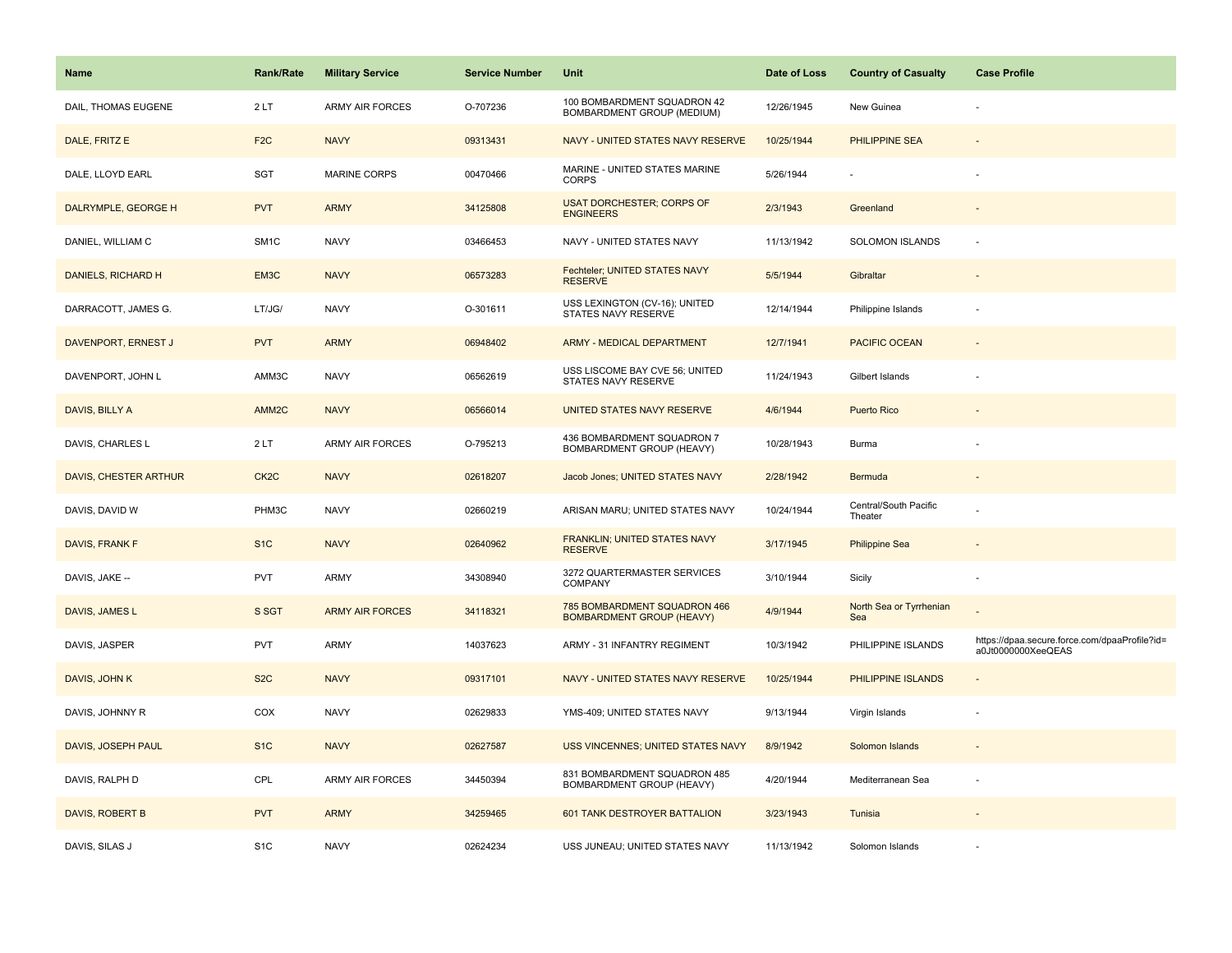| Name | Rank/Rate | Military Service | Service Number | Unit | Date of Loss | Country of Casualty | Case Profile |
|---|---|---|---|---|---|---|---|
| DAIL, THOMAS EUGENE | 2 LT | ARMY AIR FORCES | O-707236 | 100 BOMBARDMENT SQUADRON 42 BOMBARDMENT GROUP (MEDIUM) | 12/26/1945 | New Guinea | - |
| DALE, FRITZ E | F2C | NAVY | 09313431 | NAVY - UNITED STATES NAVY RESERVE | 10/25/1944 | PHILIPPINE SEA | - |
| DALE, LLOYD EARL | SGT | MARINE CORPS | 00470466 | MARINE - UNITED STATES MARINE CORPS | 5/26/1944 | - | - |
| DALRYMPLE, GEORGE H | PVT | ARMY | 34125808 | USAT DORCHESTER; CORPS OF ENGINEERS | 2/3/1943 | Greenland | - |
| DANIEL, WILLIAM C | SM1C | NAVY | 03466453 | NAVY - UNITED STATES NAVY | 11/13/1942 | SOLOMON ISLANDS | - |
| DANIELS, RICHARD H | EM3C | NAVY | 06573283 | Fechteler; UNITED STATES NAVY RESERVE | 5/5/1944 | Gibraltar | - |
| DARRACOTT, JAMES G. | LT/JG/ | NAVY | O-301611 | USS LEXINGTON (CV-16); UNITED STATES NAVY RESERVE | 12/14/1944 | Philippine Islands | - |
| DAVENPORT, ERNEST J | PVT | ARMY | 06948402 | ARMY - MEDICAL DEPARTMENT | 12/7/1941 | PACIFIC OCEAN | - |
| DAVENPORT, JOHN L | AMM3C | NAVY | 06562619 | USS LISCOME BAY CVE 56; UNITED STATES NAVY RESERVE | 11/24/1943 | Gilbert Islands | - |
| DAVIS, BILLY A | AMM2C | NAVY | 06566014 | UNITED STATES NAVY RESERVE | 4/6/1944 | Puerto Rico | - |
| DAVIS, CHARLES L | 2 LT | ARMY AIR FORCES | O-795213 | 436 BOMBARDMENT SQUADRON 7 BOMBARDMENT GROUP (HEAVY) | 10/28/1943 | Burma | - |
| DAVIS, CHESTER ARTHUR | CK2C | NAVY | 02618207 | Jacob Jones; UNITED STATES NAVY | 2/28/1942 | Bermuda | - |
| DAVIS, DAVID W | PHM3C | NAVY | 02660219 | ARISAN MARU; UNITED STATES NAVY | 10/24/1944 | Central/South Pacific Theater | - |
| DAVIS, FRANK F | S1C | NAVY | 02640962 | FRANKLIN; UNITED STATES NAVY RESERVE | 3/17/1945 | Philippine Sea | - |
| DAVIS, JAKE -- | PVT | ARMY | 34308940 | 3272 QUARTERMASTER SERVICES COMPANY | 3/10/1944 | Sicily | - |
| DAVIS, JAMES L | S SGT | ARMY AIR FORCES | 34118321 | 785 BOMBARDMENT SQUADRON 466 BOMBARDMENT GROUP (HEAVY) | 4/9/1944 | North Sea or Tyrrhenian Sea | - |
| DAVIS, JASPER | PVT | ARMY | 14037623 | ARMY - 31 INFANTRY REGIMENT | 10/3/1942 | PHILIPPINE ISLANDS | https://dpaa.secure.force.com/dpaaProfile?id=a0Jt0000000XeeQEAS |
| DAVIS, JOHN K | S2C | NAVY | 09317101 | NAVY - UNITED STATES NAVY RESERVE | 10/25/1944 | PHILIPPINE ISLANDS | - |
| DAVIS, JOHNNY R | COX | NAVY | 02629833 | YMS-409; UNITED STATES NAVY | 9/13/1944 | Virgin Islands | - |
| DAVIS, JOSEPH PAUL | S1C | NAVY | 02627587 | USS VINCENNES; UNITED STATES NAVY | 8/9/1942 | Solomon Islands | - |
| DAVIS, RALPH D | CPL | ARMY AIR FORCES | 34450394 | 831 BOMBARDMENT SQUADRON 485 BOMBARDMENT GROUP (HEAVY) | 4/20/1944 | Mediterranean Sea | - |
| DAVIS, ROBERT B | PVT | ARMY | 34259465 | 601 TANK DESTROYER BATTALION | 3/23/1943 | Tunisia | - |
| DAVIS, SILAS J | S1C | NAVY | 02624234 | USS JUNEAU; UNITED STATES NAVY | 11/13/1942 | Solomon Islands | - |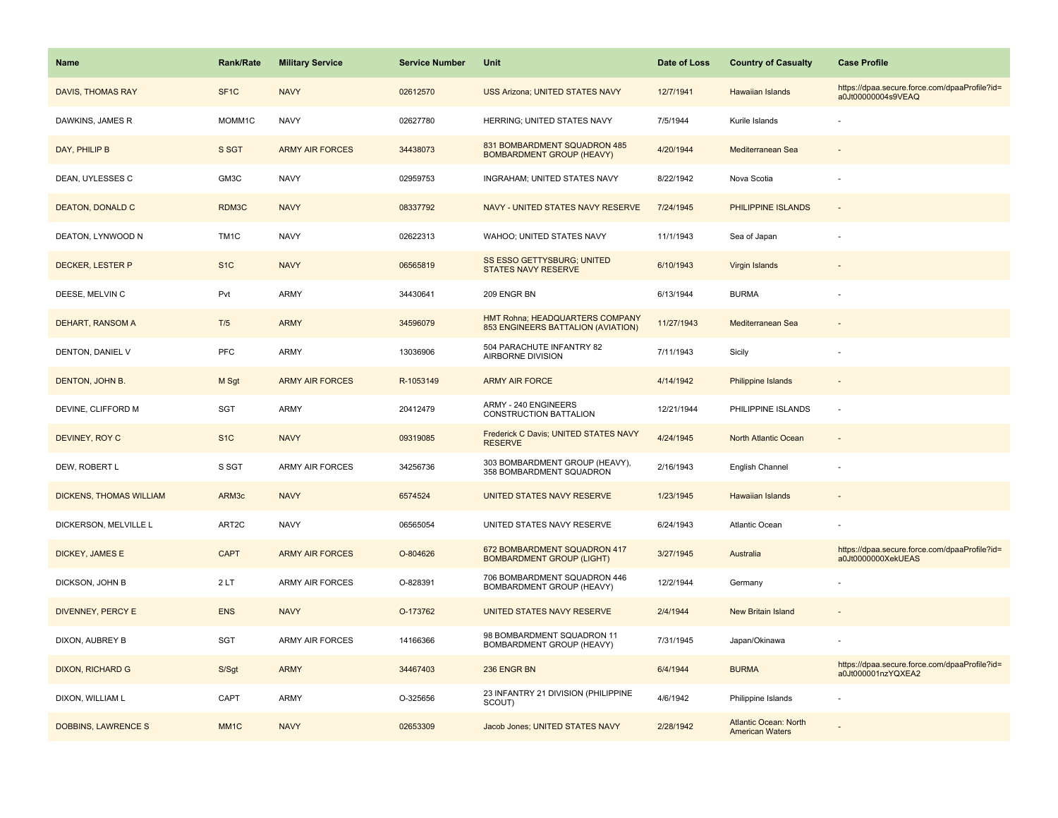| Name | Rank/Rate | Military Service | Service Number | Unit | Date of Loss | Country of Casualty | Case Profile |
|---|---|---|---|---|---|---|---|
| DAVIS, THOMAS RAY | SF1C | NAVY | 02612570 | USS Arizona; UNITED STATES NAVY | 12/7/1941 | Hawaiian Islands | https://dpaa.secure.force.com/dpaaProfile?id=a0Jt00000004s9VEAQ |
| DAWKINS, JAMES R | MOMM1C | NAVY | 02627780 | HERRING; UNITED STATES NAVY | 7/5/1944 | Kurile Islands | - |
| DAY, PHILIP B | S SGT | ARMY AIR FORCES | 34438073 | 831 BOMBARDMENT SQUADRON 485 BOMBARDMENT GROUP (HEAVY) | 4/20/1944 | Mediterranean Sea | - |
| DEAN, UYLESSES C | GM3C | NAVY | 02959753 | INGRAHAM; UNITED STATES NAVY | 8/22/1942 | Nova Scotia | - |
| DEATON, DONALD C | RDM3C | NAVY | 08337792 | NAVY - UNITED STATES NAVY RESERVE | 7/24/1945 | PHILIPPINE ISLANDS | - |
| DEATON, LYNWOOD N | TM1C | NAVY | 02622313 | WAHOO; UNITED STATES NAVY | 11/1/1943 | Sea of Japan | - |
| DECKER, LESTER P | S1C | NAVY | 06565819 | SS ESSO GETTYSBURG; UNITED STATES NAVY RESERVE | 6/10/1943 | Virgin Islands | - |
| DEESE, MELVIN C | Pvt | ARMY | 34430641 | 209 ENGR BN | 6/13/1944 | BURMA | - |
| DEHART, RANSOM A | T/5 | ARMY | 34596079 | HMT Rohna; HEADQUARTERS COMPANY 853 ENGINEERS BATTALION (AVIATION) | 11/27/1943 | Mediterranean Sea | - |
| DENTON, DANIEL V | PFC | ARMY | 13036906 | 504 PARACHUTE INFANTRY 82 AIRBORNE DIVISION | 7/11/1943 | Sicily | - |
| DENTON, JOHN B. | M Sgt | ARMY AIR FORCES | R-1053149 | ARMY AIR FORCE | 4/14/1942 | Philippine Islands | - |
| DEVINE, CLIFFORD M | SGT | ARMY | 20412479 | ARMY - 240 ENGINEERS CONSTRUCTION BATTALION | 12/21/1944 | PHILIPPINE ISLANDS | - |
| DEVINEY, ROY C | S1C | NAVY | 09319085 | Frederick C Davis; UNITED STATES NAVY RESERVE | 4/24/1945 | North Atlantic Ocean | - |
| DEW, ROBERT L | S SGT | ARMY AIR FORCES | 34256736 | 303 BOMBARDMENT GROUP (HEAVY), 358 BOMBARDMENT SQUADRON | 2/16/1943 | English Channel | - |
| DICKENS, THOMAS WILLIAM | ARM3c | NAVY | 6574524 | UNITED STATES NAVY RESERVE | 1/23/1945 | Hawaiian Islands | - |
| DICKERSON, MELVILLE L | ART2C | NAVY | 06565054 | UNITED STATES NAVY RESERVE | 6/24/1943 | Atlantic Ocean | - |
| DICKEY, JAMES E | CAPT | ARMY AIR FORCES | O-804626 | 672 BOMBARDMENT SQUADRON 417 BOMBARDMENT GROUP (LIGHT) | 3/27/1945 | Australia | https://dpaa.secure.force.com/dpaaProfile?id=a0Jt0000000XekUEAS |
| DICKSON, JOHN B | 2 LT | ARMY AIR FORCES | O-828391 | 706 BOMBARDMENT SQUADRON 446 BOMBARDMENT GROUP (HEAVY) | 12/2/1944 | Germany | - |
| DIVENNEY, PERCY E | ENS | NAVY | O-173762 | UNITED STATES NAVY RESERVE | 2/4/1944 | New Britain Island | - |
| DIXON, AUBREY B | SGT | ARMY AIR FORCES | 14166366 | 98 BOMBARDMENT SQUADRON 11 BOMBARDMENT GROUP (HEAVY) | 7/31/1945 | Japan/Okinawa | - |
| DIXON, RICHARD G | S/Sgt | ARMY | 34467403 | 236 ENGR BN | 6/4/1944 | BURMA | https://dpaa.secure.force.com/dpaaProfile?id=a0Jt000001nzYQXEA2 |
| DIXON, WILLIAM L | CAPT | ARMY | O-325656 | 23 INFANTRY 21 DIVISION (PHILIPPINE SCOUT) | 4/6/1942 | Philippine Islands | - |
| DOBBINS, LAWRENCE S | MM1C | NAVY | 02653309 | Jacob Jones; UNITED STATES NAVY | 2/28/1942 | Atlantic Ocean: North American Waters | - |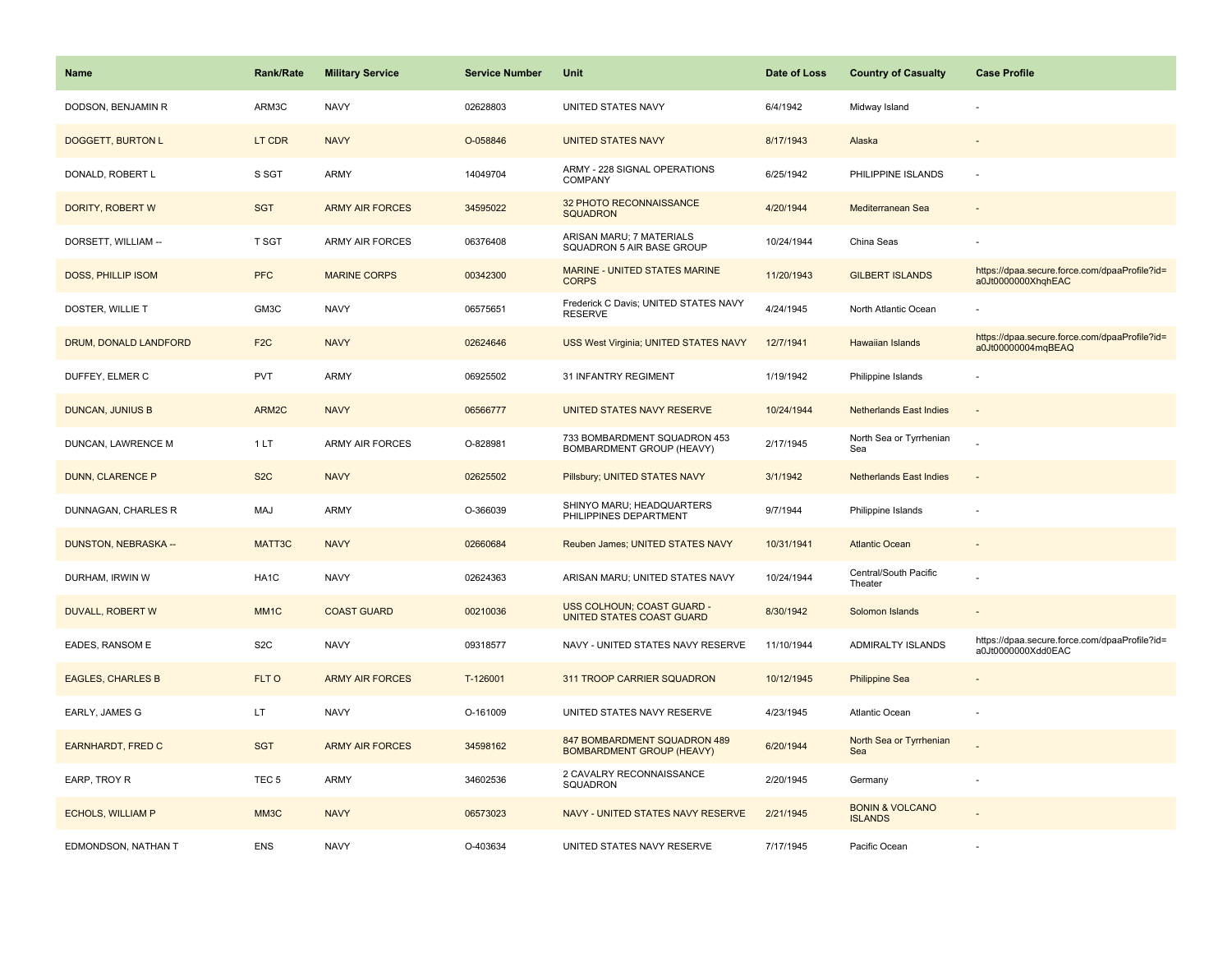| Name | Rank/Rate | Military Service | Service Number | Unit | Date of Loss | Country of Casualty | Case Profile |
| --- | --- | --- | --- | --- | --- | --- | --- |
| DODSON, BENJAMIN R | ARM3C | NAVY | 02628803 | UNITED STATES NAVY | 6/4/1942 | Midway Island | - |
| DOGGETT, BURTON L | LT CDR | NAVY | O-058846 | UNITED STATES NAVY | 8/17/1943 | Alaska | - |
| DONALD, ROBERT L | S SGT | ARMY | 14049704 | ARMY - 228 SIGNAL OPERATIONS COMPANY | 6/25/1942 | PHILIPPINE ISLANDS | - |
| DORITY, ROBERT W | SGT | ARMY AIR FORCES | 34595022 | 32 PHOTO RECONNAISSANCE SQUADRON | 4/20/1944 | Mediterranean Sea | - |
| DORSETT, WILLIAM -- | T SGT | ARMY AIR FORCES | 06376408 | ARISAN MARU; 7 MATERIALS SQUADRON 5 AIR BASE GROUP | 10/24/1944 | China Seas | - |
| DOSS, PHILLIP ISOM | PFC | MARINE CORPS | 00342300 | MARINE - UNITED STATES MARINE CORPS | 11/20/1943 | GILBERT ISLANDS | https://dpaa.secure.force.com/dpaaProfile?id=a0Jt0000000XhqhEAC |
| DOSTER, WILLIE T | GM3C | NAVY | 06575651 | Frederick C Davis; UNITED STATES NAVY RESERVE | 4/24/1945 | North Atlantic Ocean | - |
| DRUM, DONALD LANDFORD | F2C | NAVY | 02624646 | USS West Virginia; UNITED STATES NAVY | 12/7/1941 | Hawaiian Islands | https://dpaa.secure.force.com/dpaaProfile?id=a0Jt00000004mqBEAQ |
| DUFFEY, ELMER C | PVT | ARMY | 06925502 | 31 INFANTRY REGIMENT | 1/19/1942 | Philippine Islands | - |
| DUNCAN, JUNIUS B | ARM2C | NAVY | 06566777 | UNITED STATES NAVY RESERVE | 10/24/1944 | Netherlands East Indies | - |
| DUNCAN, LAWRENCE M | 1 LT | ARMY AIR FORCES | O-828981 | 733 BOMBARDMENT SQUADRON 453 BOMBARDMENT GROUP (HEAVY) | 2/17/1945 | North Sea or Tyrrhenian Sea | - |
| DUNN, CLARENCE P | S2C | NAVY | 02625502 | Pillsbury; UNITED STATES NAVY | 3/1/1942 | Netherlands East Indies | - |
| DUNNAGAN, CHARLES R | MAJ | ARMY | O-366039 | SHINYO MARU; HEADQUARTERS PHILIPPINES DEPARTMENT | 9/7/1944 | Philippine Islands | - |
| DUNSTON, NEBRASKA -- | MATT3C | NAVY | 02660684 | Reuben James; UNITED STATES NAVY | 10/31/1941 | Atlantic Ocean | - |
| DURHAM, IRWIN W | HA1C | NAVY | 02624363 | ARISAN MARU; UNITED STATES NAVY | 10/24/1944 | Central/South Pacific Theater | - |
| DUVALL, ROBERT W | MM1C | COAST GUARD | 00210036 | USS COLHOUN; COAST GUARD - UNITED STATES COAST GUARD | 8/30/1942 | Solomon Islands | - |
| EADES, RANSOM E | S2C | NAVY | 09318577 | NAVY - UNITED STATES NAVY RESERVE | 11/10/1944 | ADMIRALTY ISLANDS | https://dpaa.secure.force.com/dpaaProfile?id=a0Jt0000000Xdd0EAC |
| EAGLES, CHARLES B | FLT O | ARMY AIR FORCES | T-126001 | 311 TROOP CARRIER SQUADRON | 10/12/1945 | Philippine Sea | - |
| EARLY, JAMES G | LT | NAVY | O-161009 | UNITED STATES NAVY RESERVE | 4/23/1945 | Atlantic Ocean | - |
| EARNHARDT, FRED C | SGT | ARMY AIR FORCES | 34598162 | 847 BOMBARDMENT SQUADRON 489 BOMBARDMENT GROUP (HEAVY) | 6/20/1944 | North Sea or Tyrrhenian Sea | - |
| EARP, TROY R | TEC 5 | ARMY | 34602536 | 2 CAVALRY RECONNAISSANCE SQUADRON | 2/20/1945 | Germany | - |
| ECHOLS, WILLIAM P | MM3C | NAVY | 06573023 | NAVY - UNITED STATES NAVY RESERVE | 2/21/1945 | BONIN & VOLCANO ISLANDS | - |
| EDMONDSON, NATHAN T | ENS | NAVY | O-403634 | UNITED STATES NAVY RESERVE | 7/17/1945 | Pacific Ocean | - |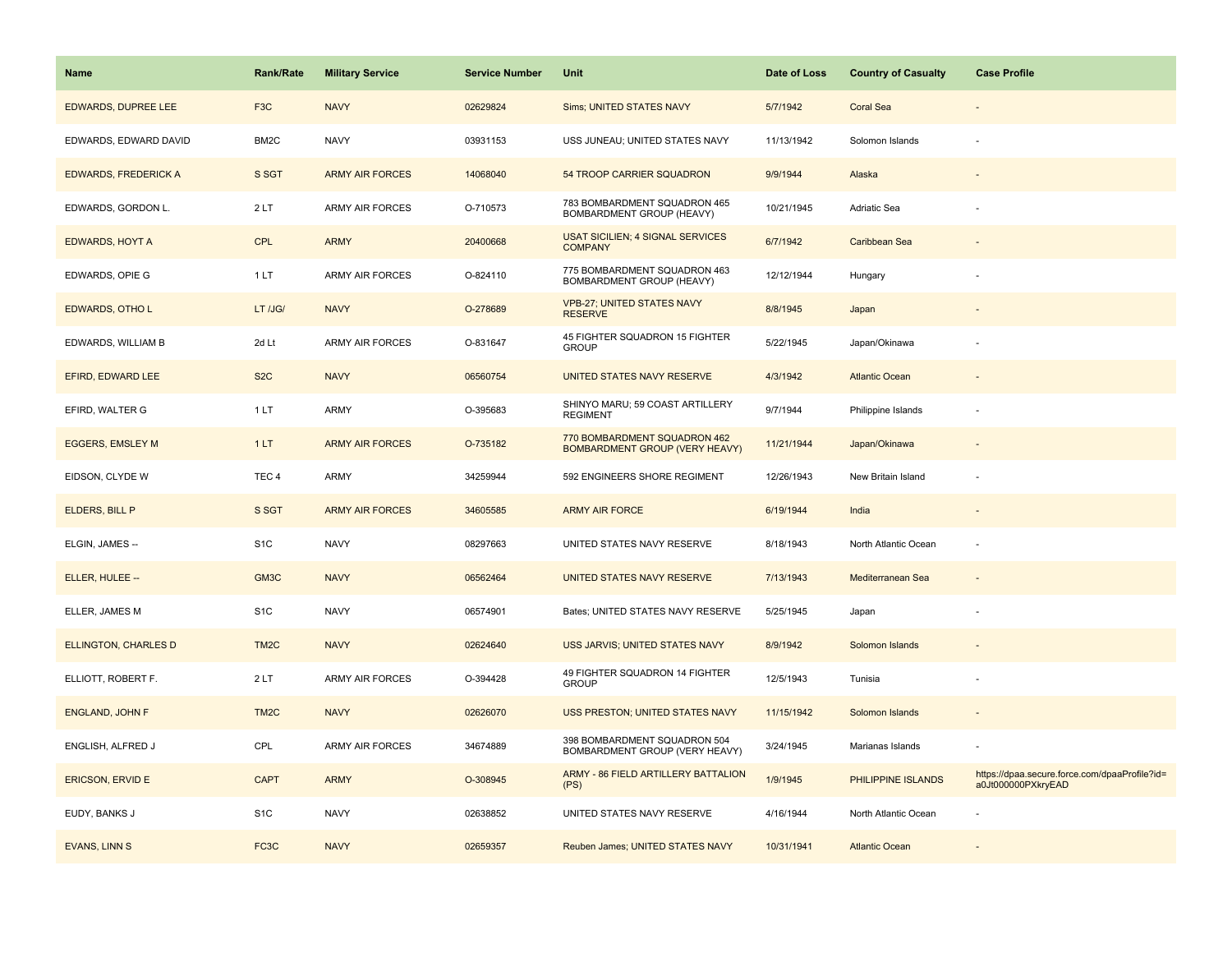| Name | Rank/Rate | Military Service | Service Number | Unit | Date of Loss | Country of Casualty | Case Profile |
| --- | --- | --- | --- | --- | --- | --- | --- |
| EDWARDS, DUPREE LEE | F3C | NAVY | 02629824 | Sims; UNITED STATES NAVY | 5/7/1942 | Coral Sea | - |
| EDWARDS, EDWARD DAVID | BM2C | NAVY | 03931153 | USS JUNEAU; UNITED STATES NAVY | 11/13/1942 | Solomon Islands | - |
| EDWARDS, FREDERICK A | S SGT | ARMY AIR FORCES | 14068040 | 54 TROOP CARRIER SQUADRON | 9/9/1944 | Alaska | - |
| EDWARDS, GORDON L. | 2 LT | ARMY AIR FORCES | O-710573 | 783 BOMBARDMENT SQUADRON 465 BOMBARDMENT GROUP (HEAVY) | 10/21/1945 | Adriatic Sea | - |
| EDWARDS, HOYT A | CPL | ARMY | 20400668 | USAT SICILIEN; 4 SIGNAL SERVICES COMPANY | 6/7/1942 | Caribbean Sea | - |
| EDWARDS, OPIE G | 1 LT | ARMY AIR FORCES | O-824110 | 775 BOMBARDMENT SQUADRON 463 BOMBARDMENT GROUP (HEAVY) | 12/12/1944 | Hungary | - |
| EDWARDS, OTHO L | LT /JG/ | NAVY | O-278689 | VPB-27; UNITED STATES NAVY RESERVE | 8/8/1945 | Japan | - |
| EDWARDS, WILLIAM B | 2d Lt | ARMY AIR FORCES | O-831647 | 45 FIGHTER SQUADRON 15 FIGHTER GROUP | 5/22/1945 | Japan/Okinawa | - |
| EFIRD, EDWARD LEE | S2C | NAVY | 06560754 | UNITED STATES NAVY RESERVE | 4/3/1942 | Atlantic Ocean | - |
| EFIRD, WALTER G | 1 LT | ARMY | O-395683 | SHINYO MARU; 59 COAST ARTILLERY REGIMENT | 9/7/1944 | Philippine Islands | - |
| EGGERS, EMSLEY M | 1 LT | ARMY AIR FORCES | O-735182 | 770 BOMBARDMENT SQUADRON 462 BOMBARDMENT GROUP (VERY HEAVY) | 11/21/1944 | Japan/Okinawa | - |
| EIDSON, CLYDE W | TEC 4 | ARMY | 34259944 | 592 ENGINEERS SHORE REGIMENT | 12/26/1943 | New Britain Island | - |
| ELDERS, BILL P | S SGT | ARMY AIR FORCES | 34605585 | ARMY AIR FORCE | 6/19/1944 | India | - |
| ELGIN, JAMES -- | S1C | NAVY | 08297663 | UNITED STATES NAVY RESERVE | 8/18/1943 | North Atlantic Ocean | - |
| ELLER, HULEE -- | GM3C | NAVY | 06562464 | UNITED STATES NAVY RESERVE | 7/13/1943 | Mediterranean Sea | - |
| ELLER, JAMES M | S1C | NAVY | 06574901 | Bates; UNITED STATES NAVY RESERVE | 5/25/1945 | Japan | - |
| ELLINGTON, CHARLES D | TM2C | NAVY | 02624640 | USS JARVIS; UNITED STATES NAVY | 8/9/1942 | Solomon Islands | - |
| ELLIOTT, ROBERT F. | 2 LT | ARMY AIR FORCES | O-394428 | 49 FIGHTER SQUADRON 14 FIGHTER GROUP | 12/5/1943 | Tunisia | - |
| ENGLAND, JOHN F | TM2C | NAVY | 02626070 | USS PRESTON; UNITED STATES NAVY | 11/15/1942 | Solomon Islands | - |
| ENGLISH, ALFRED J | CPL | ARMY AIR FORCES | 34674889 | 398 BOMBARDMENT SQUADRON 504 BOMBARDMENT GROUP (VERY HEAVY) | 3/24/1945 | Marianas Islands | - |
| ERICSON, ERVID E | CAPT | ARMY | O-308945 | ARMY - 86 FIELD ARTILLERY BATTALION (PS) | 1/9/1945 | PHILIPPINE ISLANDS | https://dpaa.secure.force.com/dpaaProfile?id=a0Jt000000PXkryEAD |
| EUDY, BANKS J | S1C | NAVY | 02638852 | UNITED STATES NAVY RESERVE | 4/16/1944 | North Atlantic Ocean | - |
| EVANS, LINN S | FC3C | NAVY | 02659357 | Reuben James; UNITED STATES NAVY | 10/31/1941 | Atlantic Ocean | - |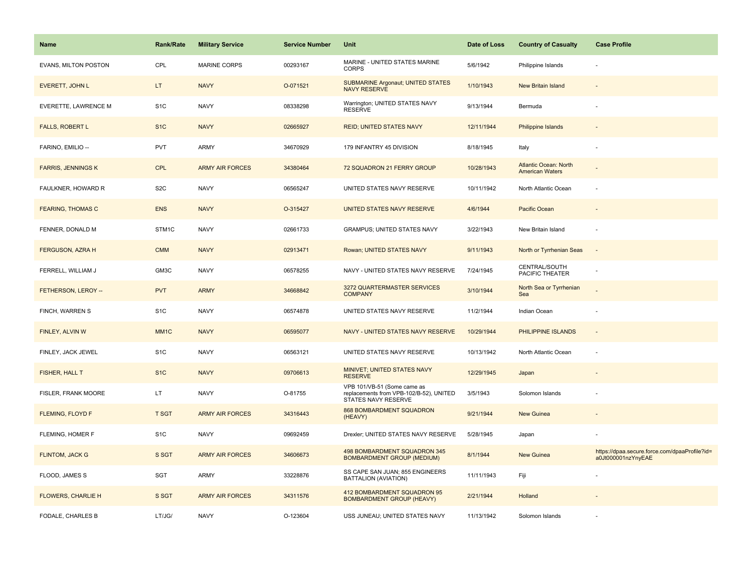| Name | Rank/Rate | Military Service | Service Number | Unit | Date of Loss | Country of Casualty | Case Profile |
|---|---|---|---|---|---|---|---|
| EVANS, MILTON POSTON | CPL | MARINE CORPS | 00293167 | MARINE - UNITED STATES MARINE CORPS | 5/6/1942 | Philippine Islands | - |
| EVERETT, JOHN L | LT | NAVY | O-071521 | SUBMARINE Argonaut; UNITED STATES NAVY RESERVE | 1/10/1943 | New Britain Island | - |
| EVERETTE, LAWRENCE M | S1C | NAVY | 08338298 | Warrington; UNITED STATES NAVY RESERVE | 9/13/1944 | Bermuda | - |
| FALLS, ROBERT L | S1C | NAVY | 02665927 | REID; UNITED STATES NAVY | 12/11/1944 | Philippine Islands | - |
| FARINO, EMILIO -- | PVT | ARMY | 34670929 | 179 INFANTRY 45 DIVISION | 8/18/1945 | Italy | - |
| FARRIS, JENNINGS K | CPL | ARMY AIR FORCES | 34380464 | 72 SQUADRON 21 FERRY GROUP | 10/28/1943 | Atlantic Ocean: North American Waters | - |
| FAULKNER, HOWARD R | S2C | NAVY | 06565247 | UNITED STATES NAVY RESERVE | 10/11/1942 | North Atlantic Ocean | - |
| FEARING, THOMAS C | ENS | NAVY | O-315427 | UNITED STATES NAVY RESERVE | 4/6/1944 | Pacific Ocean | - |
| FENNER, DONALD M | STM1C | NAVY | 02661733 | GRAMPUS; UNITED STATES NAVY | 3/22/1943 | New Britain Island | - |
| FERGUSON, AZRA H | CMM | NAVY | 02913471 | Rowan; UNITED STATES NAVY | 9/11/1943 | North or Tyrrhenian Seas | - |
| FERRELL, WILLIAM J | GM3C | NAVY | 06578255 | NAVY - UNITED STATES NAVY RESERVE | 7/24/1945 | CENTRAL/SOUTH PACIFIC THEATER | - |
| FETHERSON, LEROY -- | PVT | ARMY | 34668842 | 3272 QUARTERMASTER SERVICES COMPANY | 3/10/1944 | North Sea or Tyrrhenian Sea | - |
| FINCH, WARREN S | S1C | NAVY | 06574878 | UNITED STATES NAVY RESERVE | 11/2/1944 | Indian Ocean | - |
| FINLEY, ALVIN W | MM1C | NAVY | 06595077 | NAVY - UNITED STATES NAVY RESERVE | 10/29/1944 | PHILIPPINE ISLANDS | - |
| FINLEY, JACK JEWEL | S1C | NAVY | 06563121 | UNITED STATES NAVY RESERVE | 10/13/1942 | North Atlantic Ocean | - |
| FISHER, HALL T | S1C | NAVY | 09706613 | MINIVET; UNITED STATES NAVY RESERVE | 12/29/1945 | Japan | - |
| FISLER, FRANK MOORE | LT | NAVY | O-81755 | VPB 101/VB-51 (Some came as replacements from VPB-102/B-52), UNITED STATES NAVY RESERVE | 3/5/1943 | Solomon Islands | - |
| FLEMING, FLOYD F | T SGT | ARMY AIR FORCES | 34316443 | 868 BOMBARDMENT SQUADRON (HEAVY) | 9/21/1944 | New Guinea | - |
| FLEMING, HOMER F | S1C | NAVY | 09692459 | Drexler; UNITED STATES NAVY RESERVE | 5/28/1945 | Japan | - |
| FLINTOM, JACK G | S SGT | ARMY AIR FORCES | 34606673 | 498 BOMBARDMENT SQUADRON 345 BOMBARDMENT GROUP (MEDIUM) | 8/1/1944 | New Guinea | https://dpaa.secure.force.com/dpaaProfile?id=a0Jt000001nzYnyEAE |
| FLOOD, JAMES S | SGT | ARMY | 33228876 | SS CAPE SAN JUAN; 855 ENGINEERS BATTALION (AVIATION) | 11/11/1943 | Fiji | - |
| FLOWERS, CHARLIE H | S SGT | ARMY AIR FORCES | 34311576 | 412 BOMBARDMENT SQUADRON 95 BOMBARDMENT GROUP (HEAVY) | 2/21/1944 | Holland | - |
| FODALE, CHARLES B | LT/JG/ | NAVY | O-123604 | USS JUNEAU; UNITED STATES NAVY | 11/13/1942 | Solomon Islands | - |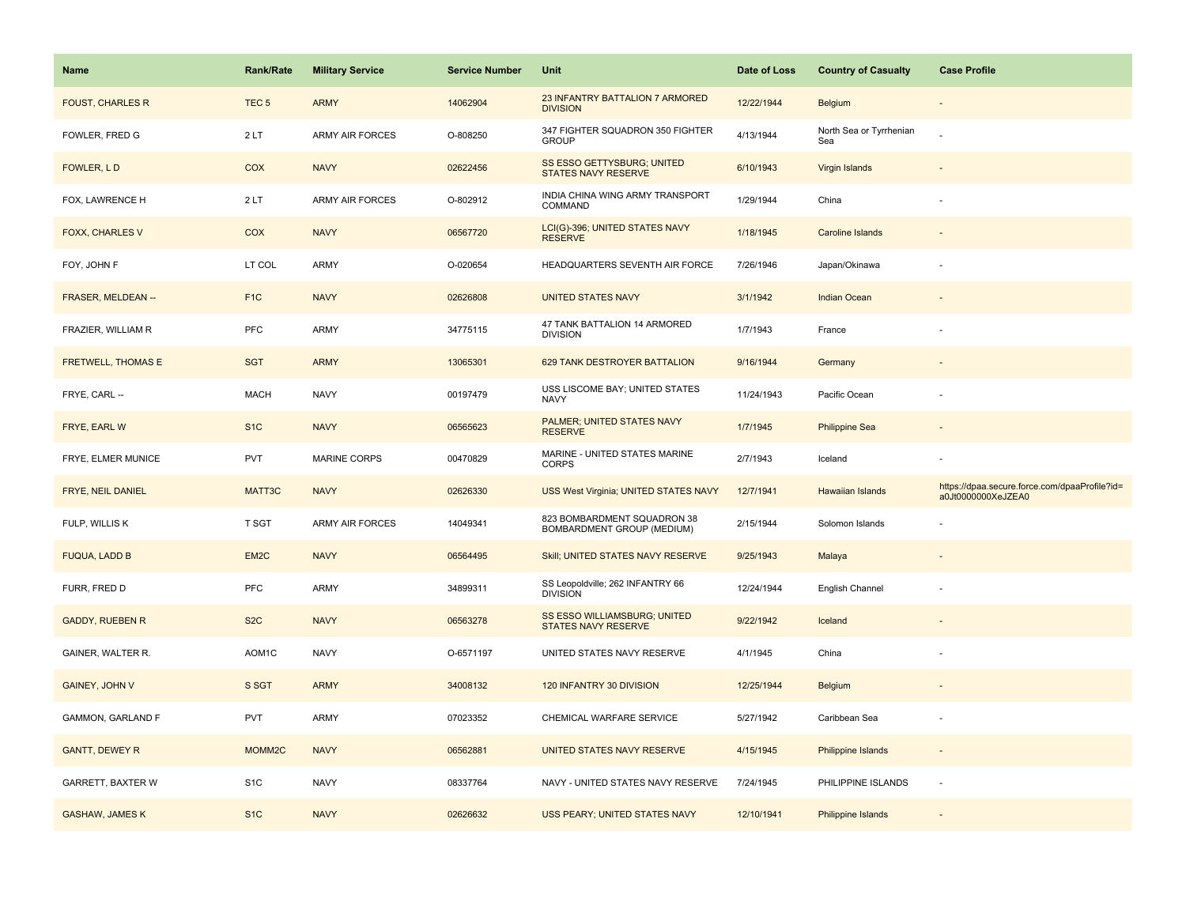| Name | Rank/Rate | Military Service | Service Number | Unit | Date of Loss | Country of Casualty | Case Profile |
|---|---|---|---|---|---|---|---|
| FOUST, CHARLES R | TEC 5 | ARMY | 14062904 | 23 INFANTRY BATTALION 7 ARMORED DIVISION | 12/22/1944 | Belgium | - |
| FOWLER, FRED G | 2 LT | ARMY AIR FORCES | O-808250 | 347 FIGHTER SQUADRON 350 FIGHTER GROUP | 4/13/1944 | North Sea or Tyrrhenian Sea | - |
| FOWLER, L D | COX | NAVY | 02622456 | SS ESSO GETTYSBURG; UNITED STATES NAVY RESERVE | 6/10/1943 | Virgin Islands | - |
| FOX, LAWRENCE H | 2 LT | ARMY AIR FORCES | O-802912 | INDIA CHINA WING ARMY TRANSPORT COMMAND | 1/29/1944 | China | - |
| FOXX, CHARLES V | COX | NAVY | 06567720 | LCI(G)-396; UNITED STATES NAVY RESERVE | 1/18/1945 | Caroline Islands | - |
| FOY, JOHN F | LT COL | ARMY | O-020654 | HEADQUARTERS SEVENTH AIR FORCE | 7/26/1946 | Japan/Okinawa | - |
| FRASER, MELDEAN -- | F1C | NAVY | 02626808 | UNITED STATES NAVY | 3/1/1942 | Indian Ocean | - |
| FRAZIER, WILLIAM R | PFC | ARMY | 34775115 | 47 TANK BATTALION 14 ARMORED DIVISION | 1/7/1943 | France | - |
| FRETWELL, THOMAS E | SGT | ARMY | 13065301 | 629 TANK DESTROYER BATTALION | 9/16/1944 | Germany | - |
| FRYE, CARL -- | MACH | NAVY | 00197479 | USS LISCOME BAY; UNITED STATES NAVY | 11/24/1943 | Pacific Ocean | - |
| FRYE, EARL W | S1C | NAVY | 06565623 | PALMER; UNITED STATES NAVY RESERVE | 1/7/1945 | Philippine Sea | - |
| FRYE, ELMER MUNICE | PVT | MARINE CORPS | 00470829 | MARINE - UNITED STATES MARINE CORPS | 2/7/1943 | Iceland | - |
| FRYE, NEIL DANIEL | MATT3C | NAVY | 02626330 | USS West Virginia; UNITED STATES NAVY | 12/7/1941 | Hawaiian Islands | https://dpaa.secure.force.com/dpaaProfile?id=a0Jt0000000XeJZEA0 |
| FULP, WILLIS K | T SGT | ARMY AIR FORCES | 14049341 | 823 BOMBARDMENT SQUADRON 38 BOMBARDMENT GROUP (MEDIUM) | 2/15/1944 | Solomon Islands | - |
| FUQUA, LADD B | EM2C | NAVY | 06564495 | Skill; UNITED STATES NAVY RESERVE | 9/25/1943 | Malaya | - |
| FURR, FRED D | PFC | ARMY | 34899311 | SS Leopoldville; 262 INFANTRY 66 DIVISION | 12/24/1944 | English Channel | - |
| GADDY, RUEBEN R | S2C | NAVY | 06563278 | SS ESSO WILLIAMSBURG; UNITED STATES NAVY RESERVE | 9/22/1942 | Iceland | - |
| GAINER, WALTER R. | AOM1C | NAVY | O-6571197 | UNITED STATES NAVY RESERVE | 4/1/1945 | China | - |
| GAINEY, JOHN V | S SGT | ARMY | 34008132 | 120 INFANTRY 30 DIVISION | 12/25/1944 | Belgium | - |
| GAMMON, GARLAND F | PVT | ARMY | 07023352 | CHEMICAL WARFARE SERVICE | 5/27/1942 | Caribbean Sea | - |
| GANTT, DEWEY R | MOMM2C | NAVY | 06562881 | UNITED STATES NAVY RESERVE | 4/15/1945 | Philippine Islands | - |
| GARRETT, BAXTER W | S1C | NAVY | 08337764 | NAVY - UNITED STATES NAVY RESERVE | 7/24/1945 | PHILIPPINE ISLANDS | - |
| GASHAW, JAMES K | S1C | NAVY | 02626632 | USS PEARY; UNITED STATES NAVY | 12/10/1941 | Philippine Islands | - |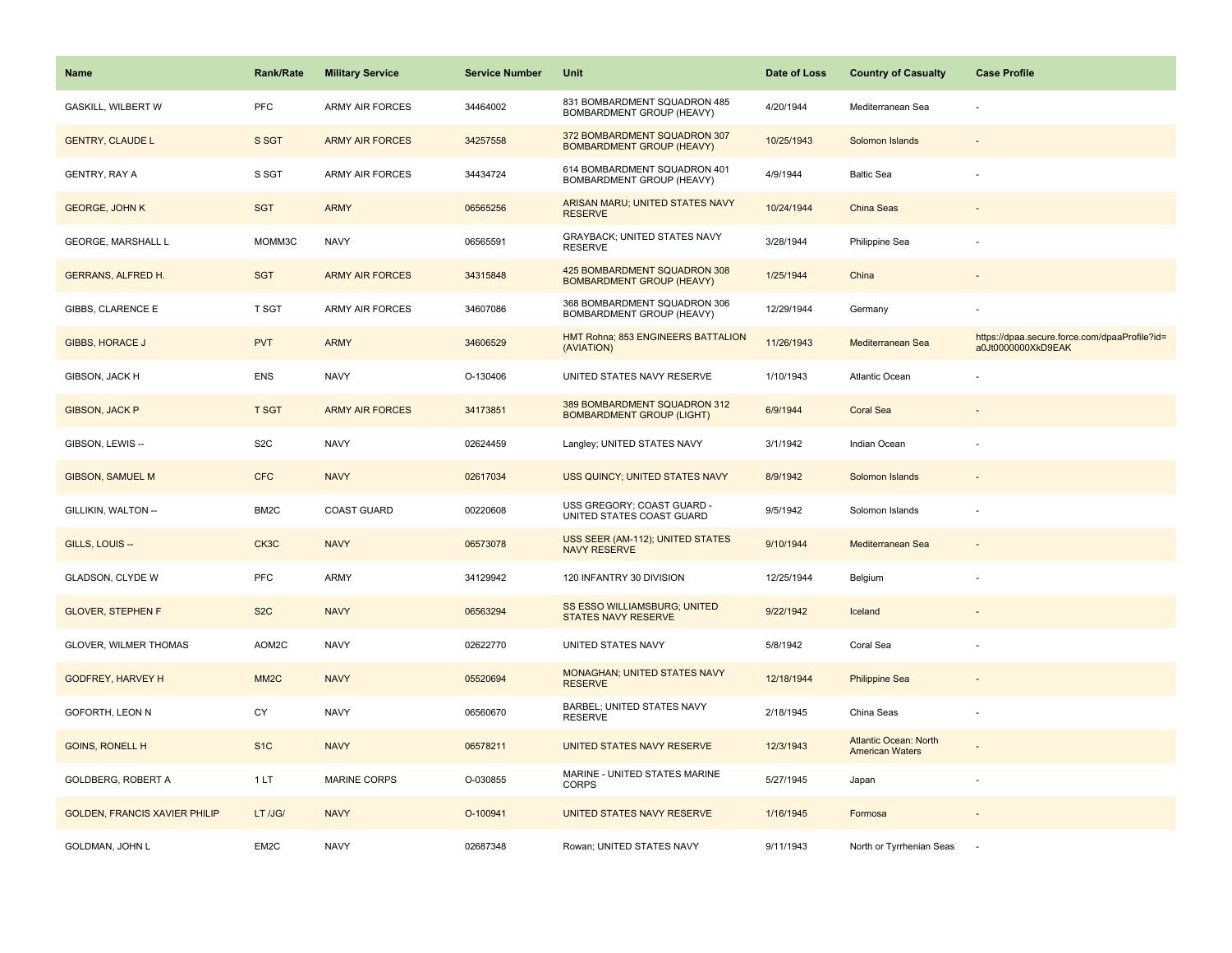| Name | Rank/Rate | Military Service | Service Number | Unit | Date of Loss | Country of Casualty | Case Profile |
|---|---|---|---|---|---|---|---|
| GASKILL, WILBERT W | PFC | ARMY AIR FORCES | 34464002 | 831 BOMBARDMENT SQUADRON 485 BOMBARDMENT GROUP (HEAVY) | 4/20/1944 | Mediterranean Sea | - |
| GENTRY, CLAUDE L | S SGT | ARMY AIR FORCES | 34257558 | 372 BOMBARDMENT SQUADRON 307 BOMBARDMENT GROUP (HEAVY) | 10/25/1943 | Solomon Islands | - |
| GENTRY, RAY A | S SGT | ARMY AIR FORCES | 34434724 | 614 BOMBARDMENT SQUADRON 401 BOMBARDMENT GROUP (HEAVY) | 4/9/1944 | Baltic Sea | - |
| GEORGE, JOHN K | SGT | ARMY | 06565256 | ARISAN MARU; UNITED STATES NAVY RESERVE | 10/24/1944 | China Seas | - |
| GEORGE, MARSHALL L | MOMM3C | NAVY | 06565591 | GRAYBACK; UNITED STATES NAVY RESERVE | 3/28/1944 | Philippine Sea | - |
| GERRANS, ALFRED H. | SGT | ARMY AIR FORCES | 34315848 | 425 BOMBARDMENT SQUADRON 308 BOMBARDMENT GROUP (HEAVY) | 1/25/1944 | China | - |
| GIBBS, CLARENCE E | T SGT | ARMY AIR FORCES | 34607086 | 368 BOMBARDMENT SQUADRON 306 BOMBARDMENT GROUP (HEAVY) | 12/29/1944 | Germany | - |
| GIBBS, HORACE J | PVT | ARMY | 34606529 | HMT Rohna; 853 ENGINEERS BATTALION (AVIATION) | 11/26/1943 | Mediterranean Sea | https://dpaa.secure.force.com/dpaaProfile?id=a0Jt0000000XkD9EAK |
| GIBSON, JACK H | ENS | NAVY | O-130406 | UNITED STATES NAVY RESERVE | 1/10/1943 | Atlantic Ocean | - |
| GIBSON, JACK P | T SGT | ARMY AIR FORCES | 34173851 | 389 BOMBARDMENT SQUADRON 312 BOMBARDMENT GROUP (LIGHT) | 6/9/1944 | Coral Sea | - |
| GIBSON, LEWIS -- | S2C | NAVY | 02624459 | Langley; UNITED STATES NAVY | 3/1/1942 | Indian Ocean | - |
| GIBSON, SAMUEL M | CFC | NAVY | 02617034 | USS QUINCY; UNITED STATES NAVY | 8/9/1942 | Solomon Islands | - |
| GILLIKIN, WALTON -- | BM2C | COAST GUARD | 00220608 | USS GREGORY; COAST GUARD - UNITED STATES COAST GUARD | 9/5/1942 | Solomon Islands | - |
| GILLS, LOUIS -- | CK3C | NAVY | 06573078 | USS SEER (AM-112); UNITED STATES NAVY RESERVE | 9/10/1944 | Mediterranean Sea | - |
| GLADSON, CLYDE W | PFC | ARMY | 34129942 | 120 INFANTRY 30 DIVISION | 12/25/1944 | Belgium | - |
| GLOVER, STEPHEN F | S2C | NAVY | 06563294 | SS ESSO WILLIAMSBURG; UNITED STATES NAVY RESERVE | 9/22/1942 | Iceland | - |
| GLOVER, WILMER THOMAS | AOM2C | NAVY | 02622770 | UNITED STATES NAVY | 5/8/1942 | Coral Sea | - |
| GODFREY, HARVEY H | MM2C | NAVY | 05520694 | MONAGHAN; UNITED STATES NAVY RESERVE | 12/18/1944 | Philippine Sea | - |
| GOFORTH, LEON N | CY | NAVY | 06560670 | BARBEL; UNITED STATES NAVY RESERVE | 2/18/1945 | China Seas | - |
| GOINS, RONELL H | S1C | NAVY | 06578211 | UNITED STATES NAVY RESERVE | 12/3/1943 | Atlantic Ocean: North American Waters | - |
| GOLDBERG, ROBERT A | 1 LT | MARINE CORPS | O-030855 | MARINE - UNITED STATES MARINE CORPS | 5/27/1945 | Japan | - |
| GOLDEN, FRANCIS XAVIER PHILIP | LT /JG/ | NAVY | O-100941 | UNITED STATES NAVY RESERVE | 1/16/1945 | Formosa | - |
| GOLDMAN, JOHN L | EM2C | NAVY | 02687348 | Rowan; UNITED STATES NAVY | 9/11/1943 | North or Tyrrhenian Seas | - |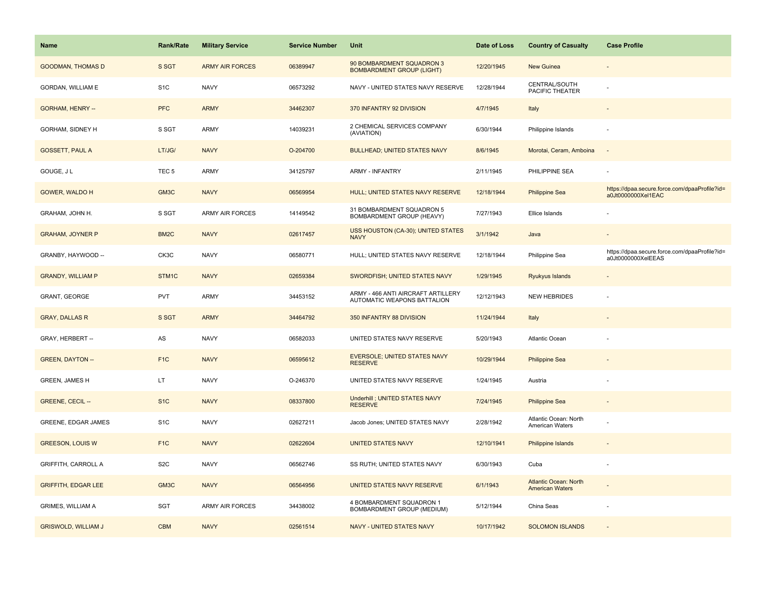| Name | Rank/Rate | Military Service | Service Number | Unit | Date of Loss | Country of Casualty | Case Profile |
| --- | --- | --- | --- | --- | --- | --- | --- |
| GOODMAN, THOMAS D | S SGT | ARMY AIR FORCES | 06389947 | 90 BOMBARDMENT SQUADRON 3 BOMBARDMENT GROUP (LIGHT) | 12/20/1945 | New Guinea | - |
| GORDAN, WILLIAM E | S1C | NAVY | 06573292 | NAVY - UNITED STATES NAVY RESERVE | 12/28/1944 | CENTRAL/SOUTH PACIFIC THEATER | - |
| GORHAM, HENRY -- | PFC | ARMY | 34462307 | 370 INFANTRY 92 DIVISION | 4/7/1945 | Italy | - |
| GORHAM, SIDNEY H | S SGT | ARMY | 14039231 | 2 CHEMICAL SERVICES COMPANY (AVIATION) | 6/30/1944 | Philippine Islands | - |
| GOSSETT, PAUL A | LT/JG/ | NAVY | O-204700 | BULLHEAD; UNITED STATES NAVY | 8/6/1945 | Morotai, Ceram, Amboina | - |
| GOUGE, J L | TEC 5 | ARMY | 34125797 | ARMY - INFANTRY | 2/11/1945 | PHILIPPINE SEA | - |
| GOWER, WALDO H | GM3C | NAVY | 06569954 | HULL; UNITED STATES NAVY RESERVE | 12/18/1944 | Philippine Sea | https://dpaa.secure.force.com/dpaaProfile?id=a0Jt0000000XeI1EAC |
| GRAHAM, JOHN H. | S SGT | ARMY AIR FORCES | 14149542 | 31 BOMBARDMENT SQUADRON 5 BOMBARDMENT GROUP (HEAVY) | 7/27/1943 | Ellice Islands | - |
| GRAHAM, JOYNER P | BM2C | NAVY | 02617457 | USS HOUSTON (CA-30); UNITED STATES NAVY | 3/1/1942 | Java | - |
| GRANBY, HAYWOOD -- | CK3C | NAVY | 06580771 | HULL; UNITED STATES NAVY RESERVE | 12/18/1944 | Philippine Sea | https://dpaa.secure.force.com/dpaaProfile?id=a0Jt0000000XeIEEAS |
| GRANDY, WILLIAM P | STM1C | NAVY | 02659384 | SWORDFISH; UNITED STATES NAVY | 1/29/1945 | Ryukyus Islands | - |
| GRANT, GEORGE | PVT | ARMY | 34453152 | ARMY - 466 ANTI AIRCRAFT ARTILLERY AUTOMATIC WEAPONS BATTALION | 12/12/1943 | NEW HEBRIDES | - |
| GRAY, DALLAS R | S SGT | ARMY | 34464792 | 350 INFANTRY 88 DIVISION | 11/24/1944 | Italy | - |
| GRAY, HERBERT -- | AS | NAVY | 06582033 | UNITED STATES NAVY RESERVE | 5/20/1943 | Atlantic Ocean | - |
| GREEN, DAYTON -- | F1C | NAVY | 06595612 | EVERSOLE; UNITED STATES NAVY RESERVE | 10/29/1944 | Philippine Sea | - |
| GREEN, JAMES H | LT | NAVY | O-246370 | UNITED STATES NAVY RESERVE | 1/24/1945 | Austria | - |
| GREENE, CECIL -- | S1C | NAVY | 08337800 | Underhill ; UNITED STATES NAVY RESERVE | 7/24/1945 | Philippine Sea | - |
| GREENE, EDGAR JAMES | S1C | NAVY | 02627211 | Jacob Jones; UNITED STATES NAVY | 2/28/1942 | Atlantic Ocean: North American Waters | - |
| GREESON, LOUIS W | F1C | NAVY | 02622604 | UNITED STATES NAVY | 12/10/1941 | Philippine Islands | - |
| GRIFFITH, CARROLL A | S2C | NAVY | 06562746 | SS RUTH; UNITED STATES NAVY | 6/30/1943 | Cuba | - |
| GRIFFITH, EDGAR LEE | GM3C | NAVY | 06564956 | UNITED STATES NAVY RESERVE | 6/1/1943 | Atlantic Ocean: North American Waters | - |
| GRIMES, WILLIAM A | SGT | ARMY AIR FORCES | 34438002 | 4 BOMBARDMENT SQUADRON 1 BOMBARDMENT GROUP (MEDIUM) | 5/12/1944 | China Seas | - |
| GRISWOLD, WILLIAM J | CBM | NAVY | 02561514 | NAVY - UNITED STATES NAVY | 10/17/1942 | SOLOMON ISLANDS | - |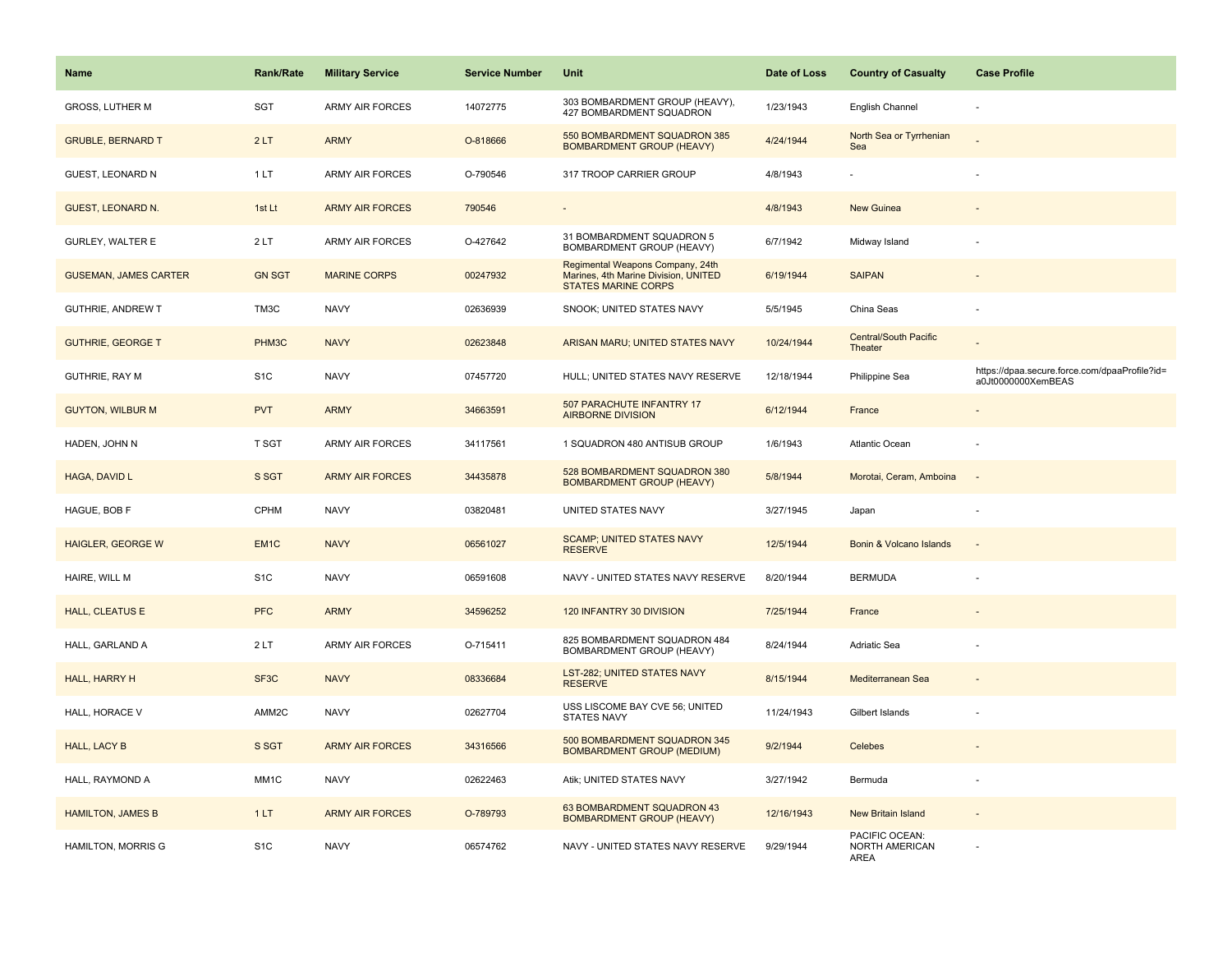| Name | Rank/Rate | Military Service | Service Number | Unit | Date of Loss | Country of Casualty | Case Profile |
| --- | --- | --- | --- | --- | --- | --- | --- |
| GROSS, LUTHER M | SGT | ARMY AIR FORCES | 14072775 | 303 BOMBARDMENT GROUP (HEAVY), 427 BOMBARDMENT SQUADRON | 1/23/1943 | English Channel | - |
| GRUBLE, BERNARD T | 2 LT | ARMY | O-818666 | 550 BOMBARDMENT SQUADRON 385 BOMBARDMENT GROUP (HEAVY) | 4/24/1944 | North Sea or Tyrrhenian Sea | - |
| GUEST, LEONARD N | 1 LT | ARMY AIR FORCES | O-790546 | 317 TROOP CARRIER GROUP | 4/8/1943 | - | - |
| GUEST, LEONARD N. | 1st Lt | ARMY AIR FORCES | 790546 | - | 4/8/1943 | New Guinea | - |
| GURLEY, WALTER E | 2 LT | ARMY AIR FORCES | O-427642 | 31 BOMBARDMENT SQUADRON 5 BOMBARDMENT GROUP (HEAVY) | 6/7/1942 | Midway Island | - |
| GUSEMAN, JAMES CARTER | GN SGT | MARINE CORPS | 00247932 | Regimental Weapons Company, 24th Marines, 4th Marine Division, UNITED STATES MARINE CORPS | 6/19/1944 | SAIPAN | - |
| GUTHRIE, ANDREW T | TM3C | NAVY | 02636939 | SNOOK; UNITED STATES NAVY | 5/5/1945 | China Seas | - |
| GUTHRIE, GEORGE T | PHM3C | NAVY | 02623848 | ARISAN MARU; UNITED STATES NAVY | 10/24/1944 | Central/South Pacific Theater | - |
| GUTHRIE, RAY M | S1C | NAVY | 07457720 | HULL; UNITED STATES NAVY RESERVE | 12/18/1944 | Philippine Sea | https://dpaa.secure.force.com/dpaaProfile?id=a0Jt0000000XemBEAS |
| GUYTON, WILBUR M | PVT | ARMY | 34663591 | 507 PARACHUTE INFANTRY 17 AIRBORNE DIVISION | 6/12/1944 | France | - |
| HADEN, JOHN N | T SGT | ARMY AIR FORCES | 34117561 | 1 SQUADRON 480 ANTISUB GROUP | 1/6/1943 | Atlantic Ocean | - |
| HAGA, DAVID L | S SGT | ARMY AIR FORCES | 34435878 | 528 BOMBARDMENT SQUADRON 380 BOMBARDMENT GROUP (HEAVY) | 5/8/1944 | Morotai, Ceram, Amboina | - |
| HAGUE, BOB F | CPHM | NAVY | 03820481 | UNITED STATES NAVY | 3/27/1945 | Japan | - |
| HAIGLER, GEORGE W | EM1C | NAVY | 06561027 | SCAMP; UNITED STATES NAVY RESERVE | 12/5/1944 | Bonin & Volcano Islands | - |
| HAIRE, WILL M | S1C | NAVY | 06591608 | NAVY - UNITED STATES NAVY RESERVE | 8/20/1944 | BERMUDA | - |
| HALL, CLEATUS E | PFC | ARMY | 34596252 | 120 INFANTRY 30 DIVISION | 7/25/1944 | France | - |
| HALL, GARLAND A | 2 LT | ARMY AIR FORCES | O-715411 | 825 BOMBARDMENT SQUADRON 484 BOMBARDMENT GROUP (HEAVY) | 8/24/1944 | Adriatic Sea | - |
| HALL, HARRY H | SF3C | NAVY | 08336684 | LST-282; UNITED STATES NAVY RESERVE | 8/15/1944 | Mediterranean Sea | - |
| HALL, HORACE V | AMM2C | NAVY | 02627704 | USS LISCOME BAY CVE 56; UNITED STATES NAVY | 11/24/1943 | Gilbert Islands | - |
| HALL, LACY B | S SGT | ARMY AIR FORCES | 34316566 | 500 BOMBARDMENT SQUADRON 345 BOMBARDMENT GROUP (MEDIUM) | 9/2/1944 | Celebes | - |
| HALL, RAYMOND A | MM1C | NAVY | 02622463 | Atik; UNITED STATES NAVY | 3/27/1942 | Bermuda | - |
| HAMILTON, JAMES B | 1 LT | ARMY AIR FORCES | O-789793 | 63 BOMBARDMENT SQUADRON 43 BOMBARDMENT GROUP (HEAVY) | 12/16/1943 | New Britain Island | - |
| HAMILTON, MORRIS G | S1C | NAVY | 06574762 | NAVY - UNITED STATES NAVY RESERVE | 9/29/1944 | PACIFIC OCEAN: NORTH AMERICAN AREA | - |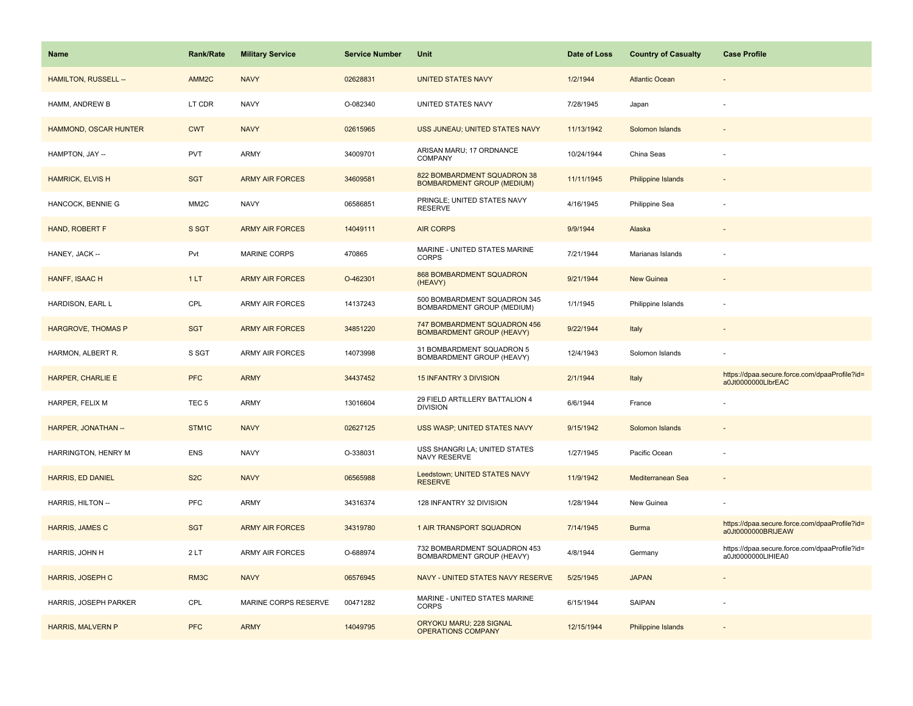| Name | Rank/Rate | Military Service | Service Number | Unit | Date of Loss | Country of Casualty | Case Profile |
|---|---|---|---|---|---|---|---|
| HAMILTON, RUSSELL -- | AMM2C | NAVY | 02628831 | UNITED STATES NAVY | 1/2/1944 | Atlantic Ocean | - |
| HAMM, ANDREW B | LT CDR | NAVY | O-082340 | UNITED STATES NAVY | 7/28/1945 | Japan | - |
| HAMMOND, OSCAR HUNTER | CWT | NAVY | 02615965 | USS JUNEAU; UNITED STATES NAVY | 11/13/1942 | Solomon Islands | - |
| HAMPTON, JAY -- | PVT | ARMY | 34009701 | ARISAN MARU; 17 ORDNANCE COMPANY | 10/24/1944 | China Seas | - |
| HAMRICK, ELVIS H | SGT | ARMY AIR FORCES | 34609581 | 822 BOMBARDMENT SQUADRON 38 BOMBARDMENT GROUP (MEDIUM) | 11/11/1945 | Philippine Islands | - |
| HANCOCK, BENNIE G | MM2C | NAVY | 06586851 | PRINGLE; UNITED STATES NAVY RESERVE | 4/16/1945 | Philippine Sea | - |
| HAND, ROBERT F | S SGT | ARMY AIR FORCES | 14049111 | AIR CORPS | 9/9/1944 | Alaska | - |
| HANEY, JACK -- | Pvt | MARINE CORPS | 470865 | MARINE - UNITED STATES MARINE CORPS | 7/21/1944 | Marianas Islands | - |
| HANFF, ISAAC H | 1 LT | ARMY AIR FORCES | O-462301 | 868 BOMBARDMENT SQUADRON (HEAVY) | 9/21/1944 | New Guinea | - |
| HARDISON, EARL L | CPL | ARMY AIR FORCES | 14137243 | 500 BOMBARDMENT SQUADRON 345 BOMBARDMENT GROUP (MEDIUM) | 1/1/1945 | Philippine Islands | - |
| HARGROVE, THOMAS P | SGT | ARMY AIR FORCES | 34851220 | 747 BOMBARDMENT SQUADRON 456 BOMBARDMENT GROUP (HEAVY) | 9/22/1944 | Italy | - |
| HARMON, ALBERT R. | S SGT | ARMY AIR FORCES | 14073998 | 31 BOMBARDMENT SQUADRON 5 BOMBARDMENT GROUP (HEAVY) | 12/4/1943 | Solomon Islands | - |
| HARPER, CHARLIE E | PFC | ARMY | 34437452 | 15 INFANTRY 3 DIVISION | 2/1/1944 | Italy | https://dpaa.secure.force.com/dpaaProfile?id=a0Jt0000000LIbrEAC |
| HARPER, FELIX M | TEC 5 | ARMY | 13016604 | 29 FIELD ARTILLERY BATTALION 4 DIVISION | 6/6/1944 | France | - |
| HARPER, JONATHAN -- | STM1C | NAVY | 02627125 | USS WASP; UNITED STATES NAVY | 9/15/1942 | Solomon Islands | - |
| HARRINGTON, HENRY M | ENS | NAVY | O-338031 | USS SHANGRI LA; UNITED STATES NAVY RESERVE | 1/27/1945 | Pacific Ocean | - |
| HARRIS, ED DANIEL | S2C | NAVY | 06565988 | Leedstown; UNITED STATES NAVY RESERVE | 11/9/1942 | Mediterranean Sea | - |
| HARRIS, HILTON -- | PFC | ARMY | 34316374 | 128 INFANTRY 32 DIVISION | 1/28/1944 | New Guinea | - |
| HARRIS, JAMES C | SGT | ARMY AIR FORCES | 34319780 | 1 AIR TRANSPORT SQUADRON | 7/14/1945 | Burma | https://dpaa.secure.force.com/dpaaProfile?id=a0Jt0000000BRIJEAW |
| HARRIS, JOHN H | 2 LT | ARMY AIR FORCES | O-688974 | 732 BOMBARDMENT SQUADRON 453 BOMBARDMENT GROUP (HEAVY) | 4/8/1944 | Germany | https://dpaa.secure.force.com/dpaaProfile?id=a0Jt0000000LIHIEA0 |
| HARRIS, JOSEPH C | RM3C | NAVY | 06576945 | NAVY - UNITED STATES NAVY RESERVE | 5/25/1945 | JAPAN | - |
| HARRIS, JOSEPH PARKER | CPL | MARINE CORPS RESERVE | 00471282 | MARINE - UNITED STATES MARINE CORPS | 6/15/1944 | SAIPAN | - |
| HARRIS, MALVERN P | PFC | ARMY | 14049795 | ORYOKU MARU; 228 SIGNAL OPERATIONS COMPANY | 12/15/1944 | Philippine Islands | - |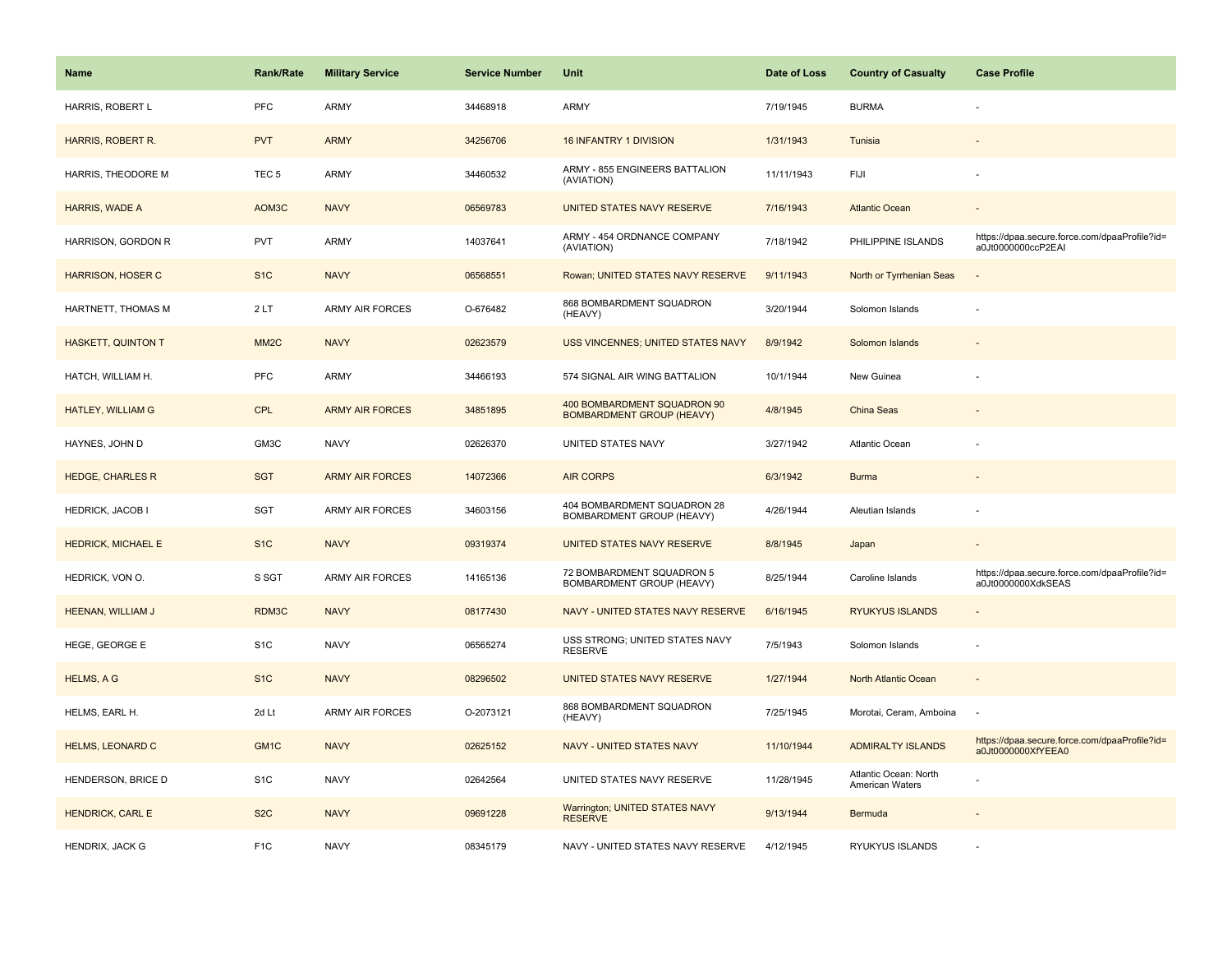| Name | Rank/Rate | Military Service | Service Number | Unit | Date of Loss | Country of Casualty | Case Profile |
|---|---|---|---|---|---|---|---|
| HARRIS, ROBERT L | PFC | ARMY | 34468918 | ARMY | 7/19/1945 | BURMA | - |
| HARRIS, ROBERT R. | PVT | ARMY | 34256706 | 16 INFANTRY 1 DIVISION | 1/31/1943 | Tunisia | - |
| HARRIS, THEODORE M | TEC 5 | ARMY | 34460532 | ARMY - 855 ENGINEERS BATTALION (AVIATION) | 11/11/1943 | FIJI | - |
| HARRIS, WADE A | AOM3C | NAVY | 06569783 | UNITED STATES NAVY RESERVE | 7/16/1943 | Atlantic Ocean | - |
| HARRISON, GORDON R | PVT | ARMY | 14037641 | ARMY - 454 ORDNANCE COMPANY (AVIATION) | 7/18/1942 | PHILIPPINE ISLANDS | https://dpaa.secure.force.com/dpaaProfile?id=a0Jt0000000ccP2EAI |
| HARRISON, HOSER C | S1C | NAVY | 06568551 | Rowan; UNITED STATES NAVY RESERVE | 9/11/1943 | North or Tyrrhenian Seas | - |
| HARTNETT, THOMAS M | 2 LT | ARMY AIR FORCES | O-676482 | 868 BOMBARDMENT SQUADRON (HEAVY) | 3/20/1944 | Solomon Islands | - |
| HASKETT, QUINTON T | MM2C | NAVY | 02623579 | USS VINCENNES; UNITED STATES NAVY | 8/9/1942 | Solomon Islands | - |
| HATCH, WILLIAM H. | PFC | ARMY | 34466193 | 574 SIGNAL AIR WING BATTALION | 10/1/1944 | New Guinea | - |
| HATLEY, WILLIAM G | CPL | ARMY AIR FORCES | 34851895 | 400 BOMBARDMENT SQUADRON 90 BOMBARDMENT GROUP (HEAVY) | 4/8/1945 | China Seas | - |
| HAYNES, JOHN D | GM3C | NAVY | 02626370 | UNITED STATES NAVY | 3/27/1942 | Atlantic Ocean | - |
| HEDGE, CHARLES R | SGT | ARMY AIR FORCES | 14072366 | AIR CORPS | 6/3/1942 | Burma | - |
| HEDRICK, JACOB I | SGT | ARMY AIR FORCES | 34603156 | 404 BOMBARDMENT SQUADRON 28 BOMBARDMENT GROUP (HEAVY) | 4/26/1944 | Aleutian Islands | - |
| HEDRICK, MICHAEL E | S1C | NAVY | 09319374 | UNITED STATES NAVY RESERVE | 8/8/1945 | Japan | - |
| HEDRICK, VON O. | S SGT | ARMY AIR FORCES | 14165136 | 72 BOMBARDMENT SQUADRON 5 BOMBARDMENT GROUP (HEAVY) | 8/25/1944 | Caroline Islands | https://dpaa.secure.force.com/dpaaProfile?id=a0Jt0000000XdkSEAS |
| HEENAN, WILLIAM J | RDM3C | NAVY | 08177430 | NAVY - UNITED STATES NAVY RESERVE | 6/16/1945 | RYUKYUS ISLANDS | - |
| HEGE, GEORGE E | S1C | NAVY | 06565274 | USS STRONG; UNITED STATES NAVY RESERVE | 7/5/1943 | Solomon Islands | - |
| HELMS, A G | S1C | NAVY | 08296502 | UNITED STATES NAVY RESERVE | 1/27/1944 | North Atlantic Ocean | - |
| HELMS, EARL H. | 2d Lt | ARMY AIR FORCES | O-2073121 | 868 BOMBARDMENT SQUADRON (HEAVY) | 7/25/1945 | Morotai, Ceram, Amboina | - |
| HELMS, LEONARD C | GM1C | NAVY | 02625152 | NAVY - UNITED STATES NAVY | 11/10/1944 | ADMIRALTY ISLANDS | https://dpaa.secure.force.com/dpaaProfile?id=a0Jt0000000XfYEEA0 |
| HENDERSON, BRICE D | S1C | NAVY | 02642564 | UNITED STATES NAVY RESERVE | 11/28/1945 | Atlantic Ocean: North American Waters | - |
| HENDRICK, CARL E | S2C | NAVY | 09691228 | Warrington; UNITED STATES NAVY RESERVE | 9/13/1944 | Bermuda | - |
| HENDRIX, JACK G | F1C | NAVY | 08345179 | NAVY - UNITED STATES NAVY RESERVE | 4/12/1945 | RYUKYUS ISLANDS | - |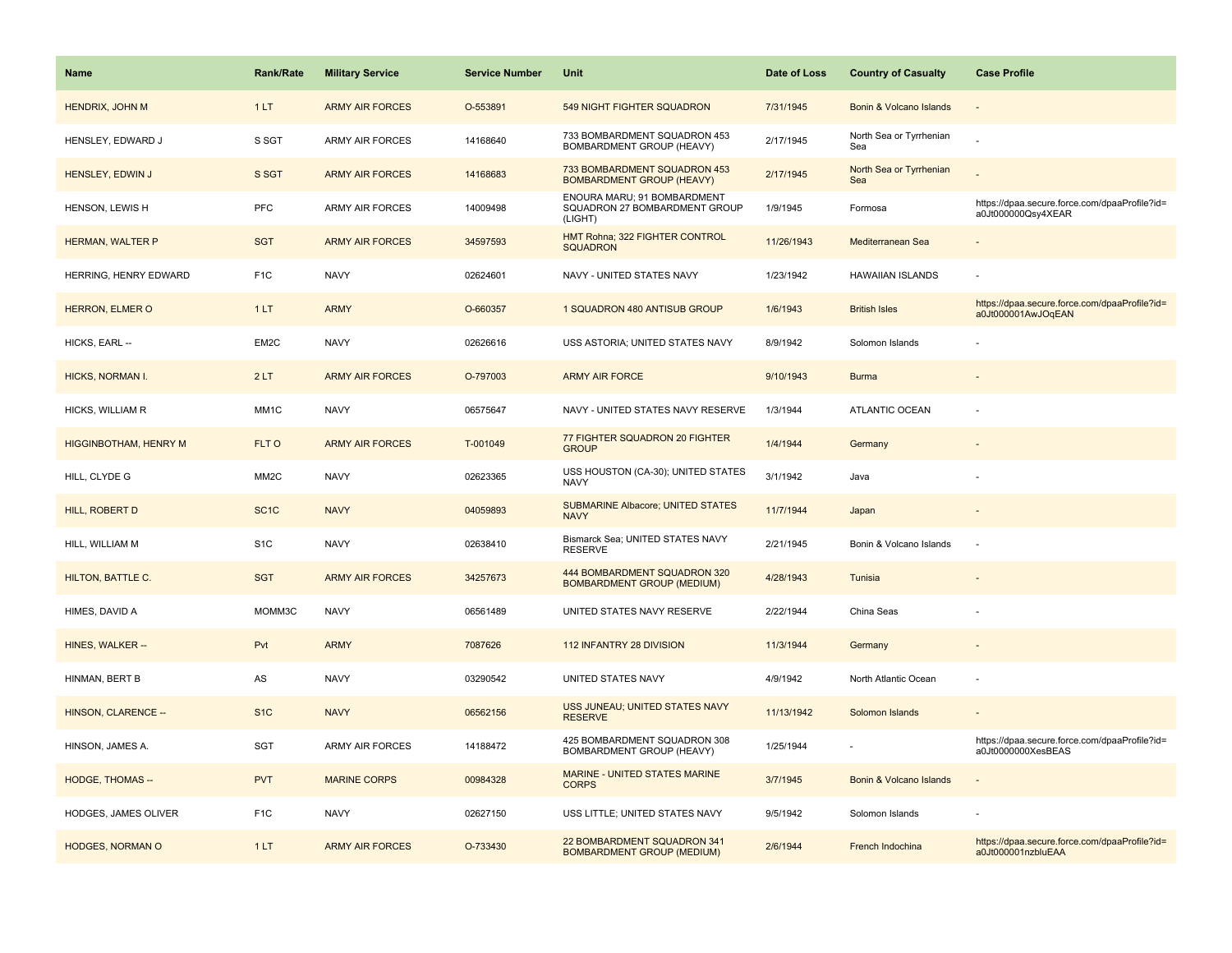| Name | Rank/Rate | Military Service | Service Number | Unit | Date of Loss | Country of Casualty | Case Profile |
|---|---|---|---|---|---|---|---|
| HENDRIX, JOHN M | 1 LT | ARMY AIR FORCES | O-553891 | 549 NIGHT FIGHTER SQUADRON | 7/31/1945 | Bonin & Volcano Islands | - |
| HENSLEY, EDWARD J | S SGT | ARMY AIR FORCES | 14168640 | 733 BOMBARDMENT SQUADRON 453 BOMBARDMENT GROUP (HEAVY) | 2/17/1945 | North Sea or Tyrrhenian Sea | - |
| HENSLEY, EDWIN J | S SGT | ARMY AIR FORCES | 14168683 | 733 BOMBARDMENT SQUADRON 453 BOMBARDMENT GROUP (HEAVY) | 2/17/1945 | North Sea or Tyrrhenian Sea | - |
| HENSON, LEWIS H | PFC | ARMY AIR FORCES | 14009498 | ENOURA MARU; 91 BOMBARDMENT SQUADRON 27 BOMBARDMENT GROUP (LIGHT) | 1/9/1945 | Formosa | https://dpaa.secure.force.com/dpaaProfile?id=a0Jt000000Qsy4XEAR |
| HERMAN, WALTER P | SGT | ARMY AIR FORCES | 34597593 | HMT Rohna; 322 FIGHTER CONTROL SQUADRON | 11/26/1943 | Mediterranean Sea | - |
| HERRING, HENRY EDWARD | F1C | NAVY | 02624601 | NAVY - UNITED STATES NAVY | 1/23/1942 | HAWAIIAN ISLANDS | - |
| HERRON, ELMER O | 1 LT | ARMY | O-660357 | 1 SQUADRON 480 ANTISUB GROUP | 1/6/1943 | British Isles | https://dpaa.secure.force.com/dpaaProfile?id=a0Jt000001AwJOqEAN |
| HICKS, EARL -- | EM2C | NAVY | 02626616 | USS ASTORIA; UNITED STATES NAVY | 8/9/1942 | Solomon Islands | - |
| HICKS, NORMAN I. | 2 LT | ARMY AIR FORCES | O-797003 | ARMY AIR FORCE | 9/10/1943 | Burma | - |
| HICKS, WILLIAM R | MM1C | NAVY | 06575647 | NAVY - UNITED STATES NAVY RESERVE | 1/3/1944 | ATLANTIC OCEAN | - |
| HIGGINBOTHAM, HENRY M | FLT O | ARMY AIR FORCES | T-001049 | 77 FIGHTER SQUADRON 20 FIGHTER GROUP | 1/4/1944 | Germany | - |
| HILL, CLYDE G | MM2C | NAVY | 02623365 | USS HOUSTON (CA-30); UNITED STATES NAVY | 3/1/1942 | Java | - |
| HILL, ROBERT D | SC1C | NAVY | 04059893 | SUBMARINE Albacore; UNITED STATES NAVY | 11/7/1944 | Japan | - |
| HILL, WILLIAM M | S1C | NAVY | 02638410 | Bismarck Sea; UNITED STATES NAVY RESERVE | 2/21/1945 | Bonin & Volcano Islands | - |
| HILTON, BATTLE C. | SGT | ARMY AIR FORCES | 34257673 | 444 BOMBARDMENT SQUADRON 320 BOMBARDMENT GROUP (MEDIUM) | 4/28/1943 | Tunisia | - |
| HIMES, DAVID A | MOMM3C | NAVY | 06561489 | UNITED STATES NAVY RESERVE | 2/22/1944 | China Seas | - |
| HINES, WALKER -- | Pvt | ARMY | 7087626 | 112 INFANTRY 28 DIVISION | 11/3/1944 | Germany | - |
| HINMAN, BERT B | AS | NAVY | 03290542 | UNITED STATES NAVY | 4/9/1942 | North Atlantic Ocean | - |
| HINSON, CLARENCE -- | S1C | NAVY | 06562156 | USS JUNEAU; UNITED STATES NAVY RESERVE | 11/13/1942 | Solomon Islands | - |
| HINSON, JAMES A. | SGT | ARMY AIR FORCES | 14188472 | 425 BOMBARDMENT SQUADRON 308 BOMBARDMENT GROUP (HEAVY) | 1/25/1944 | - | https://dpaa.secure.force.com/dpaaProfile?id=a0Jt0000000XesBEAS |
| HODGE, THOMAS -- | PVT | MARINE CORPS | 00984328 | MARINE - UNITED STATES MARINE CORPS | 3/7/1945 | Bonin & Volcano Islands | - |
| HODGES, JAMES OLIVER | F1C | NAVY | 02627150 | USS LITTLE; UNITED STATES NAVY | 9/5/1942 | Solomon Islands | - |
| HODGES, NORMAN O | 1 LT | ARMY AIR FORCES | O-733430 | 22 BOMBARDMENT SQUADRON 341 BOMBARDMENT GROUP (MEDIUM) | 2/6/1944 | French Indochina | https://dpaa.secure.force.com/dpaaProfile?id=a0Jt000001nzbluEAA |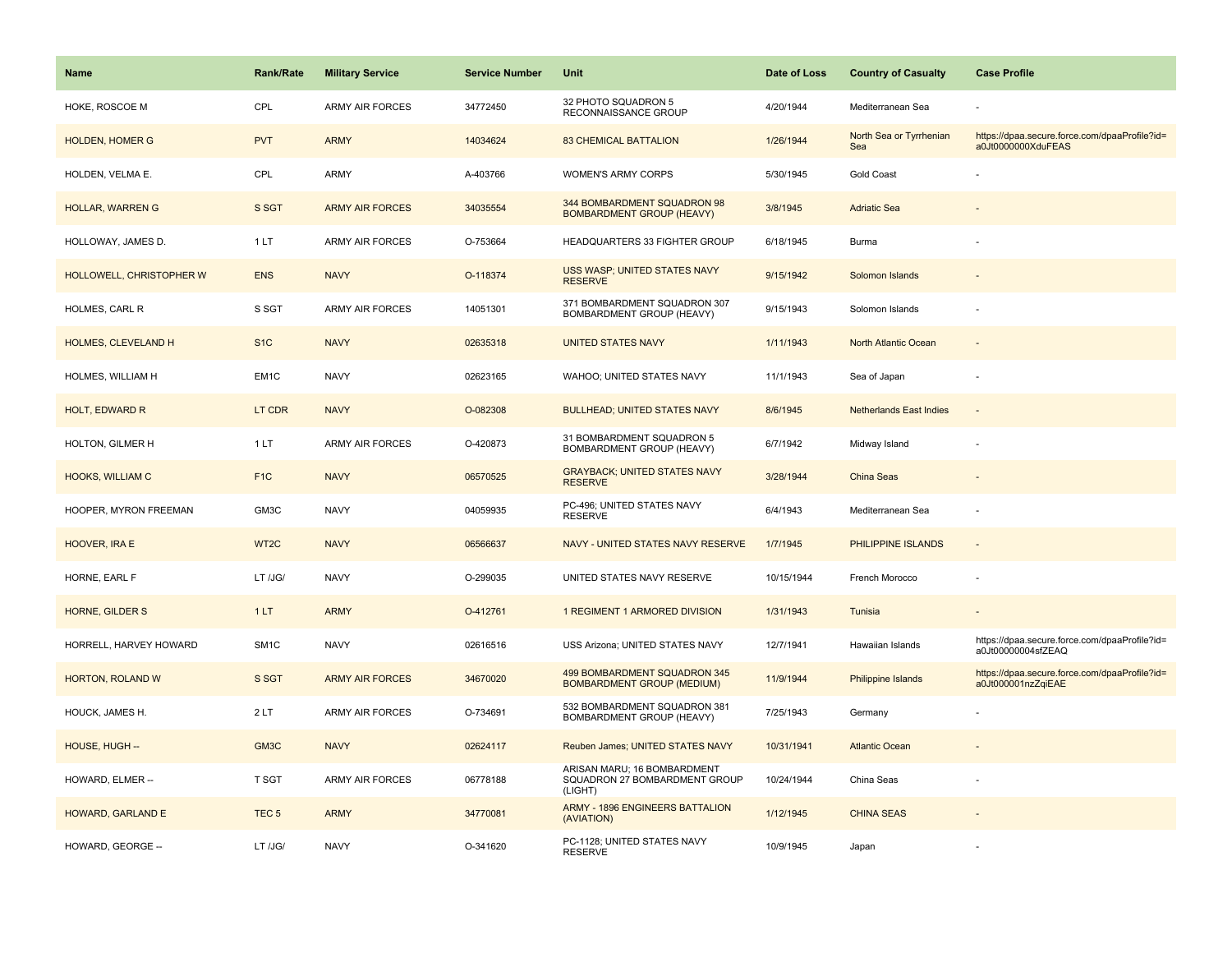| Name | Rank/Rate | Military Service | Service Number | Unit | Date of Loss | Country of Casualty | Case Profile |
| --- | --- | --- | --- | --- | --- | --- | --- |
| HOKE, ROSCOE M | CPL | ARMY AIR FORCES | 34772450 | 32 PHOTO SQUADRON 5 RECONNAISSANCE GROUP | 4/20/1944 | Mediterranean Sea | - |
| HOLDEN, HOMER G | PVT | ARMY | 14034624 | 83 CHEMICAL BATTALION | 1/26/1944 | North Sea or Tyrrhenian Sea | https://dpaa.secure.force.com/dpaaProfile?id=a0Jt0000000XduFEAS |
| HOLDEN, VELMA E. | CPL | ARMY | A-403766 | WOMEN'S ARMY CORPS | 5/30/1945 | Gold Coast | - |
| HOLLAR, WARREN G | S SGT | ARMY AIR FORCES | 34035554 | 344 BOMBARDMENT SQUADRON 98 BOMBARDMENT GROUP (HEAVY) | 3/8/1945 | Adriatic Sea | - |
| HOLLOWAY, JAMES D. | 1 LT | ARMY AIR FORCES | O-753664 | HEADQUARTERS 33 FIGHTER GROUP | 6/18/1945 | Burma | - |
| HOLLOWELL, CHRISTOPHER W | ENS | NAVY | O-118374 | USS WASP; UNITED STATES NAVY RESERVE | 9/15/1942 | Solomon Islands | - |
| HOLMES, CARL R | S SGT | ARMY AIR FORCES | 14051301 | 371 BOMBARDMENT SQUADRON 307 BOMBARDMENT GROUP (HEAVY) | 9/15/1943 | Solomon Islands | - |
| HOLMES, CLEVELAND H | S1C | NAVY | 02635318 | UNITED STATES NAVY | 1/11/1943 | North Atlantic Ocean | - |
| HOLMES, WILLIAM H | EM1C | NAVY | 02623165 | WAHOO; UNITED STATES NAVY | 11/1/1943 | Sea of Japan | - |
| HOLT, EDWARD R | LT CDR | NAVY | O-082308 | BULLHEAD; UNITED STATES NAVY | 8/6/1945 | Netherlands East Indies | - |
| HOLTON, GILMER H | 1 LT | ARMY AIR FORCES | O-420873 | 31 BOMBARDMENT SQUADRON 5 BOMBARDMENT GROUP (HEAVY) | 6/7/1942 | Midway Island | - |
| HOOKS, WILLIAM C | F1C | NAVY | 06570525 | GRAYBACK; UNITED STATES NAVY RESERVE | 3/28/1944 | China Seas | - |
| HOOPER, MYRON FREEMAN | GM3C | NAVY | 04059935 | PC-496; UNITED STATES NAVY RESERVE | 6/4/1943 | Mediterranean Sea | - |
| HOOVER, IRA E | WT2C | NAVY | 06566637 | NAVY - UNITED STATES NAVY RESERVE | 1/7/1945 | PHILIPPINE ISLANDS | - |
| HORNE, EARL F | LT /JG/ | NAVY | O-299035 | UNITED STATES NAVY RESERVE | 10/15/1944 | French Morocco | - |
| HORNE, GILDER S | 1 LT | ARMY | O-412761 | 1 REGIMENT 1 ARMORED DIVISION | 1/31/1943 | Tunisia | - |
| HORRELL, HARVEY HOWARD | SM1C | NAVY | 02616516 | USS Arizona; UNITED STATES NAVY | 12/7/1941 | Hawaiian Islands | https://dpaa.secure.force.com/dpaaProfile?id=a0Jt00000004sfZEAQ |
| HORTON, ROLAND W | S SGT | ARMY AIR FORCES | 34670020 | 499 BOMBARDMENT SQUADRON 345 BOMBARDMENT GROUP (MEDIUM) | 11/9/1944 | Philippine Islands | https://dpaa.secure.force.com/dpaaProfile?id=a0Jt000001nzZqiEAE |
| HOUCK, JAMES H. | 2 LT | ARMY AIR FORCES | O-734691 | 532 BOMBARDMENT SQUADRON 381 BOMBARDMENT GROUP (HEAVY) | 7/25/1943 | Germany | - |
| HOUSE, HUGH -- | GM3C | NAVY | 02624117 | Reuben James; UNITED STATES NAVY | 10/31/1941 | Atlantic Ocean | - |
| HOWARD, ELMER -- | T SGT | ARMY AIR FORCES | 06778188 | ARISAN MARU; 16 BOMBARDMENT SQUADRON 27 BOMBARDMENT GROUP (LIGHT) | 10/24/1944 | China Seas | - |
| HOWARD, GARLAND E | TEC 5 | ARMY | 34770081 | ARMY - 1896 ENGINEERS BATTALION (AVIATION) | 1/12/1945 | CHINA SEAS | - |
| HOWARD, GEORGE -- | LT /JG/ | NAVY | O-341620 | PC-1128; UNITED STATES NAVY RESERVE | 10/9/1945 | Japan | - |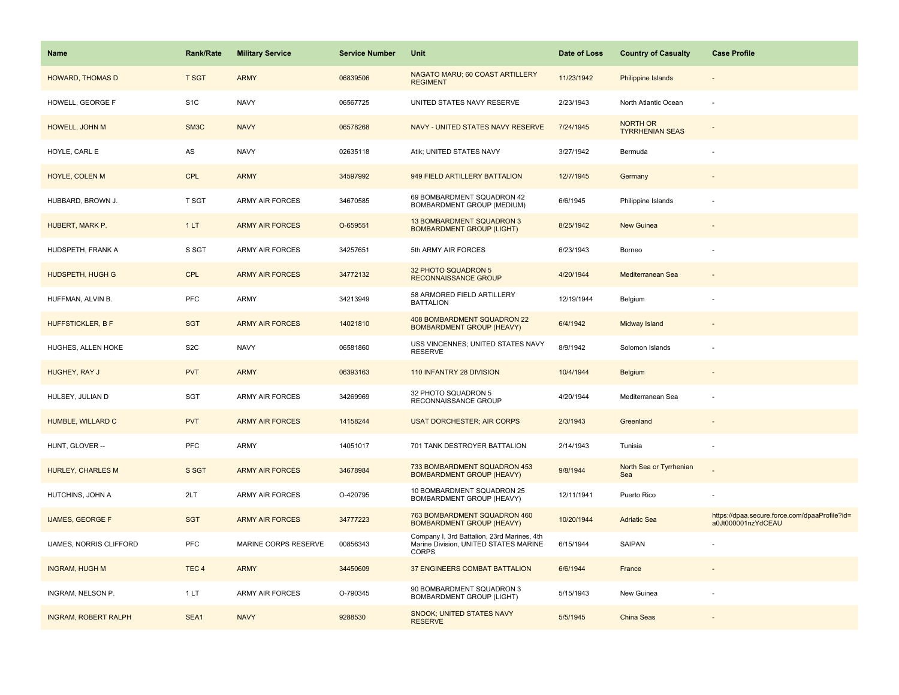| Name | Rank/Rate | Military Service | Service Number | Unit | Date of Loss | Country of Casualty | Case Profile |
| --- | --- | --- | --- | --- | --- | --- | --- |
| HOWARD, THOMAS D | T SGT | ARMY | 06839506 | NAGATO MARU; 60 COAST ARTILLERY REGIMENT | 11/23/1942 | Philippine Islands | - |
| HOWELL, GEORGE F | S1C | NAVY | 06567725 | UNITED STATES NAVY RESERVE | 2/23/1943 | North Atlantic Ocean | - |
| HOWELL, JOHN M | SM3C | NAVY | 06578268 | NAVY - UNITED STATES NAVY RESERVE | 7/24/1945 | NORTH OR TYRRHENIAN SEAS | - |
| HOYLE, CARL E | AS | NAVY | 02635118 | Atik; UNITED STATES NAVY | 3/27/1942 | Bermuda | - |
| HOYLE, COLEN M | CPL | ARMY | 34597992 | 949 FIELD ARTILLERY BATTALION | 12/7/1945 | Germany | - |
| HUBBARD, BROWN J. | T SGT | ARMY AIR FORCES | 34670585 | 69 BOMBARDMENT SQUADRON 42 BOMBARDMENT GROUP (MEDIUM) | 6/6/1945 | Philippine Islands | - |
| HUBERT, MARK P. | 1 LT | ARMY AIR FORCES | O-659551 | 13 BOMBARDMENT SQUADRON 3 BOMBARDMENT GROUP (LIGHT) | 8/25/1942 | New Guinea | - |
| HUDSPETH, FRANK A | S SGT | ARMY AIR FORCES | 34257651 | 5th ARMY AIR FORCES | 6/23/1943 | Borneo | - |
| HUDSPETH, HUGH G | CPL | ARMY AIR FORCES | 34772132 | 32 PHOTO SQUADRON 5 RECONNAISSANCE GROUP | 4/20/1944 | Mediterranean Sea | - |
| HUFFMAN, ALVIN B. | PFC | ARMY | 34213949 | 58 ARMORED FIELD ARTILLERY BATTALION | 12/19/1944 | Belgium | - |
| HUFFSTICKLER, B F | SGT | ARMY AIR FORCES | 14021810 | 408 BOMBARDMENT SQUADRON 22 BOMBARDMENT GROUP (HEAVY) | 6/4/1942 | Midway Island | - |
| HUGHES, ALLEN HOKE | S2C | NAVY | 06581860 | USS VINCENNES; UNITED STATES NAVY RESERVE | 8/9/1942 | Solomon Islands | - |
| HUGHEY, RAY J | PVT | ARMY | 06393163 | 110 INFANTRY 28 DIVISION | 10/4/1944 | Belgium | - |
| HULSEY, JULIAN D | SGT | ARMY AIR FORCES | 34269969 | 32 PHOTO SQUADRON 5 RECONNAISSANCE GROUP | 4/20/1944 | Mediterranean Sea | - |
| HUMBLE, WILLARD C | PVT | ARMY AIR FORCES | 14158244 | USAT DORCHESTER; AIR CORPS | 2/3/1943 | Greenland | - |
| HUNT, GLOVER -- | PFC | ARMY | 14051017 | 701 TANK DESTROYER BATTALION | 2/14/1943 | Tunisia | - |
| HURLEY, CHARLES M | S SGT | ARMY AIR FORCES | 34678984 | 733 BOMBARDMENT SQUADRON 453 BOMBARDMENT GROUP (HEAVY) | 9/8/1944 | North Sea or Tyrrhenian Sea | - |
| HUTCHINS, JOHN A | 2LT | ARMY AIR FORCES | O-420795 | 10 BOMBARDMENT SQUADRON 25 BOMBARDMENT GROUP (HEAVY) | 12/11/1941 | Puerto Rico | - |
| IJAMES, GEORGE F | SGT | ARMY AIR FORCES | 34777223 | 763 BOMBARDMENT SQUADRON 460 BOMBARDMENT GROUP (HEAVY) | 10/20/1944 | Adriatic Sea | https://dpaa.secure.force.com/dpaaProfile?id=a0Jt000001nzYdCEAU |
| IJAMES, NORRIS CLIFFORD | PFC | MARINE CORPS RESERVE | 00856343 | Company I, 3rd Battalion, 23rd Marines, 4th Marine Division, UNITED STATES MARINE CORPS | 6/15/1944 | SAIPAN | - |
| INGRAM, HUGH M | TEC 4 | ARMY | 34450609 | 37 ENGINEERS COMBAT BATTALION | 6/6/1944 | France | - |
| INGRAM, NELSON P. | 1 LT | ARMY AIR FORCES | O-790345 | 90 BOMBARDMENT SQUADRON 3 BOMBARDMENT GROUP (LIGHT) | 5/15/1943 | New Guinea | - |
| INGRAM, ROBERT RALPH | SEA1 | NAVY | 9288530 | SNOOK; UNITED STATES NAVY RESERVE | 5/5/1945 | China Seas | - |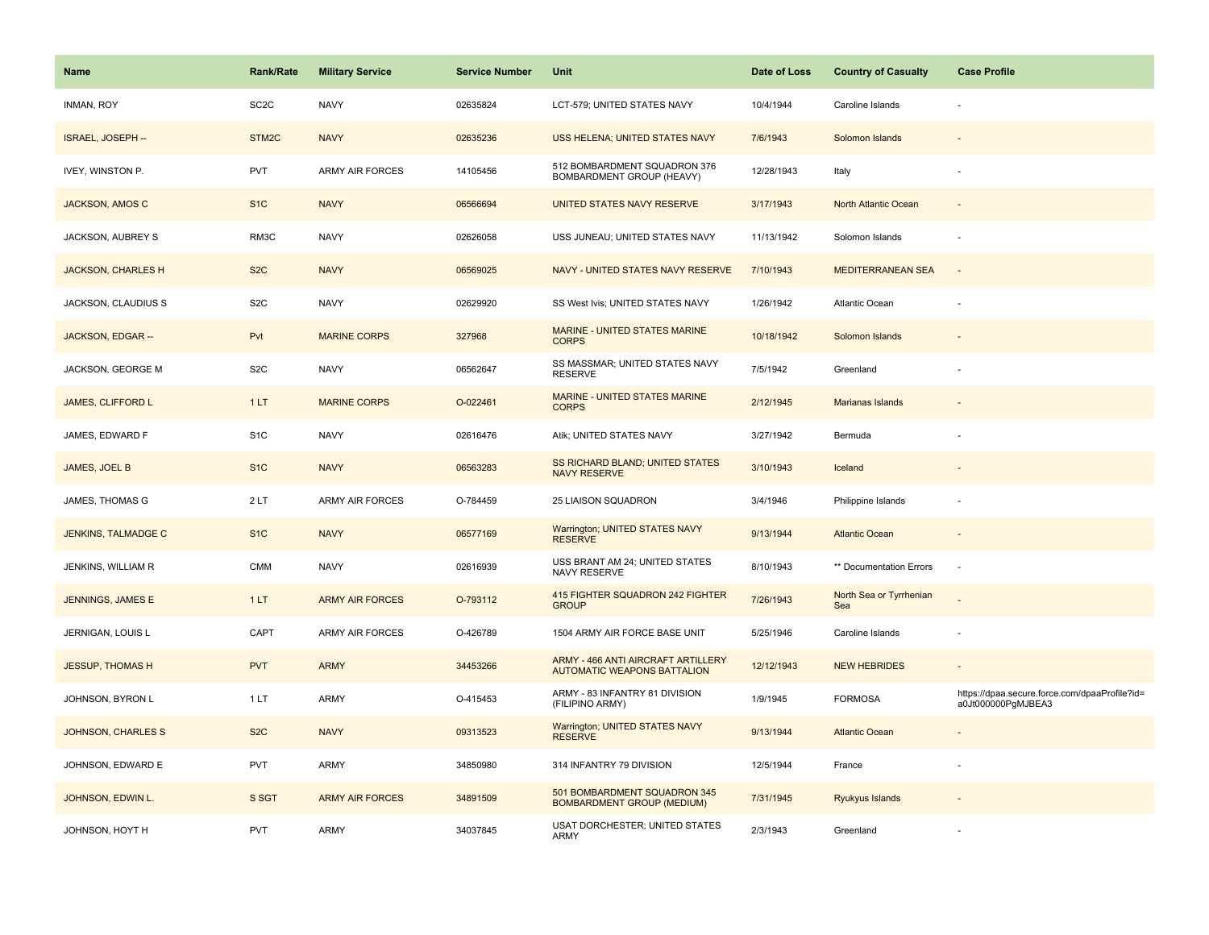| Name | Rank/Rate | Military Service | Service Number | Unit | Date of Loss | Country of Casualty | Case Profile |
|---|---|---|---|---|---|---|---|
| INMAN, ROY | SC2C | NAVY | 02635824 | LCT-579; UNITED STATES NAVY | 10/4/1944 | Caroline Islands | - |
| ISRAEL, JOSEPH -- | STM2C | NAVY | 02635236 | USS HELENA; UNITED STATES NAVY | 7/6/1943 | Solomon Islands | - |
| IVEY, WINSTON P. | PVT | ARMY AIR FORCES | 14105456 | 512 BOMBARDMENT SQUADRON 376 BOMBARDMENT GROUP (HEAVY) | 12/28/1943 | Italy | - |
| JACKSON, AMOS C | S1C | NAVY | 06566694 | UNITED STATES NAVY RESERVE | 3/17/1943 | North Atlantic Ocean | - |
| JACKSON, AUBREY S | RM3C | NAVY | 02626058 | USS JUNEAU; UNITED STATES NAVY | 11/13/1942 | Solomon Islands | - |
| JACKSON, CHARLES H | S2C | NAVY | 06569025 | NAVY - UNITED STATES NAVY RESERVE | 7/10/1943 | MEDITERRANEAN SEA | - |
| JACKSON, CLAUDIUS S | S2C | NAVY | 02629920 | SS West Ivis; UNITED STATES NAVY | 1/26/1942 | Atlantic Ocean | - |
| JACKSON, EDGAR -- | Pvt | MARINE CORPS | 327968 | MARINE - UNITED STATES MARINE CORPS | 10/18/1942 | Solomon Islands | - |
| JACKSON, GEORGE M | S2C | NAVY | 06562647 | SS MASSMAR; UNITED STATES NAVY RESERVE | 7/5/1942 | Greenland | - |
| JAMES, CLIFFORD L | 1 LT | MARINE CORPS | O-022461 | MARINE - UNITED STATES MARINE CORPS | 2/12/1945 | Marianas Islands | - |
| JAMES, EDWARD F | S1C | NAVY | 02616476 | Atik; UNITED STATES NAVY | 3/27/1942 | Bermuda | - |
| JAMES, JOEL B | S1C | NAVY | 06563283 | SS RICHARD BLAND; UNITED STATES NAVY RESERVE | 3/10/1943 | Iceland | - |
| JAMES, THOMAS G | 2 LT | ARMY AIR FORCES | O-784459 | 25 LIAISON SQUADRON | 3/4/1946 | Philippine Islands | - |
| JENKINS, TALMADGE C | S1C | NAVY | 06577169 | Warrington; UNITED STATES NAVY RESERVE | 9/13/1944 | Atlantic Ocean | - |
| JENKINS, WILLIAM R | CMM | NAVY | 02616939 | USS BRANT AM 24; UNITED STATES NAVY RESERVE | 8/10/1943 | ** Documentation Errors | - |
| JENNINGS, JAMES E | 1 LT | ARMY AIR FORCES | O-793112 | 415 FIGHTER SQUADRON 242 FIGHTER GROUP | 7/26/1943 | North Sea or Tyrrhenian Sea | - |
| JERNIGAN, LOUIS L | CAPT | ARMY AIR FORCES | O-426789 | 1504 ARMY AIR FORCE BASE UNIT | 5/25/1946 | Caroline Islands | - |
| JESSUP, THOMAS H | PVT | ARMY | 34453266 | ARMY - 466 ANTI AIRCRAFT ARTILLERY AUTOMATIC WEAPONS BATTALION | 12/12/1943 | NEW HEBRIDES | - |
| JOHNSON, BYRON L | 1 LT | ARMY | O-415453 | ARMY - 83 INFANTRY 81 DIVISION (FILIPINO ARMY) | 1/9/1945 | FORMOSA | https://dpaa.secure.force.com/dpaaProfile?id=a0Jt000000PgMJBEA3 |
| JOHNSON, CHARLES S | S2C | NAVY | 09313523 | Warrington; UNITED STATES NAVY RESERVE | 9/13/1944 | Atlantic Ocean | - |
| JOHNSON, EDWARD E | PVT | ARMY | 34850980 | 314 INFANTRY 79 DIVISION | 12/5/1944 | France | - |
| JOHNSON, EDWIN L. | S SGT | ARMY AIR FORCES | 34891509 | 501 BOMBARDMENT SQUADRON 345 BOMBARDMENT GROUP (MEDIUM) | 7/31/1945 | Ryukyus Islands | - |
| JOHNSON, HOYT H | PVT | ARMY | 34037845 | USAT DORCHESTER; UNITED STATES ARMY | 2/3/1943 | Greenland | - |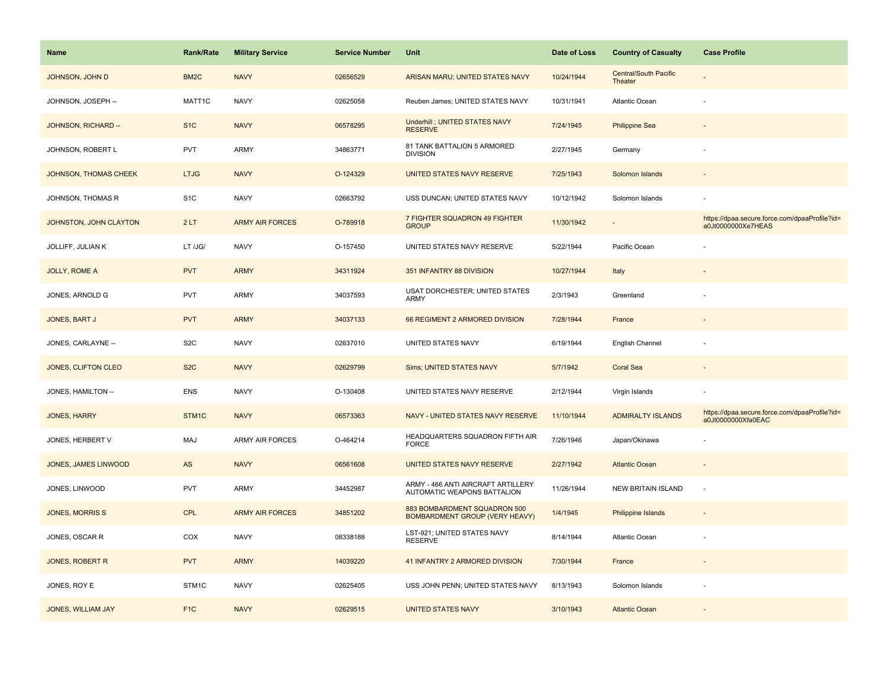| Name | Rank/Rate | Military Service | Service Number | Unit | Date of Loss | Country of Casualty | Case Profile |
|---|---|---|---|---|---|---|---|
| JOHNSON, JOHN D | BM2C | NAVY | 02656529 | ARISAN MARU; UNITED STATES NAVY | 10/24/1944 | Central/South Pacific Theater | - |
| JOHNSON, JOSEPH -- | MATT1C | NAVY | 02625058 | Reuben James; UNITED STATES NAVY | 10/31/1941 | Atlantic Ocean | - |
| JOHNSON, RICHARD -- | S1C | NAVY | 06578295 | Underhill ; UNITED STATES NAVY RESERVE | 7/24/1945 | Philippine Sea | - |
| JOHNSON, ROBERT L | PVT | ARMY | 34863771 | 81 TANK BATTALION 5 ARMORED DIVISION | 2/27/1945 | Germany | - |
| JOHNSON, THOMAS CHEEK | LTJG | NAVY | O-124329 | UNITED STATES NAVY RESERVE | 7/25/1943 | Solomon Islands | - |
| JOHNSON, THOMAS R | S1C | NAVY | 02663792 | USS DUNCAN; UNITED STATES NAVY | 10/12/1942 | Solomon Islands | - |
| JOHNSTON, JOHN CLAYTON | 2 LT | ARMY AIR FORCES | O-789918 | 7 FIGHTER SQUADRON 49 FIGHTER GROUP | 11/30/1942 | - | https://dpaa.secure.force.com/dpaaProfile?id=a0Jt0000000Xe7HEAS |
| JOLLIFF, JULIAN K | LT /JG/ | NAVY | O-157450 | UNITED STATES NAVY RESERVE | 5/22/1944 | Pacific Ocean | - |
| JOLLY, ROME A | PVT | ARMY | 34311924 | 351 INFANTRY 88 DIVISION | 10/27/1944 | Italy | - |
| JONES, ARNOLD G | PVT | ARMY | 34037593 | USAT DORCHESTER; UNITED STATES ARMY | 2/3/1943 | Greenland | - |
| JONES, BART J | PVT | ARMY | 34037133 | 66 REGIMENT 2 ARMORED DIVISION | 7/28/1944 | France | - |
| JONES, CARLAYNE -- | S2C | NAVY | 02637010 | UNITED STATES NAVY | 6/19/1944 | English Channel | - |
| JONES, CLIFTON CLEO | S2C | NAVY | 02629799 | Sims; UNITED STATES NAVY | 5/7/1942 | Coral Sea | - |
| JONES, HAMILTON -- | ENS | NAVY | O-130408 | UNITED STATES NAVY RESERVE | 2/12/1944 | Virgin Islands | - |
| JONES, HARRY | STM1C | NAVY | 06573363 | NAVY - UNITED STATES NAVY RESERVE | 11/10/1944 | ADMIRALTY ISLANDS | https://dpaa.secure.force.com/dpaaProfile?id=a0Jt0000000Xfa0EAC |
| JONES, HERBERT V | MAJ | ARMY AIR FORCES | O-464214 | HEADQUARTERS SQUADRON FIFTH AIR FORCE | 7/26/1946 | Japan/Okinawa | - |
| JONES, JAMES LINWOOD | AS | NAVY | 06561608 | UNITED STATES NAVY RESERVE | 2/27/1942 | Atlantic Ocean | - |
| JONES, LINWOOD | PVT | ARMY | 34452987 | ARMY - 466 ANTI AIRCRAFT ARTILLERY AUTOMATIC WEAPONS BATTALION | 11/26/1944 | NEW BRITAIN ISLAND | - |
| JONES, MORRIS S | CPL | ARMY AIR FORCES | 34851202 | 883 BOMBARDMENT SQUADRON 500 BOMBARDMENT GROUP (VERY HEAVY) | 1/4/1945 | Philippine Islands | - |
| JONES, OSCAR R | COX | NAVY | 08338188 | LST-921; UNITED STATES NAVY RESERVE | 8/14/1944 | Atlantic Ocean | - |
| JONES, ROBERT R | PVT | ARMY | 14039220 | 41 INFANTRY 2 ARMORED DIVISION | 7/30/1944 | France | - |
| JONES, ROY E | STM1C | NAVY | 02625405 | USS JOHN PENN; UNITED STATES NAVY | 8/13/1943 | Solomon Islands | - |
| JONES, WILLIAM JAY | F1C | NAVY | 02629515 | UNITED STATES NAVY | 3/10/1943 | Atlantic Ocean | - |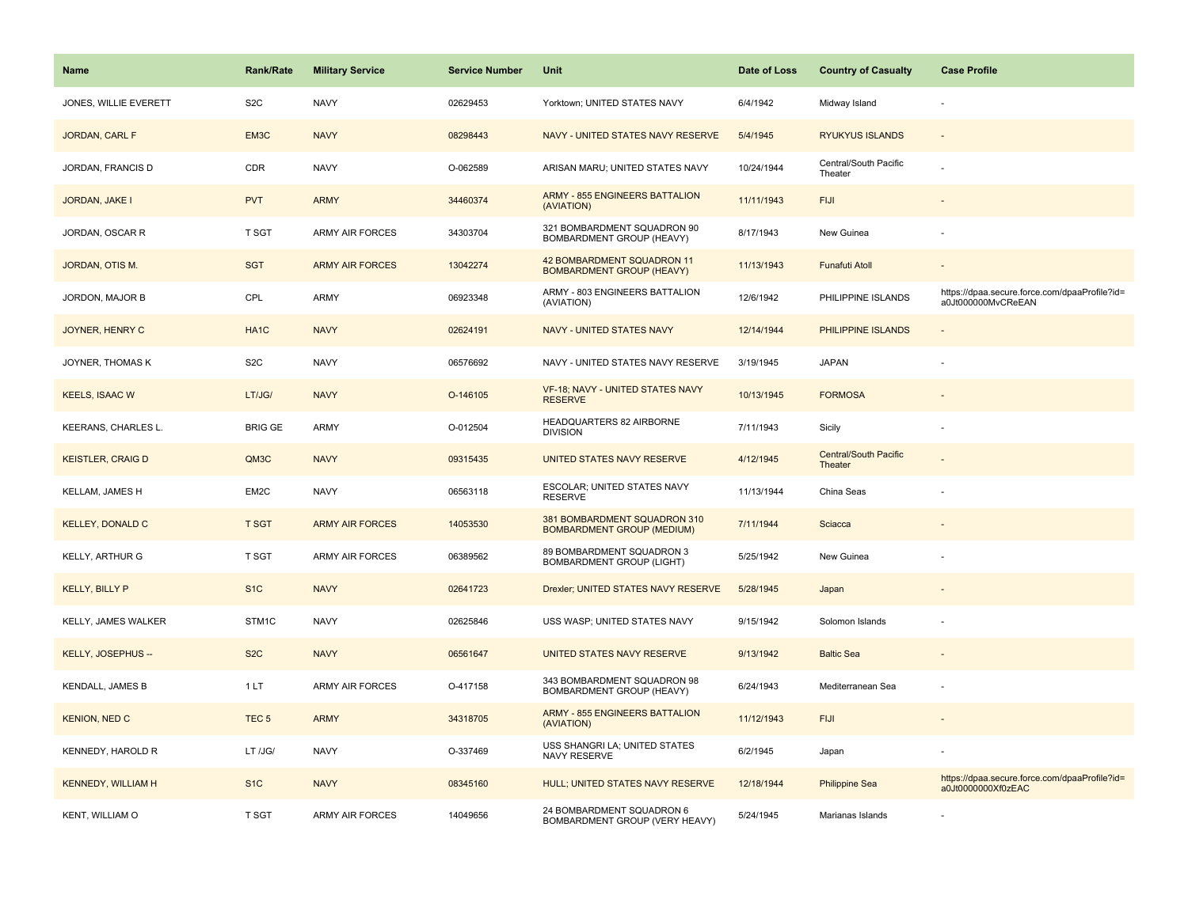| Name | Rank/Rate | Military Service | Service Number | Unit | Date of Loss | Country of Casualty | Case Profile |
| --- | --- | --- | --- | --- | --- | --- | --- |
| JONES, WILLIE EVERETT | S2C | NAVY | 02629453 | Yorktown; UNITED STATES NAVY | 6/4/1942 | Midway Island | - |
| JORDAN, CARL F | EM3C | NAVY | 08298443 | NAVY - UNITED STATES NAVY RESERVE | 5/4/1945 | RYUKYUS ISLANDS | - |
| JORDAN, FRANCIS D | CDR | NAVY | O-062589 | ARISAN MARU; UNITED STATES NAVY | 10/24/1944 | Central/South Pacific Theater | - |
| JORDAN, JAKE I | PVT | ARMY | 34460374 | ARMY - 855 ENGINEERS BATTALION (AVIATION) | 11/11/1943 | FIJI | - |
| JORDAN, OSCAR R | T SGT | ARMY AIR FORCES | 34303704 | 321 BOMBARDMENT SQUADRON 90 BOMBARDMENT GROUP (HEAVY) | 8/17/1943 | New Guinea | - |
| JORDAN, OTIS M. | SGT | ARMY AIR FORCES | 13042274 | 42 BOMBARDMENT SQUADRON 11 BOMBARDMENT GROUP (HEAVY) | 11/13/1943 | Funafuti Atoll | - |
| JORDON, MAJOR B | CPL | ARMY | 06923348 | ARMY - 803 ENGINEERS BATTALION (AVIATION) | 12/6/1942 | PHILIPPINE ISLANDS | https://dpaa.secure.force.com/dpaaProfile?id=a0Jt000000MvCReEAN |
| JOYNER, HENRY C | HA1C | NAVY | 02624191 | NAVY - UNITED STATES NAVY | 12/14/1944 | PHILIPPINE ISLANDS | - |
| JOYNER, THOMAS K | S2C | NAVY | 06576692 | NAVY - UNITED STATES NAVY RESERVE | 3/19/1945 | JAPAN | - |
| KEELS, ISAAC W | LT/JG/ | NAVY | O-146105 | VF-18; NAVY - UNITED STATES NAVY RESERVE | 10/13/1945 | FORMOSA | - |
| KEERANS, CHARLES L. | BRIG GE | ARMY | O-012504 | HEADQUARTERS 82 AIRBORNE DIVISION | 7/11/1943 | Sicily | - |
| KEISTLER, CRAIG D | QM3C | NAVY | 09315435 | UNITED STATES NAVY RESERVE | 4/12/1945 | Central/South Pacific Theater | - |
| KELLAM, JAMES H | EM2C | NAVY | 06563118 | ESCOLAR; UNITED STATES NAVY RESERVE | 11/13/1944 | China Seas | - |
| KELLEY, DONALD C | T SGT | ARMY AIR FORCES | 14053530 | 381 BOMBARDMENT SQUADRON 310 BOMBARDMENT GROUP (MEDIUM) | 7/11/1944 | Sciacca | - |
| KELLY, ARTHUR G | T SGT | ARMY AIR FORCES | 06389562 | 89 BOMBARDMENT SQUADRON 3 BOMBARDMENT GROUP (LIGHT) | 5/25/1942 | New Guinea | - |
| KELLY, BILLY P | S1C | NAVY | 02641723 | Drexler; UNITED STATES NAVY RESERVE | 5/28/1945 | Japan | - |
| KELLY, JAMES WALKER | STM1C | NAVY | 02625846 | USS WASP; UNITED STATES NAVY | 9/15/1942 | Solomon Islands | - |
| KELLY, JOSEPHUS -- | S2C | NAVY | 06561647 | UNITED STATES NAVY RESERVE | 9/13/1942 | Baltic Sea | - |
| KENDALL, JAMES B | 1 LT | ARMY AIR FORCES | O-417158 | 343 BOMBARDMENT SQUADRON 98 BOMBARDMENT GROUP (HEAVY) | 6/24/1943 | Mediterranean Sea | - |
| KENION, NED C | TEC 5 | ARMY | 34318705 | ARMY - 855 ENGINEERS BATTALION (AVIATION) | 11/12/1943 | FIJI | - |
| KENNEDY, HAROLD R | LT /JG/ | NAVY | O-337469 | USS SHANGRI LA; UNITED STATES NAVY RESERVE | 6/2/1945 | Japan | - |
| KENNEDY, WILLIAM H | S1C | NAVY | 08345160 | HULL; UNITED STATES NAVY RESERVE | 12/18/1944 | Philippine Sea | https://dpaa.secure.force.com/dpaaProfile?id=a0Jt0000000Xf0zEAC |
| KENT, WILLIAM O | T SGT | ARMY AIR FORCES | 14049656 | 24 BOMBARDMENT SQUADRON 6 BOMBARDMENT GROUP (VERY HEAVY) | 5/24/1945 | Marianas Islands | - |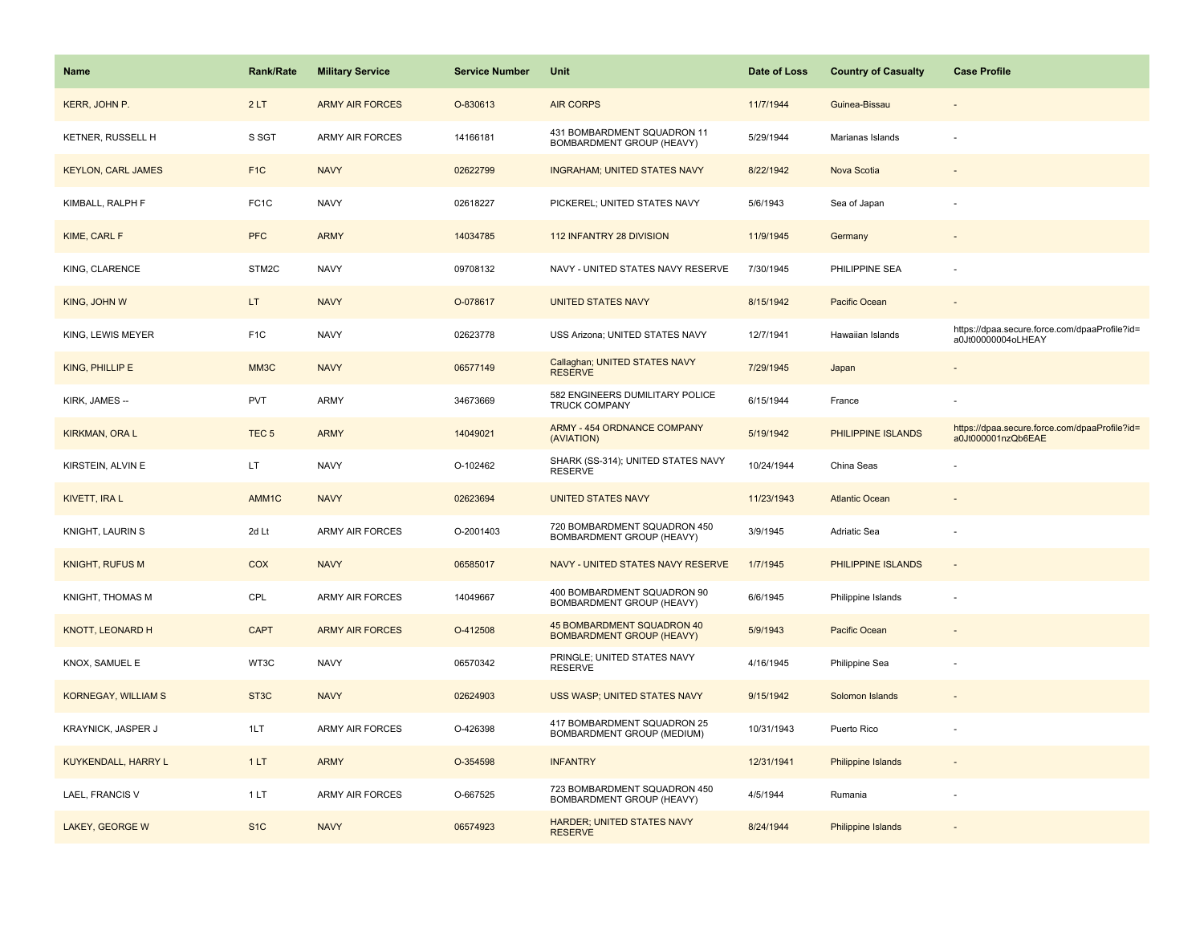| Name | Rank/Rate | Military Service | Service Number | Unit | Date of Loss | Country of Casualty | Case Profile |
|---|---|---|---|---|---|---|---|
| KERR, JOHN P. | 2 LT | ARMY AIR FORCES | O-830613 | AIR CORPS | 11/7/1944 | Guinea-Bissau | - |
| KETNER, RUSSELL H | S SGT | ARMY AIR FORCES | 14166181 | 431 BOMBARDMENT SQUADRON 11 BOMBARDMENT GROUP (HEAVY) | 5/29/1944 | Marianas Islands | - |
| KEYLON, CARL JAMES | F1C | NAVY | 02622799 | INGRAHAM; UNITED STATES NAVY | 8/22/1942 | Nova Scotia | - |
| KIMBALL, RALPH F | FC1C | NAVY | 02618227 | PICKEREL; UNITED STATES NAVY | 5/6/1943 | Sea of Japan | - |
| KIME, CARL F | PFC | ARMY | 14034785 | 112 INFANTRY 28 DIVISION | 11/9/1945 | Germany | - |
| KING, CLARENCE | STM2C | NAVY | 09708132 | NAVY - UNITED STATES NAVY RESERVE | 7/30/1945 | PHILIPPINE SEA | - |
| KING, JOHN W | LT | NAVY | O-078617 | UNITED STATES NAVY | 8/15/1942 | Pacific Ocean | - |
| KING, LEWIS MEYER | F1C | NAVY | 02623778 | USS Arizona; UNITED STATES NAVY | 12/7/1941 | Hawaiian Islands | https://dpaa.secure.force.com/dpaaProfile?id=a0Jt00000004oLHEAY |
| KING, PHILLIP E | MM3C | NAVY | 06577149 | Callaghan; UNITED STATES NAVY RESERVE | 7/29/1945 | Japan | - |
| KIRK, JAMES -- | PVT | ARMY | 34673669 | 582 ENGINEERS DUMILITARY POLICE TRUCK COMPANY | 6/15/1944 | France | - |
| KIRKMAN, ORA L | TEC 5 | ARMY | 14049021 | ARMY - 454 ORDNANCE COMPANY (AVIATION) | 5/19/1942 | PHILIPPINE ISLANDS | https://dpaa.secure.force.com/dpaaProfile?id=a0Jt000001nzQb6EAE |
| KIRSTEIN, ALVIN E | LT | NAVY | O-102462 | SHARK (SS-314); UNITED STATES NAVY RESERVE | 10/24/1944 | China Seas | - |
| KIVETT, IRA L | AMM1C | NAVY | 02623694 | UNITED STATES NAVY | 11/23/1943 | Atlantic Ocean | - |
| KNIGHT, LAURIN S | 2d Lt | ARMY AIR FORCES | O-2001403 | 720 BOMBARDMENT SQUADRON 450 BOMBARDMENT GROUP (HEAVY) | 3/9/1945 | Adriatic Sea | - |
| KNIGHT, RUFUS M | COX | NAVY | 06585017 | NAVY - UNITED STATES NAVY RESERVE | 1/7/1945 | PHILIPPINE ISLANDS | - |
| KNIGHT, THOMAS M | CPL | ARMY AIR FORCES | 14049667 | 400 BOMBARDMENT SQUADRON 90 BOMBARDMENT GROUP (HEAVY) | 6/6/1945 | Philippine Islands | - |
| KNOTT, LEONARD H | CAPT | ARMY AIR FORCES | O-412508 | 45 BOMBARDMENT SQUADRON 40 BOMBARDMENT GROUP (HEAVY) | 5/9/1943 | Pacific Ocean | - |
| KNOX, SAMUEL E | WT3C | NAVY | 06570342 | PRINGLE; UNITED STATES NAVY RESERVE | 4/16/1945 | Philippine Sea | - |
| KORNEGAY, WILLIAM S | ST3C | NAVY | 02624903 | USS WASP; UNITED STATES NAVY | 9/15/1942 | Solomon Islands | - |
| KRAYNICK, JASPER J | 1LT | ARMY AIR FORCES | O-426398 | 417 BOMBARDMENT SQUADRON 25 BOMBARDMENT GROUP (MEDIUM) | 10/31/1943 | Puerto Rico | - |
| KUYKENDALL, HARRY L | 1 LT | ARMY | O-354598 | INFANTRY | 12/31/1941 | Philippine Islands | - |
| LAEL, FRANCIS V | 1 LT | ARMY AIR FORCES | O-667525 | 723 BOMBARDMENT SQUADRON 450 BOMBARDMENT GROUP (HEAVY) | 4/5/1944 | Rumania | - |
| LAKEY, GEORGE W | S1C | NAVY | 06574923 | HARDER; UNITED STATES NAVY RESERVE | 8/24/1944 | Philippine Islands | - |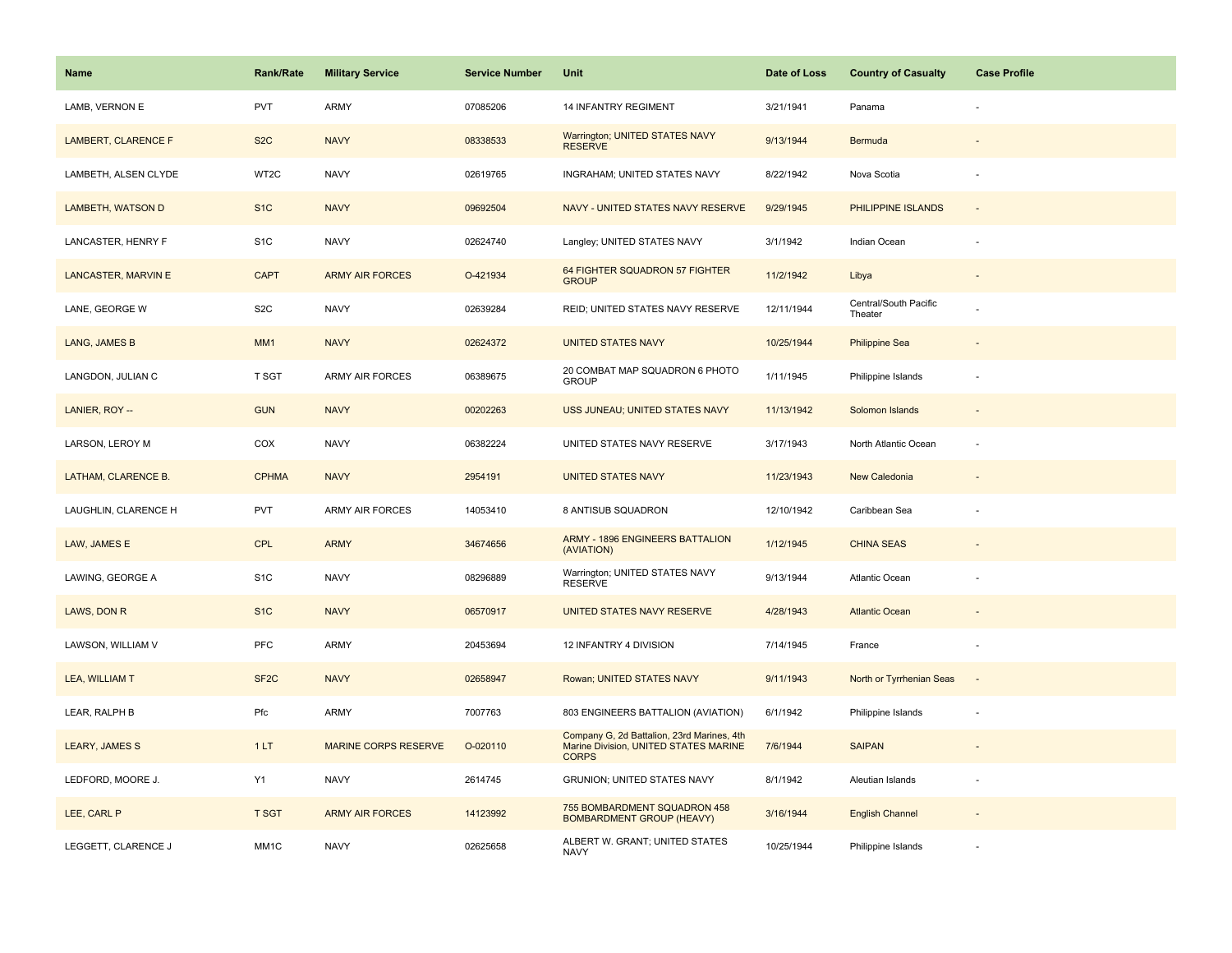| Name | Rank/Rate | Military Service | Service Number | Unit | Date of Loss | Country of Casualty | Case Profile |
|---|---|---|---|---|---|---|---|
| LAMB, VERNON E | PVT | ARMY | 07085206 | 14 INFANTRY REGIMENT | 3/21/1941 | Panama | - |
| LAMBERT, CLARENCE F | S2C | NAVY | 08338533 | Warrington; UNITED STATES NAVY RESERVE | 9/13/1944 | Bermuda | - |
| LAMBETH, ALSEN CLYDE | WT2C | NAVY | 02619765 | INGRAHAM; UNITED STATES NAVY | 8/22/1942 | Nova Scotia | - |
| LAMBETH, WATSON D | S1C | NAVY | 09692504 | NAVY - UNITED STATES NAVY RESERVE | 9/29/1945 | PHILIPPINE ISLANDS | - |
| LANCASTER, HENRY F | S1C | NAVY | 02624740 | Langley; UNITED STATES NAVY | 3/1/1942 | Indian Ocean | - |
| LANCASTER, MARVIN E | CAPT | ARMY AIR FORCES | O-421934 | 64 FIGHTER SQUADRON 57 FIGHTER GROUP | 11/2/1942 | Libya | - |
| LANE, GEORGE W | S2C | NAVY | 02639284 | REID; UNITED STATES NAVY RESERVE | 12/11/1944 | Central/South Pacific Theater | - |
| LANG, JAMES B | MM1 | NAVY | 02624372 | UNITED STATES NAVY | 10/25/1944 | Philippine Sea | - |
| LANGDON, JULIAN C | T SGT | ARMY AIR FORCES | 06389675 | 20 COMBAT MAP SQUADRON 6 PHOTO GROUP | 1/11/1945 | Philippine Islands | - |
| LANIER, ROY -- | GUN | NAVY | 00202263 | USS JUNEAU; UNITED STATES NAVY | 11/13/1942 | Solomon Islands | - |
| LARSON, LEROY M | COX | NAVY | 06382224 | UNITED STATES NAVY RESERVE | 3/17/1943 | North Atlantic Ocean | - |
| LATHAM, CLARENCE B. | CPHMA | NAVY | 2954191 | UNITED STATES NAVY | 11/23/1943 | New Caledonia | - |
| LAUGHLIN, CLARENCE H | PVT | ARMY AIR FORCES | 14053410 | 8 ANTISUB SQUADRON | 12/10/1942 | Caribbean Sea | - |
| LAW, JAMES E | CPL | ARMY | 34674656 | ARMY - 1896 ENGINEERS BATTALION (AVIATION) | 1/12/1945 | CHINA SEAS | - |
| LAWING, GEORGE A | S1C | NAVY | 08296889 | Warrington; UNITED STATES NAVY RESERVE | 9/13/1944 | Atlantic Ocean | - |
| LAWS, DON R | S1C | NAVY | 06570917 | UNITED STATES NAVY RESERVE | 4/28/1943 | Atlantic Ocean | - |
| LAWSON, WILLIAM V | PFC | ARMY | 20453694 | 12 INFANTRY 4 DIVISION | 7/14/1945 | France | - |
| LEA, WILLIAM T | SF2C | NAVY | 02658947 | Rowan; UNITED STATES NAVY | 9/11/1943 | North or Tyrrhenian Seas | - |
| LEAR, RALPH B | Pfc | ARMY | 7007763 | 803 ENGINEERS BATTALION (AVIATION) | 6/1/1942 | Philippine Islands | - |
| LEARY, JAMES S | 1 LT | MARINE CORPS RESERVE | O-020110 | Company G, 2d Battalion, 23rd Marines, 4th Marine Division, UNITED STATES MARINE CORPS | 7/6/1944 | SAIPAN | - |
| LEDFORD, MOORE J. | Y1 | NAVY | 2614745 | GRUNION; UNITED STATES NAVY | 8/1/1942 | Aleutian Islands | - |
| LEE, CARL P | T SGT | ARMY AIR FORCES | 14123992 | 755 BOMBARDMENT SQUADRON 458 BOMBARDMENT GROUP (HEAVY) | 3/16/1944 | English Channel | - |
| LEGGETT, CLARENCE J | MM1C | NAVY | 02625658 | ALBERT W. GRANT; UNITED STATES NAVY | 10/25/1944 | Philippine Islands | - |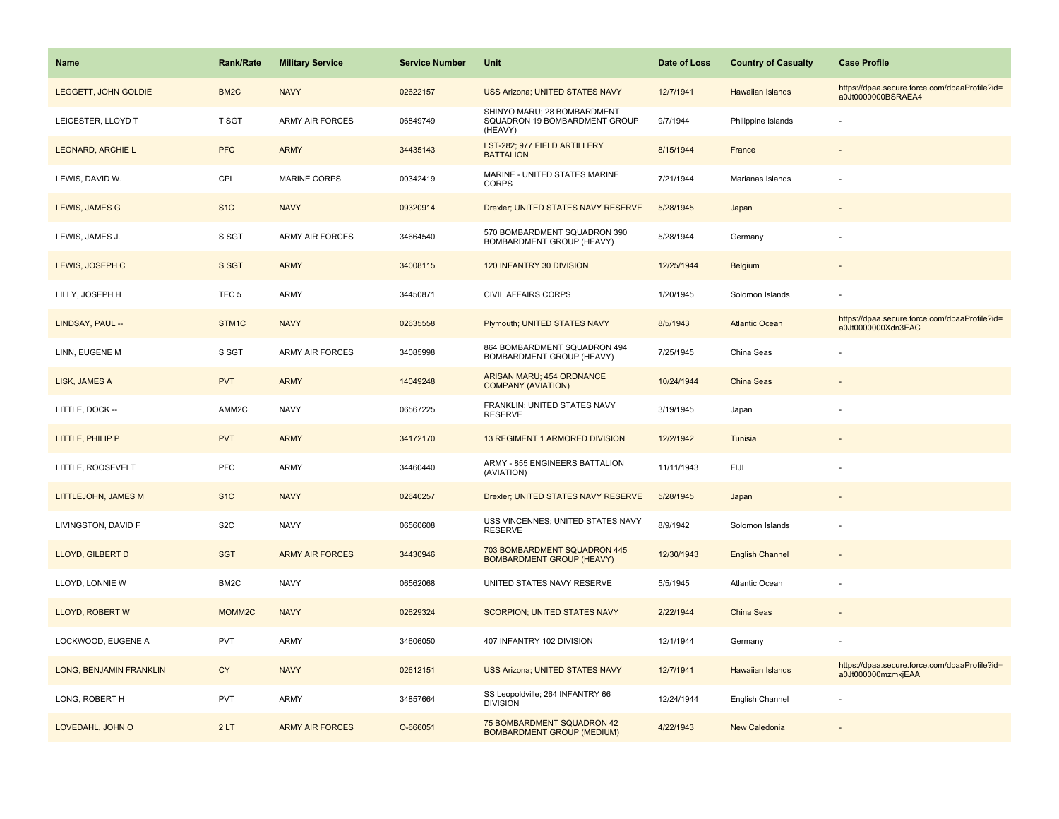| Name | Rank/Rate | Military Service | Service Number | Unit | Date of Loss | Country of Casualty | Case Profile |
|---|---|---|---|---|---|---|---|
| LEGGETT, JOHN GOLDIE | BM2C | NAVY | 02622157 | USS Arizona; UNITED STATES NAVY | 12/7/1941 | Hawaiian Islands | https://dpaa.secure.force.com/dpaaProfile?id=a0Jt0000000BSRAEA4 |
| LEICESTER, LLOYD T | T SGT | ARMY AIR FORCES | 06849749 | SHINYO MARU; 28 BOMBARDMENT SQUADRON 19 BOMBARDMENT GROUP (HEAVY) | 9/7/1944 | Philippine Islands | - |
| LEONARD, ARCHIE L | PFC | ARMY | 34435143 | LST-282; 977 FIELD ARTILLERY BATTALION | 8/15/1944 | France | - |
| LEWIS, DAVID W. | CPL | MARINE CORPS | 00342419 | MARINE - UNITED STATES MARINE CORPS | 7/21/1944 | Marianas Islands | - |
| LEWIS, JAMES G | S1C | NAVY | 09320914 | Drexler; UNITED STATES NAVY RESERVE | 5/28/1945 | Japan | - |
| LEWIS, JAMES J. | S SGT | ARMY AIR FORCES | 34664540 | 570 BOMBARDMENT SQUADRON 390 BOMBARDMENT GROUP (HEAVY) | 5/28/1944 | Germany | - |
| LEWIS, JOSEPH C | S SGT | ARMY | 34008115 | 120 INFANTRY 30 DIVISION | 12/25/1944 | Belgium | - |
| LILLY, JOSEPH H | TEC 5 | ARMY | 34450871 | CIVIL AFFAIRS CORPS | 1/20/1945 | Solomon Islands | - |
| LINDSAY, PAUL -- | STM1C | NAVY | 02635558 | Plymouth; UNITED STATES NAVY | 8/5/1943 | Atlantic Ocean | https://dpaa.secure.force.com/dpaaProfile?id=a0Jt0000000Xdn3EAC |
| LINN, EUGENE M | S SGT | ARMY AIR FORCES | 34085998 | 864 BOMBARDMENT SQUADRON 494 BOMBARDMENT GROUP (HEAVY) | 7/25/1945 | China Seas | - |
| LISK, JAMES A | PVT | ARMY | 14049248 | ARISAN MARU; 454 ORDNANCE COMPANY (AVIATION) | 10/24/1944 | China Seas | - |
| LITTLE, DOCK -- | AMM2C | NAVY | 06567225 | FRANKLIN; UNITED STATES NAVY RESERVE | 3/19/1945 | Japan | - |
| LITTLE, PHILIP P | PVT | ARMY | 34172170 | 13 REGIMENT 1 ARMORED DIVISION | 12/2/1942 | Tunisia | - |
| LITTLE, ROOSEVELT | PFC | ARMY | 34460440 | ARMY - 855 ENGINEERS BATTALION (AVIATION) | 11/11/1943 | FIJI | - |
| LITTLEJOHN, JAMES M | S1C | NAVY | 02640257 | Drexler; UNITED STATES NAVY RESERVE | 5/28/1945 | Japan | - |
| LIVINGSTON, DAVID F | S2C | NAVY | 06560608 | USS VINCENNES; UNITED STATES NAVY RESERVE | 8/9/1942 | Solomon Islands | - |
| LLOYD, GILBERT D | SGT | ARMY AIR FORCES | 34430946 | 703 BOMBARDMENT SQUADRON 445 BOMBARDMENT GROUP (HEAVY) | 12/30/1943 | English Channel | - |
| LLOYD, LONNIE W | BM2C | NAVY | 06562068 | UNITED STATES NAVY RESERVE | 5/5/1945 | Atlantic Ocean | - |
| LLOYD, ROBERT W | MOMM2C | NAVY | 02629324 | SCORPION; UNITED STATES NAVY | 2/22/1944 | China Seas | - |
| LOCKWOOD, EUGENE A | PVT | ARMY | 34606050 | 407 INFANTRY 102 DIVISION | 12/1/1944 | Germany | - |
| LONG, BENJAMIN FRANKLIN | CY | NAVY | 02612151 | USS Arizona; UNITED STATES NAVY | 12/7/1941 | Hawaiian Islands | https://dpaa.secure.force.com/dpaaProfile?id=a0Jt000000mzmkjEAA |
| LONG, ROBERT H | PVT | ARMY | 34857664 | SS Leopoldville; 264 INFANTRY 66 DIVISION | 12/24/1944 | English Channel | - |
| LOVEDAHL, JOHN O | 2 LT | ARMY AIR FORCES | O-666051 | 75 BOMBARDMENT SQUADRON 42 BOMBARDMENT GROUP (MEDIUM) | 4/22/1943 | New Caledonia | - |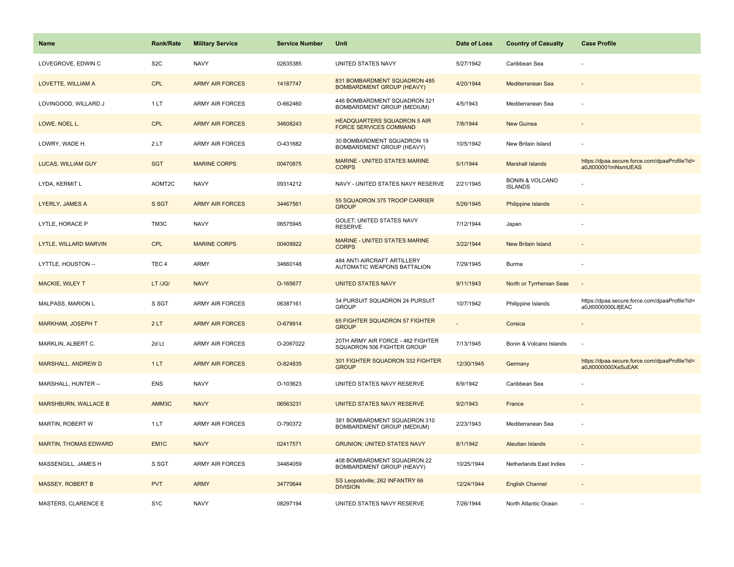| Name | Rank/Rate | Military Service | Service Number | Unit | Date of Loss | Country of Casualty | Case Profile |
|---|---|---|---|---|---|---|---|
| LOVEGROVE, EDWIN C | S2C | NAVY | 02635385 | UNITED STATES NAVY | 5/27/1942 | Caribbean Sea | - |
| LOVETTE, WILLIAM A | CPL | ARMY AIR FORCES | 14187747 | 831 BOMBARDMENT SQUADRON 485 BOMBARDMENT GROUP (HEAVY) | 4/20/1944 | Mediterranean Sea | - |
| LOVINGOOD, WILLARD J | 1 LT | ARMY AIR FORCES | O-662460 | 446 BOMBARDMENT SQUADRON 321 BOMBARDMENT GROUP (MEDIUM) | 4/5/1943 | Mediterranean Sea | - |
| LOWE, NOEL L. | CPL | ARMY AIR FORCES | 34608243 | HEADQUARTERS SQUADRON 5 AIR FORCE SERVICES COMMAND | 7/8/1944 | New Guinea | - |
| LOWRY, WADE H. | 2 LT | ARMY AIR FORCES | O-431682 | 30 BOMBARDMENT SQUADRON 19 BOMBARDMENT GROUP (HEAVY) | 10/5/1942 | New Britain Island | - |
| LUCAS, WILLIAM GUY | SGT | MARINE CORPS | 00470875 | MARINE - UNITED STATES MARINE CORPS | 5/1/1944 | Marshall Islands | https://dpaa.secure.force.com/dpaaProfile?id=a0Jt000001mNsmUEAS |
| LYDA, KERMIT L | AOMT2C | NAVY | 09314212 | NAVY - UNITED STATES NAVY RESERVE | 2/21/1945 | BONIN & VOLCANO ISLANDS | - |
| LYERLY, JAMES A | S SGT | ARMY AIR FORCES | 34467561 | 55 SQUADRON 375 TROOP CARRIER GROUP | 5/26/1945 | Philippine Islands | - |
| LYTLE, HORACE P | TM3C | NAVY | 06575945 | GOLET; UNITED STATES NAVY RESERVE | 7/12/1944 | Japan | - |
| LYTLE, WILLARD MARVIN | CPL | MARINE CORPS | 00409922 | MARINE - UNITED STATES MARINE CORPS | 3/22/1944 | New Britain Island | - |
| LYTTLE, HOUSTON -- | TEC 4 | ARMY | 34660148 | 484 ANTI AIRCRAFT ARTILLERY AUTOMATIC WEAPONS BATTALION | 7/29/1945 | Burma | - |
| MACKIE, WILEY T | LT /JG/ | NAVY | O-165677 | UNITED STATES NAVY | 9/11/1943 | North or Tyrrhenian Seas | - |
| MALPASS, MARION L | S SGT | ARMY AIR FORCES | 06387161 | 34 PURSUIT SQUADRON 24 PURSUIT GROUP | 10/7/1942 | Philippine Islands | https://dpaa.secure.force.com/dpaaProfile?id=a0Jt0000000LlfjEAC |
| MARKHAM, JOSEPH T | 2 LT | ARMY AIR FORCES | O-679914 | 65 FIGHTER SQUADRON 57 FIGHTER GROUP | - | Corsica | - |
| MARKLIN, ALBERT C. | 2d Lt | ARMY AIR FORCES | O-2067022 | 20TH ARMY AIR FORCE - 462 FIGHTER SQUADRON 506 FIGHTER GROUP | 7/13/1945 | Bonin & Volcano Islands | - |
| MARSHALL, ANDREW D | 1 LT | ARMY AIR FORCES | O-824835 | 301 FIGHTER SQUADRON 332 FIGHTER GROUP | 12/30/1945 | Germany | https://dpaa.secure.force.com/dpaaProfile?id=a0Jt0000000XeSuEAK |
| MARSHALL, HUNTER -- | ENS | NAVY | O-103623 | UNITED STATES NAVY RESERVE | 6/9/1942 | Caribbean Sea | - |
| MARSHBURN, WALLACE B | AMM3C | NAVY | 06563231 | UNITED STATES NAVY RESERVE | 9/2/1943 | France | - |
| MARTIN, ROBERT W | 1 LT | ARMY AIR FORCES | O-790372 | 381 BOMBARDMENT SQUADRON 310 BOMBARDMENT GROUP (MEDIUM) | 2/23/1943 | Mediterranean Sea | - |
| MARTIN, THOMAS EDWARD | EM1C | NAVY | 02417571 | GRUNION; UNITED STATES NAVY | 8/1/1942 | Aleutian Islands | - |
| MASSENGILL, JAMES H | S SGT | ARMY AIR FORCES | 34464059 | 408 BOMBARDMENT SQUADRON 22 BOMBARDMENT GROUP (HEAVY) | 10/25/1944 | Netherlands East Indies | - |
| MASSEY, ROBERT B | PVT | ARMY | 34770644 | SS Leopoldville; 262 INFANTRY 66 DIVISION | 12/24/1944 | English Channel | - |
| MASTERS, CLARENCE E | S1C | NAVY | 08297194 | UNITED STATES NAVY RESERVE | 7/26/1944 | North Atlantic Ocean | - |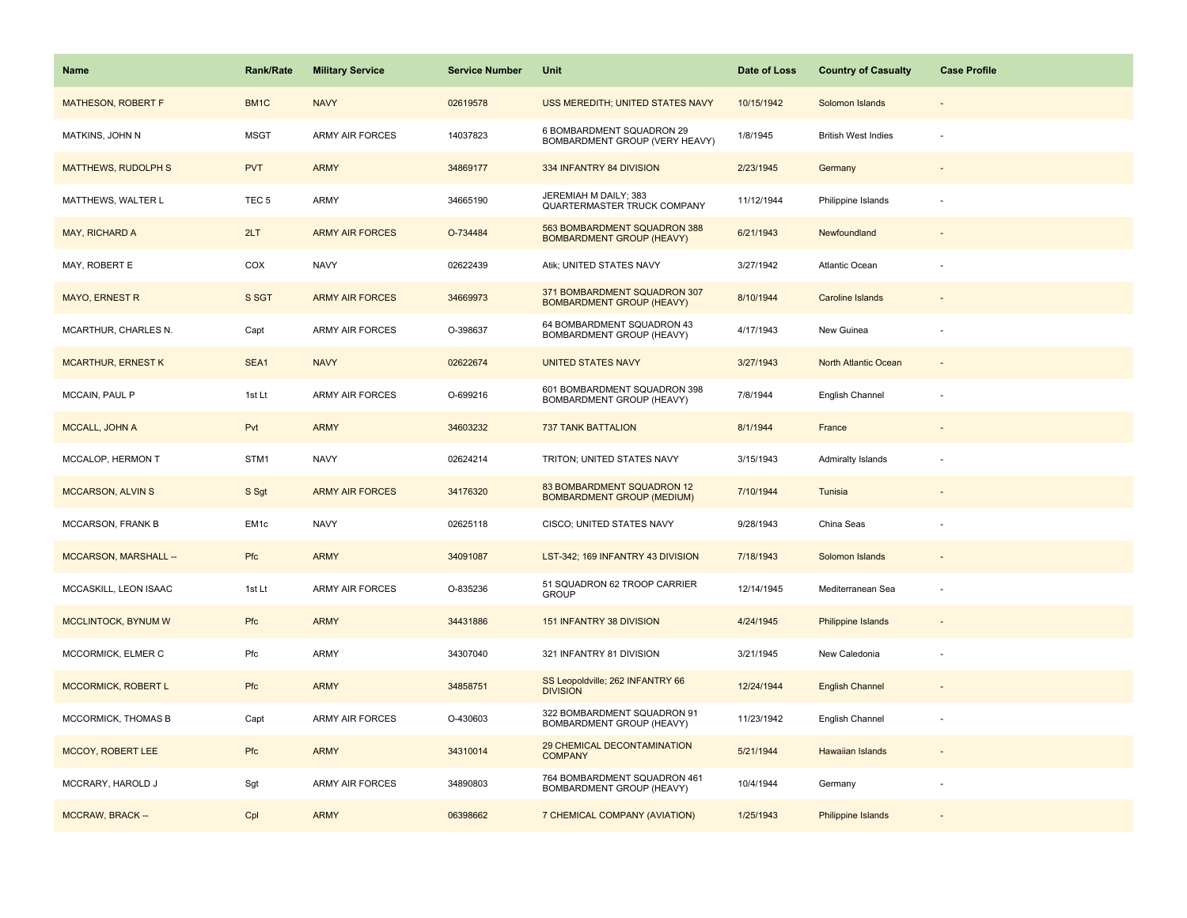| Name | Rank/Rate | Military Service | Service Number | Unit | Date of Loss | Country of Casualty | Case Profile |
|---|---|---|---|---|---|---|---|
| MATHESON, ROBERT F | BM1C | NAVY | 02619578 | USS MEREDITH; UNITED STATES NAVY | 10/15/1942 | Solomon Islands | - |
| MATKINS, JOHN N | MSGT | ARMY AIR FORCES | 14037823 | 6 BOMBARDMENT SQUADRON 29 BOMBARDMENT GROUP (VERY HEAVY) | 1/8/1945 | British West Indies | - |
| MATTHEWS, RUDOLPH S | PVT | ARMY | 34869177 | 334 INFANTRY 84 DIVISION | 2/23/1945 | Germany | - |
| MATTHEWS, WALTER L | TEC 5 | ARMY | 34665190 | JEREMIAH M DAILY; 383 QUARTERMASTER TRUCK COMPANY | 11/12/1944 | Philippine Islands | - |
| MAY, RICHARD A | 2LT | ARMY AIR FORCES | O-734484 | 563 BOMBARDMENT SQUADRON 388 BOMBARDMENT GROUP (HEAVY) | 6/21/1943 | Newfoundland | - |
| MAY, ROBERT E | COX | NAVY | 02622439 | Atik; UNITED STATES NAVY | 3/27/1942 | Atlantic Ocean | - |
| MAYO, ERNEST R | S SGT | ARMY AIR FORCES | 34669973 | 371 BOMBARDMENT SQUADRON 307 BOMBARDMENT GROUP (HEAVY) | 8/10/1944 | Caroline Islands | - |
| MCARTHUR, CHARLES N. | Capt | ARMY AIR FORCES | O-398637 | 64 BOMBARDMENT SQUADRON 43 BOMBARDMENT GROUP (HEAVY) | 4/17/1943 | New Guinea | - |
| MCARTHUR, ERNEST K | SEA1 | NAVY | 02622674 | UNITED STATES NAVY | 3/27/1943 | North Atlantic Ocean | - |
| MCCAIN, PAUL P | 1st Lt | ARMY AIR FORCES | O-699216 | 601 BOMBARDMENT SQUADRON 398 BOMBARDMENT GROUP (HEAVY) | 7/8/1944 | English Channel | - |
| MCCALL, JOHN A | Pvt | ARMY | 34603232 | 737 TANK BATTALION | 8/1/1944 | France | - |
| MCCALOP, HERMON T | STM1 | NAVY | 02624214 | TRITON; UNITED STATES NAVY | 3/15/1943 | Admiralty Islands | - |
| MCCARSON, ALVIN S | S Sgt | ARMY AIR FORCES | 34176320 | 83 BOMBARDMENT SQUADRON 12 BOMBARDMENT GROUP (MEDIUM) | 7/10/1944 | Tunisia | - |
| MCCARSON, FRANK B | EM1c | NAVY | 02625118 | CISCO; UNITED STATES NAVY | 9/28/1943 | China Seas | - |
| MCCARSON, MARSHALL -- | Pfc | ARMY | 34091087 | LST-342; 169 INFANTRY 43 DIVISION | 7/18/1943 | Solomon Islands | - |
| MCCASKILL, LEON ISAAC | 1st Lt | ARMY AIR FORCES | O-835236 | 51 SQUADRON 62 TROOP CARRIER GROUP | 12/14/1945 | Mediterranean Sea | - |
| MCCLINTOCK, BYNUM W | Pfc | ARMY | 34431886 | 151 INFANTRY 38 DIVISION | 4/24/1945 | Philippine Islands | - |
| MCCORMICK, ELMER C | Pfc | ARMY | 34307040 | 321 INFANTRY 81 DIVISION | 3/21/1945 | New Caledonia | - |
| MCCORMICK, ROBERT L | Pfc | ARMY | 34858751 | SS Leopoldville; 262 INFANTRY 66 DIVISION | 12/24/1944 | English Channel | - |
| MCCORMICK, THOMAS B | Capt | ARMY AIR FORCES | O-430603 | 322 BOMBARDMENT SQUADRON 91 BOMBARDMENT GROUP (HEAVY) | 11/23/1942 | English Channel | - |
| MCCOY, ROBERT LEE | Pfc | ARMY | 34310014 | 29 CHEMICAL DECONTAMINATION COMPANY | 5/21/1944 | Hawaiian Islands | - |
| MCCRARY, HAROLD J | Sgt | ARMY AIR FORCES | 34890803 | 764 BOMBARDMENT SQUADRON 461 BOMBARDMENT GROUP (HEAVY) | 10/4/1944 | Germany | - |
| MCCRAW, BRACK -- | Cpl | ARMY | 06398662 | 7 CHEMICAL COMPANY (AVIATION) | 1/25/1943 | Philippine Islands | - |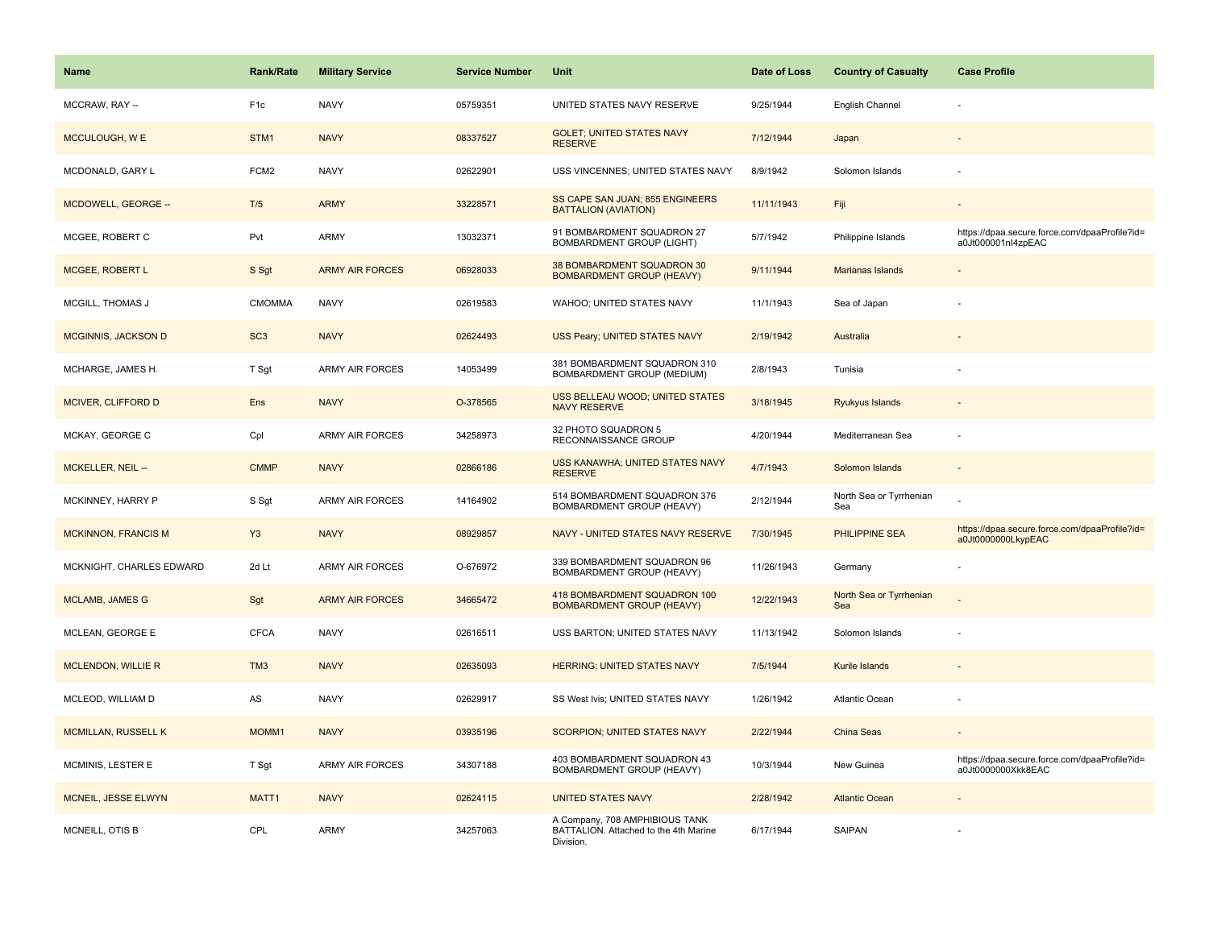| Name | Rank/Rate | Military Service | Service Number | Unit | Date of Loss | Country of Casualty | Case Profile |
|---|---|---|---|---|---|---|---|
| MCCRAW, RAY -- | F1c | NAVY | 05759351 | UNITED STATES NAVY RESERVE | 9/25/1944 | English Channel | - |
| MCCULOUGH, W E | STM1 | NAVY | 08337527 | GOLET; UNITED STATES NAVY RESERVE | 7/12/1944 | Japan | - |
| MCDONALD, GARY L | FCM2 | NAVY | 02622901 | USS VINCENNES; UNITED STATES NAVY | 8/9/1942 | Solomon Islands | - |
| MCDOWELL, GEORGE -- | T/5 | ARMY | 33228571 | SS CAPE SAN JUAN; 855 ENGINEERS BATTALION (AVIATION) | 11/11/1943 | Fiji | - |
| MCGEE, ROBERT C | Pvt | ARMY | 13032371 | 91 BOMBARDMENT SQUADRON 27 BOMBARDMENT GROUP (LIGHT) | 5/7/1942 | Philippine Islands | https://dpaa.secure.force.com/dpaaProfile?id=a0Jt000001nl4zpEAC |
| MCGEE, ROBERT L | S Sgt | ARMY AIR FORCES | 06928033 | 38 BOMBARDMENT SQUADRON 30 BOMBARDMENT GROUP (HEAVY) | 9/11/1944 | Marianas Islands | - |
| MCGILL, THOMAS J | CMOMMA | NAVY | 02619583 | WAHOO; UNITED STATES NAVY | 11/1/1943 | Sea of Japan | - |
| MCGINNIS, JACKSON D | SC3 | NAVY | 02624493 | USS Peary; UNITED STATES NAVY | 2/19/1942 | Australia | - |
| MCHARGE, JAMES H. | T Sgt | ARMY AIR FORCES | 14053499 | 381 BOMBARDMENT SQUADRON 310 BOMBARDMENT GROUP (MEDIUM) | 2/8/1943 | Tunisia | - |
| MCIVER, CLIFFORD D | Ens | NAVY | O-378565 | USS BELLEAU WOOD; UNITED STATES NAVY RESERVE | 3/18/1945 | Ryukyus Islands | - |
| MCKAY, GEORGE C | Cpl | ARMY AIR FORCES | 34258973 | 32 PHOTO SQUADRON 5 RECONNAISSANCE GROUP | 4/20/1944 | Mediterranean Sea | - |
| MCKELLER, NEIL -- | CMMP | NAVY | 02866186 | USS KANAWHA; UNITED STATES NAVY RESERVE | 4/7/1943 | Solomon Islands | - |
| MCKINNEY, HARRY P | S Sgt | ARMY AIR FORCES | 14164902 | 514 BOMBARDMENT SQUADRON 376 BOMBARDMENT GROUP (HEAVY) | 2/12/1944 | North Sea or Tyrrhenian Sea | - |
| MCKINNON, FRANCIS M | Y3 | NAVY | 08929857 | NAVY - UNITED STATES NAVY RESERVE | 7/30/1945 | PHILIPPINE SEA | https://dpaa.secure.force.com/dpaaProfile?id=a0Jt0000000LkypEAC |
| MCKNIGHT, CHARLES EDWARD | 2d Lt | ARMY AIR FORCES | O-676972 | 339 BOMBARDMENT SQUADRON 96 BOMBARDMENT GROUP (HEAVY) | 11/26/1943 | Germany | - |
| MCLAMB, JAMES G | Sgt | ARMY AIR FORCES | 34665472 | 418 BOMBARDMENT SQUADRON 100 BOMBARDMENT GROUP (HEAVY) | 12/22/1943 | North Sea or Tyrrhenian Sea | - |
| MCLEAN, GEORGE E | CFCA | NAVY | 02616511 | USS BARTON; UNITED STATES NAVY | 11/13/1942 | Solomon Islands | - |
| MCLENDON, WILLIE R | TM3 | NAVY | 02635093 | HERRING; UNITED STATES NAVY | 7/5/1944 | Kurile Islands | - |
| MCLEOD, WILLIAM D | AS | NAVY | 02629917 | SS West Ivis; UNITED STATES NAVY | 1/26/1942 | Atlantic Ocean | - |
| MCMILLAN, RUSSELL K | MOMM1 | NAVY | 03935196 | SCORPION; UNITED STATES NAVY | 2/22/1944 | China Seas | - |
| MCMINIS, LESTER E | T Sgt | ARMY AIR FORCES | 34307188 | 403 BOMBARDMENT SQUADRON 43 BOMBARDMENT GROUP (HEAVY) | 10/3/1944 | New Guinea | https://dpaa.secure.force.com/dpaaProfile?id=a0Jt0000000Xkk8EAC |
| MCNEIL, JESSE ELWYN | MATT1 | NAVY | 02624115 | UNITED STATES NAVY | 2/28/1942 | Atlantic Ocean | - |
| MCNEILL, OTIS B | CPL | ARMY | 34257063 | A Company, 708 AMPHIBIOUS TANK BATTALION. Attached to the 4th Marine Division. | 6/17/1944 | SAIPAN | - |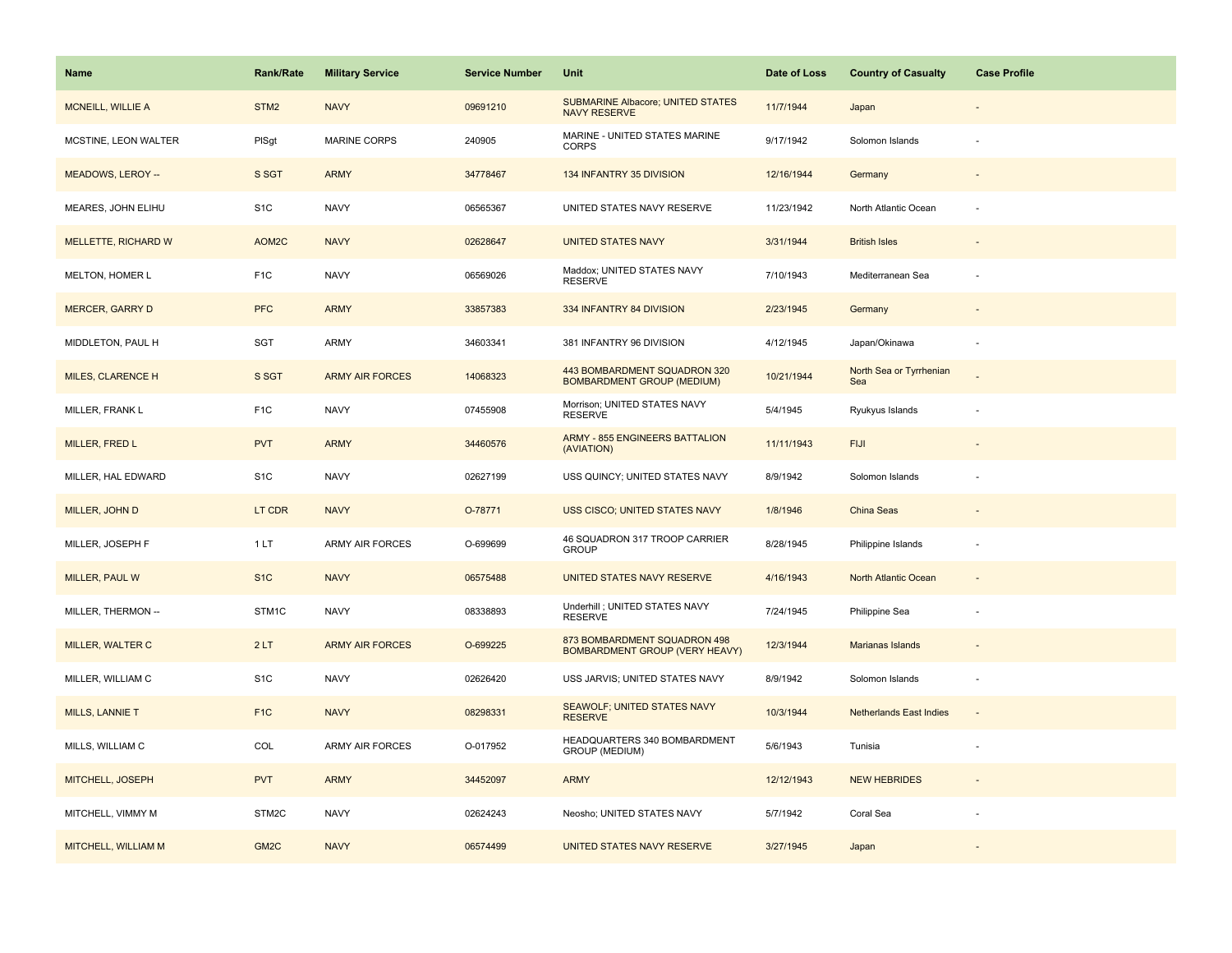| Name | Rank/Rate | Military Service | Service Number | Unit | Date of Loss | Country of Casualty | Case Profile |
| --- | --- | --- | --- | --- | --- | --- | --- |
| MCNEILL, WILLIE A | STM2 | NAVY | 09691210 | SUBMARINE Albacore; UNITED STATES NAVY RESERVE | 11/7/1944 | Japan | - |
| MCSTINE, LEON WALTER | PlSgt | MARINE CORPS | 240905 | MARINE - UNITED STATES MARINE CORPS | 9/17/1942 | Solomon Islands | - |
| MEADOWS, LEROY -- | S SGT | ARMY | 34778467 | 134 INFANTRY 35 DIVISION | 12/16/1944 | Germany | - |
| MEARES, JOHN ELIHU | S1C | NAVY | 06565367 | UNITED STATES NAVY RESERVE | 11/23/1942 | North Atlantic Ocean | - |
| MELLETTE, RICHARD W | AOM2C | NAVY | 02628647 | UNITED STATES NAVY | 3/31/1944 | British Isles | - |
| MELTON, HOMER L | F1C | NAVY | 06569026 | Maddox; UNITED STATES NAVY RESERVE | 7/10/1943 | Mediterranean Sea | - |
| MERCER, GARRY D | PFC | ARMY | 33857383 | 334 INFANTRY 84 DIVISION | 2/23/1945 | Germany | - |
| MIDDLETON, PAUL H | SGT | ARMY | 34603341 | 381 INFANTRY 96 DIVISION | 4/12/1945 | Japan/Okinawa | - |
| MILES, CLARENCE H | S SGT | ARMY AIR FORCES | 14068323 | 443 BOMBARDMENT SQUADRON 320 BOMBARDMENT GROUP (MEDIUM) | 10/21/1944 | North Sea or Tyrrhenian Sea | - |
| MILLER, FRANK L | F1C | NAVY | 07455908 | Morrison; UNITED STATES NAVY RESERVE | 5/4/1945 | Ryukyus Islands | - |
| MILLER, FRED L | PVT | ARMY | 34460576 | ARMY - 855 ENGINEERS BATTALION (AVIATION) | 11/11/1943 | FIJI | - |
| MILLER, HAL EDWARD | S1C | NAVY | 02627199 | USS QUINCY; UNITED STATES NAVY | 8/9/1942 | Solomon Islands | - |
| MILLER, JOHN D | LT CDR | NAVY | O-78771 | USS CISCO; UNITED STATES NAVY | 1/8/1946 | China Seas | - |
| MILLER, JOSEPH F | 1 LT | ARMY AIR FORCES | O-699699 | 46 SQUADRON 317 TROOP CARRIER GROUP | 8/28/1945 | Philippine Islands | - |
| MILLER, PAUL W | S1C | NAVY | 06575488 | UNITED STATES NAVY RESERVE | 4/16/1943 | North Atlantic Ocean | - |
| MILLER, THERMON -- | STM1C | NAVY | 08338893 | Underhill ; UNITED STATES NAVY RESERVE | 7/24/1945 | Philippine Sea | - |
| MILLER, WALTER C | 2 LT | ARMY AIR FORCES | O-699225 | 873 BOMBARDMENT SQUADRON 498 BOMBARDMENT GROUP (VERY HEAVY) | 12/3/1944 | Marianas Islands | - |
| MILLER, WILLIAM C | S1C | NAVY | 02626420 | USS JARVIS; UNITED STATES NAVY | 8/9/1942 | Solomon Islands | - |
| MILLS, LANNIE T | F1C | NAVY | 08298331 | SEAWOLF; UNITED STATES NAVY RESERVE | 10/3/1944 | Netherlands East Indies | - |
| MILLS, WILLIAM C | COL | ARMY AIR FORCES | O-017952 | HEADQUARTERS 340 BOMBARDMENT GROUP (MEDIUM) | 5/6/1943 | Tunisia | - |
| MITCHELL, JOSEPH | PVT | ARMY | 34452097 | ARMY | 12/12/1943 | NEW HEBRIDES | - |
| MITCHELL, VIMMY M | STM2C | NAVY | 02624243 | Neosho; UNITED STATES NAVY | 5/7/1942 | Coral Sea | - |
| MITCHELL, WILLIAM M | GM2C | NAVY | 06574499 | UNITED STATES NAVY RESERVE | 3/27/1945 | Japan | - |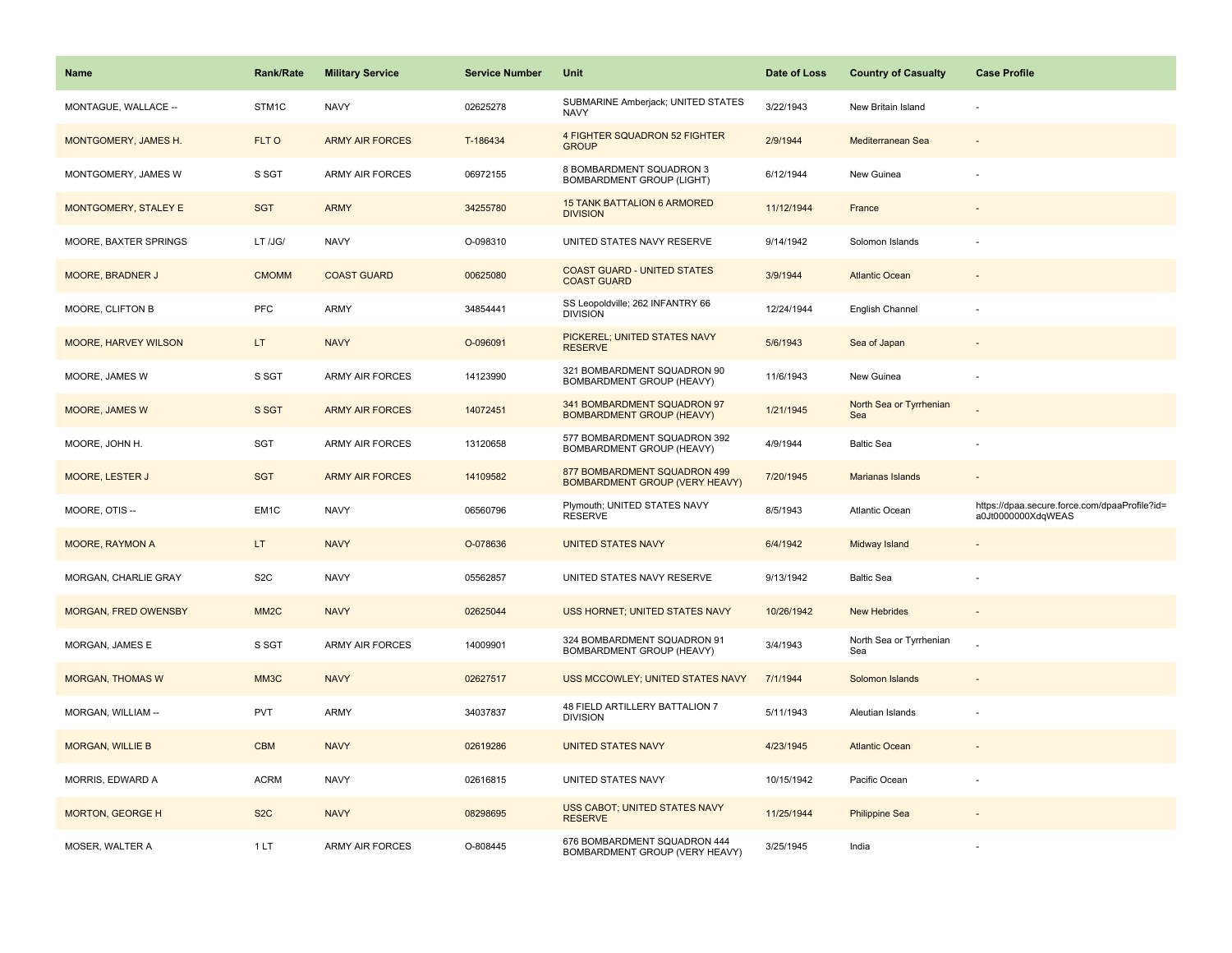| Name | Rank/Rate | Military Service | Service Number | Unit | Date of Loss | Country of Casualty | Case Profile |
| --- | --- | --- | --- | --- | --- | --- | --- |
| MONTAGUE, WALLACE -- | STM1C | NAVY | 02625278 | SUBMARINE Amberjack; UNITED STATES NAVY | 3/22/1943 | New Britain Island | - |
| MONTGOMERY, JAMES H. | FLT O | ARMY AIR FORCES | T-186434 | 4 FIGHTER SQUADRON 52 FIGHTER GROUP | 2/9/1944 | Mediterranean Sea | - |
| MONTGOMERY, JAMES W | S SGT | ARMY AIR FORCES | 06972155 | 8 BOMBARDMENT SQUADRON 3 BOMBARDMENT GROUP (LIGHT) | 6/12/1944 | New Guinea | - |
| MONTGOMERY, STALEY E | SGT | ARMY | 34255780 | 15 TANK BATTALION 6 ARMORED DIVISION | 11/12/1944 | France | - |
| MOORE, BAXTER SPRINGS | LT /JG/ | NAVY | O-098310 | UNITED STATES NAVY RESERVE | 9/14/1942 | Solomon Islands | - |
| MOORE, BRADNER J | CMOMM | COAST GUARD | 00625080 | COAST GUARD - UNITED STATES COAST GUARD | 3/9/1944 | Atlantic Ocean | - |
| MOORE, CLIFTON B | PFC | ARMY | 34854441 | SS Leopoldville; 262 INFANTRY 66 DIVISION | 12/24/1944 | English Channel | - |
| MOORE, HARVEY WILSON | LT | NAVY | O-096091 | PICKEREL; UNITED STATES NAVY RESERVE | 5/6/1943 | Sea of Japan | - |
| MOORE, JAMES W | S SGT | ARMY AIR FORCES | 14123990 | 321 BOMBARDMENT SQUADRON 90 BOMBARDMENT GROUP (HEAVY) | 11/6/1943 | New Guinea | - |
| MOORE, JAMES W | S SGT | ARMY AIR FORCES | 14072451 | 341 BOMBARDMENT SQUADRON 97 BOMBARDMENT GROUP (HEAVY) | 1/21/1945 | North Sea or Tyrrhenian Sea | - |
| MOORE, JOHN H. | SGT | ARMY AIR FORCES | 13120658 | 577 BOMBARDMENT SQUADRON 392 BOMBARDMENT GROUP (HEAVY) | 4/9/1944 | Baltic Sea | - |
| MOORE, LESTER J | SGT | ARMY AIR FORCES | 14109582 | 877 BOMBARDMENT SQUADRON 499 BOMBARDMENT GROUP (VERY HEAVY) | 7/20/1945 | Marianas Islands | - |
| MOORE, OTIS -- | EM1C | NAVY | 06560796 | Plymouth; UNITED STATES NAVY RESERVE | 8/5/1943 | Atlantic Ocean | https://dpaa.secure.force.com/dpaaProfile?id=a0Jt0000000XdqWEAS |
| MOORE, RAYMON A | LT | NAVY | O-078636 | UNITED STATES NAVY | 6/4/1942 | Midway Island | - |
| MORGAN, CHARLIE GRAY | S2C | NAVY | 05562857 | UNITED STATES NAVY RESERVE | 9/13/1942 | Baltic Sea | - |
| MORGAN, FRED OWENSBY | MM2C | NAVY | 02625044 | USS HORNET; UNITED STATES NAVY | 10/26/1942 | New Hebrides | - |
| MORGAN, JAMES E | S SGT | ARMY AIR FORCES | 14009901 | 324 BOMBARDMENT SQUADRON 91 BOMBARDMENT GROUP (HEAVY) | 3/4/1943 | North Sea or Tyrrhenian Sea | - |
| MORGAN, THOMAS W | MM3C | NAVY | 02627517 | USS MCCOWLEY; UNITED STATES NAVY | 7/1/1944 | Solomon Islands | - |
| MORGAN, WILLIAM -- | PVT | ARMY | 34037837 | 48 FIELD ARTILLERY BATTALION 7 DIVISION | 5/11/1943 | Aleutian Islands | - |
| MORGAN, WILLIE B | CBM | NAVY | 02619286 | UNITED STATES NAVY | 4/23/1945 | Atlantic Ocean | - |
| MORRIS, EDWARD A | ACRM | NAVY | 02616815 | UNITED STATES NAVY | 10/15/1942 | Pacific Ocean | - |
| MORTON, GEORGE H | S2C | NAVY | 08298695 | USS CABOT; UNITED STATES NAVY RESERVE | 11/25/1944 | Philippine Sea | - |
| MOSER, WALTER A | 1 LT | ARMY AIR FORCES | O-808445 | 676 BOMBARDMENT SQUADRON 444 BOMBARDMENT GROUP (VERY HEAVY) | 3/25/1945 | India | - |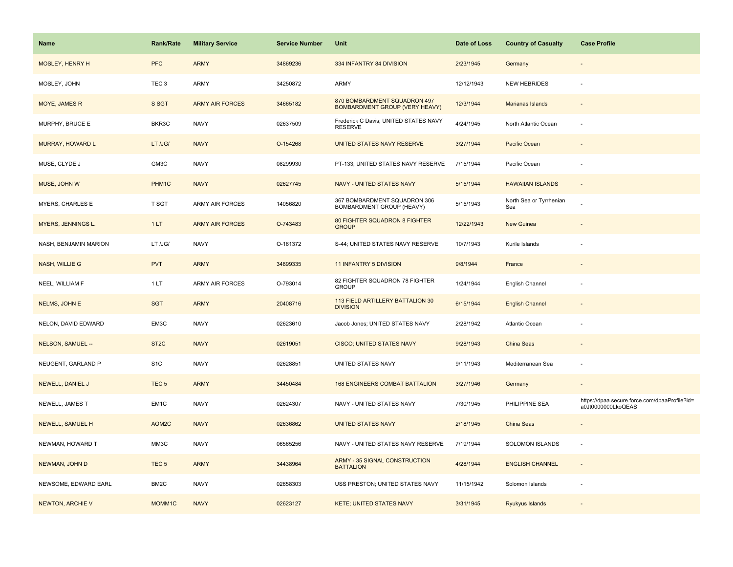| Name | Rank/Rate | Military Service | Service Number | Unit | Date of Loss | Country of Casualty | Case Profile |
| --- | --- | --- | --- | --- | --- | --- | --- |
| MOSLEY, HENRY H | PFC | ARMY | 34869236 | 334 INFANTRY 84 DIVISION | 2/23/1945 | Germany | - |
| MOSLEY, JOHN | TEC 3 | ARMY | 34250872 | ARMY | 12/12/1943 | NEW HEBRIDES | - |
| MOYE, JAMES R | S SGT | ARMY AIR FORCES | 34665182 | 870 BOMBARDMENT SQUADRON 497 BOMBARDMENT GROUP (VERY HEAVY) | 12/3/1944 | Marianas Islands | - |
| MURPHY, BRUCE E | BKR3C | NAVY | 02637509 | Frederick C Davis; UNITED STATES NAVY RESERVE | 4/24/1945 | North Atlantic Ocean | - |
| MURRAY, HOWARD L | LT /JG/ | NAVY | O-154268 | UNITED STATES NAVY RESERVE | 3/27/1944 | Pacific Ocean | - |
| MUSE, CLYDE J | GM3C | NAVY | 08299930 | PT-133; UNITED STATES NAVY RESERVE | 7/15/1944 | Pacific Ocean | - |
| MUSE, JOHN W | PHM1C | NAVY | 02627745 | NAVY - UNITED STATES NAVY | 5/15/1944 | HAWAIIAN ISLANDS | - |
| MYERS, CHARLES E | T SGT | ARMY AIR FORCES | 14056820 | 367 BOMBARDMENT SQUADRON 306 BOMBARDMENT GROUP (HEAVY) | 5/15/1943 | North Sea or Tyrrhenian Sea | - |
| MYERS, JENNINGS L. | 1 LT | ARMY AIR FORCES | O-743483 | 80 FIGHTER SQUADRON 8 FIGHTER GROUP | 12/22/1943 | New Guinea | - |
| NASH, BENJAMIN MARION | LT /JG/ | NAVY | O-161372 | S-44; UNITED STATES NAVY RESERVE | 10/7/1943 | Kurile Islands | - |
| NASH, WILLIE G | PVT | ARMY | 34899335 | 11 INFANTRY 5 DIVISION | 9/8/1944 | France | - |
| NEEL, WILLIAM F | 1 LT | ARMY AIR FORCES | O-793014 | 82 FIGHTER SQUADRON 78 FIGHTER GROUP | 1/24/1944 | English Channel | - |
| NELMS, JOHN E | SGT | ARMY | 20408716 | 113 FIELD ARTILLERY BATTALION 30 DIVISION | 6/15/1944 | English Channel | - |
| NELON, DAVID EDWARD | EM3C | NAVY | 02623610 | Jacob Jones; UNITED STATES NAVY | 2/28/1942 | Atlantic Ocean | - |
| NELSON, SAMUEL -- | ST2C | NAVY | 02619051 | CISCO; UNITED STATES NAVY | 9/28/1943 | China Seas | - |
| NEUGENT, GARLAND P | S1C | NAVY | 02628851 | UNITED STATES NAVY | 9/11/1943 | Mediterranean Sea | - |
| NEWELL, DANIEL J | TEC 5 | ARMY | 34450484 | 168 ENGINEERS COMBAT BATTALION | 3/27/1946 | Germany | - |
| NEWELL, JAMES T | EM1C | NAVY | 02624307 | NAVY - UNITED STATES NAVY | 7/30/1945 | PHILIPPINE SEA | https://dpaa.secure.force.com/dpaaProfile?id=a0Jt0000000LkoQEAS |
| NEWELL, SAMUEL H | AOM2C | NAVY | 02636862 | UNITED STATES NAVY | 2/18/1945 | China Seas | - |
| NEWMAN, HOWARD T | MM3C | NAVY | 06565256 | NAVY - UNITED STATES NAVY RESERVE | 7/19/1944 | SOLOMON ISLANDS | - |
| NEWMAN, JOHN D | TEC 5 | ARMY | 34438964 | ARMY - 35 SIGNAL CONSTRUCTION BATTALION | 4/28/1944 | ENGLISH CHANNEL | - |
| NEWSOME, EDWARD EARL | BM2C | NAVY | 02658303 | USS PRESTON; UNITED STATES NAVY | 11/15/1942 | Solomon Islands | - |
| NEWTON, ARCHIE V | MOMM1C | NAVY | 02623127 | KETE; UNITED STATES NAVY | 3/31/1945 | Ryukyus Islands | - |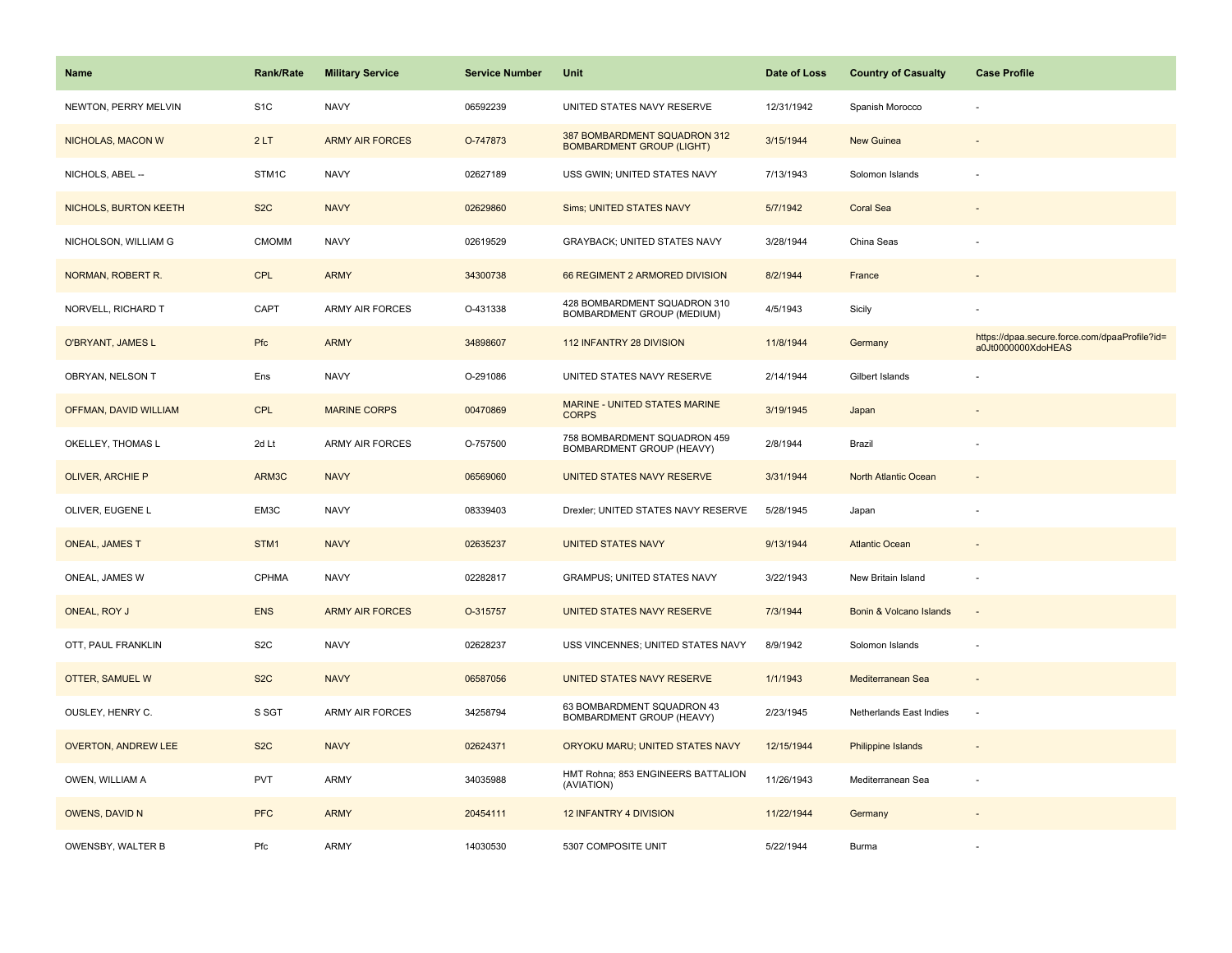| Name | Rank/Rate | Military Service | Service Number | Unit | Date of Loss | Country of Casualty | Case Profile |
|---|---|---|---|---|---|---|---|
| NEWTON, PERRY MELVIN | S1C | NAVY | 06592239 | UNITED STATES NAVY RESERVE | 12/31/1942 | Spanish Morocco | - |
| NICHOLAS, MACON W | 2 LT | ARMY AIR FORCES | O-747873 | 387 BOMBARDMENT SQUADRON 312 BOMBARDMENT GROUP (LIGHT) | 3/15/1944 | New Guinea | - |
| NICHOLS, ABEL -- | STM1C | NAVY | 02627189 | USS GWIN; UNITED STATES NAVY | 7/13/1943 | Solomon Islands | - |
| NICHOLS, BURTON KEETH | S2C | NAVY | 02629860 | Sims; UNITED STATES NAVY | 5/7/1942 | Coral Sea | - |
| NICHOLSON, WILLIAM G | CMOMM | NAVY | 02619529 | GRAYBACK; UNITED STATES NAVY | 3/28/1944 | China Seas | - |
| NORMAN, ROBERT R. | CPL | ARMY | 34300738 | 66 REGIMENT 2 ARMORED DIVISION | 8/2/1944 | France | - |
| NORVELL, RICHARD T | CAPT | ARMY AIR FORCES | O-431338 | 428 BOMBARDMENT SQUADRON 310 BOMBARDMENT GROUP (MEDIUM) | 4/5/1943 | Sicily | - |
| O'BRYANT, JAMES L | Pfc | ARMY | 34898607 | 112 INFANTRY 28 DIVISION | 11/8/1944 | Germany | https://dpaa.secure.force.com/dpaaProfile?id=a0Jt0000000XdoHEAS |
| OBRYAN, NELSON T | Ens | NAVY | O-291086 | UNITED STATES NAVY RESERVE | 2/14/1944 | Gilbert Islands | - |
| OFFMAN, DAVID WILLIAM | CPL | MARINE CORPS | 00470869 | MARINE - UNITED STATES MARINE CORPS | 3/19/1945 | Japan | - |
| OKELLEY, THOMAS L | 2d Lt | ARMY AIR FORCES | O-757500 | 758 BOMBARDMENT SQUADRON 459 BOMBARDMENT GROUP (HEAVY) | 2/8/1944 | Brazil | - |
| OLIVER, ARCHIE P | ARM3C | NAVY | 06569060 | UNITED STATES NAVY RESERVE | 3/31/1944 | North Atlantic Ocean | - |
| OLIVER, EUGENE L | EM3C | NAVY | 08339403 | Drexler; UNITED STATES NAVY RESERVE | 5/28/1945 | Japan | - |
| ONEAL, JAMES T | STM1 | NAVY | 02635237 | UNITED STATES NAVY | 9/13/1944 | Atlantic Ocean | - |
| ONEAL, JAMES W | CPHMA | NAVY | 02282817 | GRAMPUS; UNITED STATES NAVY | 3/22/1943 | New Britain Island | - |
| ONEAL, ROY J | ENS | ARMY AIR FORCES | O-315757 | UNITED STATES NAVY RESERVE | 7/3/1944 | Bonin & Volcano Islands | - |
| OTT, PAUL FRANKLIN | S2C | NAVY | 02628237 | USS VINCENNES; UNITED STATES NAVY | 8/9/1942 | Solomon Islands | - |
| OTTER, SAMUEL W | S2C | NAVY | 06587056 | UNITED STATES NAVY RESERVE | 1/1/1943 | Mediterranean Sea | - |
| OUSLEY, HENRY C. | S SGT | ARMY AIR FORCES | 34258794 | 63 BOMBARDMENT SQUADRON 43 BOMBARDMENT GROUP (HEAVY) | 2/23/1945 | Netherlands East Indies | - |
| OVERTON, ANDREW LEE | S2C | NAVY | 02624371 | ORYOKU MARU; UNITED STATES NAVY | 12/15/1944 | Philippine Islands | - |
| OWEN, WILLIAM A | PVT | ARMY | 34035988 | HMT Rohna; 853 ENGINEERS BATTALION (AVIATION) | 11/26/1943 | Mediterranean Sea | - |
| OWENS, DAVID N | PFC | ARMY | 20454111 | 12 INFANTRY 4 DIVISION | 11/22/1944 | Germany | - |
| OWENSBY, WALTER B | Pfc | ARMY | 14030530 | 5307 COMPOSITE UNIT | 5/22/1944 | Burma | - |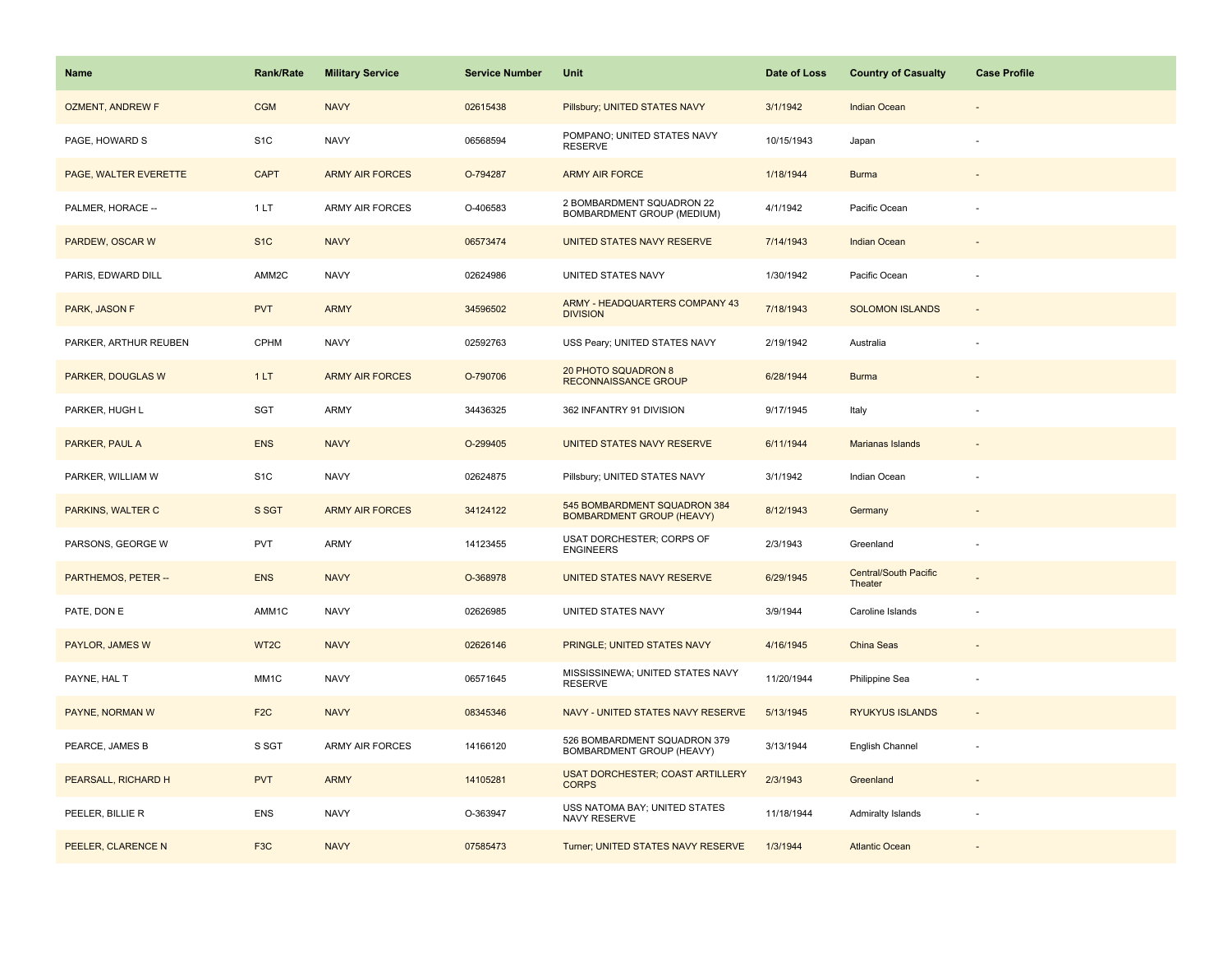| Name | Rank/Rate | Military Service | Service Number | Unit | Date of Loss | Country of Casualty | Case Profile |
|---|---|---|---|---|---|---|---|
| OZMENT, ANDREW F | CGM | NAVY | 02615438 | Pillsbury; UNITED STATES NAVY | 3/1/1942 | Indian Ocean | - |
| PAGE, HOWARD S | S1C | NAVY | 06568594 | POMPANO; UNITED STATES NAVY RESERVE | 10/15/1943 | Japan | - |
| PAGE, WALTER EVERETTE | CAPT | ARMY AIR FORCES | O-794287 | ARMY AIR FORCE | 1/18/1944 | Burma | - |
| PALMER, HORACE -- | 1 LT | ARMY AIR FORCES | O-406583 | 2 BOMBARDMENT SQUADRON 22 BOMBARDMENT GROUP (MEDIUM) | 4/1/1942 | Pacific Ocean | - |
| PARDEW, OSCAR W | S1C | NAVY | 06573474 | UNITED STATES NAVY RESERVE | 7/14/1943 | Indian Ocean | - |
| PARIS, EDWARD DILL | AMM2C | NAVY | 02624986 | UNITED STATES NAVY | 1/30/1942 | Pacific Ocean | - |
| PARK, JASON F | PVT | ARMY | 34596502 | ARMY - HEADQUARTERS COMPANY 43 DIVISION | 7/18/1943 | SOLOMON ISLANDS | - |
| PARKER, ARTHUR REUBEN | CPHM | NAVY | 02592763 | USS Peary; UNITED STATES NAVY | 2/19/1942 | Australia | - |
| PARKER, DOUGLAS W | 1 LT | ARMY AIR FORCES | O-790706 | 20 PHOTO SQUADRON 8 RECONNAISSANCE GROUP | 6/28/1944 | Burma | - |
| PARKER, HUGH L | SGT | ARMY | 34436325 | 362 INFANTRY 91 DIVISION | 9/17/1945 | Italy | - |
| PARKER, PAUL A | ENS | NAVY | O-299405 | UNITED STATES NAVY RESERVE | 6/11/1944 | Marianas Islands | - |
| PARKER, WILLIAM W | S1C | NAVY | 02624875 | Pillsbury; UNITED STATES NAVY | 3/1/1942 | Indian Ocean | - |
| PARKINS, WALTER C | S SGT | ARMY AIR FORCES | 34124122 | 545 BOMBARDMENT SQUADRON 384 BOMBARDMENT GROUP (HEAVY) | 8/12/1943 | Germany | - |
| PARSONS, GEORGE W | PVT | ARMY | 14123455 | USAT DORCHESTER; CORPS OF ENGINEERS | 2/3/1943 | Greenland | - |
| PARTHEMOS, PETER -- | ENS | NAVY | O-368978 | UNITED STATES NAVY RESERVE | 6/29/1945 | Central/South Pacific Theater | - |
| PATE, DON E | AMM1C | NAVY | 02626985 | UNITED STATES NAVY | 3/9/1944 | Caroline Islands | - |
| PAYLOR, JAMES W | WT2C | NAVY | 02626146 | PRINGLE; UNITED STATES NAVY | 4/16/1945 | China Seas | - |
| PAYNE, HAL T | MM1C | NAVY | 06571645 | MISSISSINEWA; UNITED STATES NAVY RESERVE | 11/20/1944 | Philippine Sea | - |
| PAYNE, NORMAN W | F2C | NAVY | 08345346 | NAVY - UNITED STATES NAVY RESERVE | 5/13/1945 | RYUKYUS ISLANDS | - |
| PEARCE, JAMES B | S SGT | ARMY AIR FORCES | 14166120 | 526 BOMBARDMENT SQUADRON 379 BOMBARDMENT GROUP (HEAVY) | 3/13/1944 | English Channel | - |
| PEARSALL, RICHARD H | PVT | ARMY | 14105281 | USAT DORCHESTER; COAST ARTILLERY CORPS | 2/3/1943 | Greenland | - |
| PEELER, BILLIE R | ENS | NAVY | O-363947 | USS NATOMA BAY; UNITED STATES NAVY RESERVE | 11/18/1944 | Admiralty Islands | - |
| PEELER, CLARENCE N | F3C | NAVY | 07585473 | Turner; UNITED STATES NAVY RESERVE | 1/3/1944 | Atlantic Ocean | - |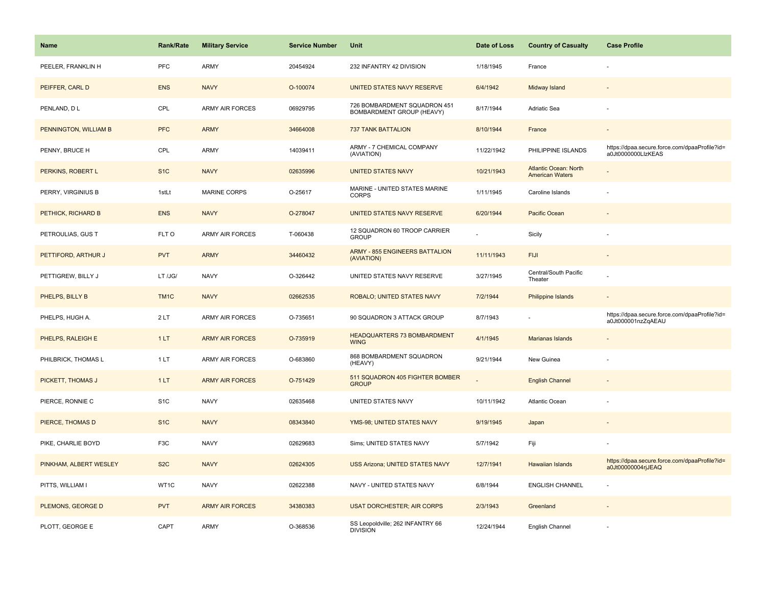| Name | Rank/Rate | Military Service | Service Number | Unit | Date of Loss | Country of Casualty | Case Profile |
|---|---|---|---|---|---|---|---|
| PEELER, FRANKLIN H | PFC | ARMY | 20454924 | 232 INFANTRY 42 DIVISION | 1/18/1945 | France | - |
| PEIFFER, CARL D | ENS | NAVY | O-100074 | UNITED STATES NAVY RESERVE | 6/4/1942 | Midway Island | - |
| PENLAND, D L | CPL | ARMY AIR FORCES | 06929795 | 726 BOMBARDMENT SQUADRON 451 BOMBARDMENT GROUP (HEAVY) | 8/17/1944 | Adriatic Sea | - |
| PENNINGTON, WILLIAM B | PFC | ARMY | 34664008 | 737 TANK BATTALION | 8/10/1944 | France | - |
| PENNY, BRUCE H | CPL | ARMY | 14039411 | ARMY - 7 CHEMICAL COMPANY (AVIATION) | 11/22/1942 | PHILIPPINE ISLANDS | https://dpaa.secure.force.com/dpaaProfile?id=a0Jt0000000LlzKEAS |
| PERKINS, ROBERT L | S1C | NAVY | 02635996 | UNITED STATES NAVY | 10/21/1943 | Atlantic Ocean: North American Waters | - |
| PERRY, VIRGINIUS B | 1stLt | MARINE CORPS | O-25617 | MARINE - UNITED STATES MARINE CORPS | 1/11/1945 | Caroline Islands | - |
| PETHICK, RICHARD B | ENS | NAVY | O-278047 | UNITED STATES NAVY RESERVE | 6/20/1944 | Pacific Ocean | - |
| PETROULIAS, GUS T | FLT O | ARMY AIR FORCES | T-060438 | 12 SQUADRON 60 TROOP CARRIER GROUP | - | Sicily | - |
| PETTIFORD, ARTHUR J | PVT | ARMY | 34460432 | ARMY - 855 ENGINEERS BATTALION (AVIATION) | 11/11/1943 | FIJI | - |
| PETTIGREW, BILLY J | LT /JG/ | NAVY | O-326442 | UNITED STATES NAVY RESERVE | 3/27/1945 | Central/South Pacific Theater | - |
| PHELPS, BILLY B | TM1C | NAVY | 02662535 | ROBALO; UNITED STATES NAVY | 7/2/1944 | Philippine Islands | - |
| PHELPS, HUGH A. | 2 LT | ARMY AIR FORCES | O-735651 | 90 SQUADRON 3 ATTACK GROUP | 8/7/1943 | - | https://dpaa.secure.force.com/dpaaProfile?id=a0Jt000001nzZqAEAU |
| PHELPS, RALEIGH E | 1 LT | ARMY AIR FORCES | O-735919 | HEADQUARTERS 73 BOMBARDMENT WING | 4/1/1945 | Marianas Islands | - |
| PHILBRICK, THOMAS L | 1 LT | ARMY AIR FORCES | O-683860 | 868 BOMBARDMENT SQUADRON (HEAVY) | 9/21/1944 | New Guinea | - |
| PICKETT, THOMAS J | 1 LT | ARMY AIR FORCES | O-751429 | 511 SQUADRON 405 FIGHTER BOMBER GROUP | - | English Channel | - |
| PIERCE, RONNIE C | S1C | NAVY | 02635468 | UNITED STATES NAVY | 10/11/1942 | Atlantic Ocean | - |
| PIERCE, THOMAS D | S1C | NAVY | 08343840 | YMS-98; UNITED STATES NAVY | 9/19/1945 | Japan | - |
| PIKE, CHARLIE BOYD | F3C | NAVY | 02629683 | Sims; UNITED STATES NAVY | 5/7/1942 | Fiji | - |
| PINKHAM, ALBERT WESLEY | S2C | NAVY | 02624305 | USS Arizona; UNITED STATES NAVY | 12/7/1941 | Hawaiian Islands | https://dpaa.secure.force.com/dpaaProfile?id=a0Jt00000004rjJEAQ |
| PITTS, WILLIAM I | WT1C | NAVY | 02622388 | NAVY - UNITED STATES NAVY | 6/8/1944 | ENGLISH CHANNEL | - |
| PLEMONS, GEORGE D | PVT | ARMY AIR FORCES | 34380383 | USAT DORCHESTER; AIR CORPS | 2/3/1943 | Greenland | - |
| PLOTT, GEORGE E | CAPT | ARMY | O-368536 | SS Leopoldville; 262 INFANTRY 66 DIVISION | 12/24/1944 | English Channel | - |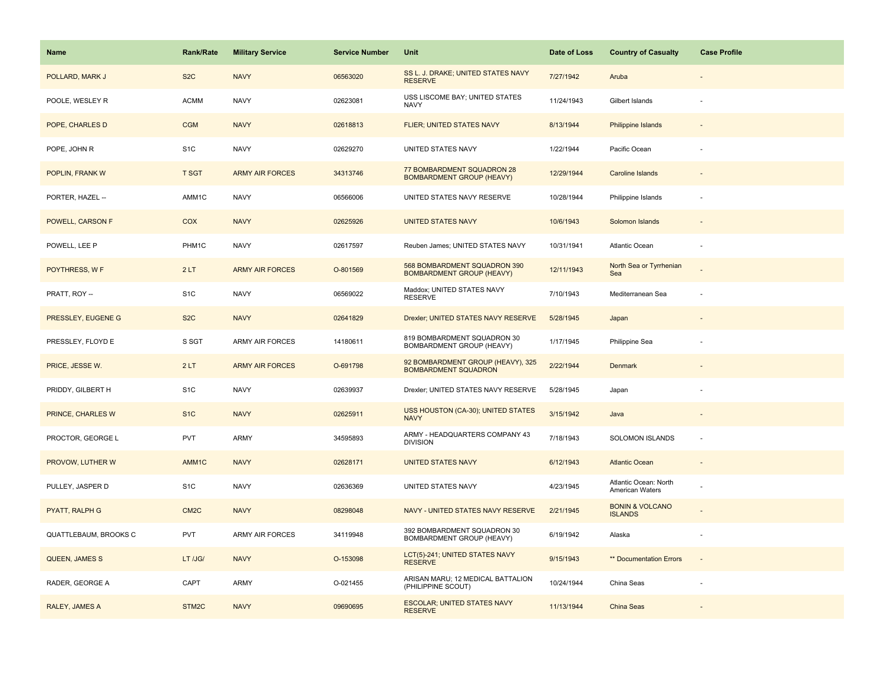| Name | Rank/Rate | Military Service | Service Number | Unit | Date of Loss | Country of Casualty | Case Profile |
|---|---|---|---|---|---|---|---|
| POLLARD, MARK J | S2C | NAVY | 06563020 | SS L. J. DRAKE; UNITED STATES NAVY RESERVE | 7/27/1942 | Aruba | - |
| POOLE, WESLEY R | ACMM | NAVY | 02623081 | USS LISCOME BAY; UNITED STATES NAVY | 11/24/1943 | Gilbert Islands | - |
| POPE, CHARLES D | CGM | NAVY | 02618813 | FLIER; UNITED STATES NAVY | 8/13/1944 | Philippine Islands | - |
| POPE, JOHN R | S1C | NAVY | 02629270 | UNITED STATES NAVY | 1/22/1944 | Pacific Ocean | - |
| POPLIN, FRANK W | T SGT | ARMY AIR FORCES | 34313746 | 77 BOMBARDMENT SQUADRON 28 BOMBARDMENT GROUP (HEAVY) | 12/29/1944 | Caroline Islands | - |
| PORTER, HAZEL -- | AMM1C | NAVY | 06566006 | UNITED STATES NAVY RESERVE | 10/28/1944 | Philippine Islands | - |
| POWELL, CARSON F | COX | NAVY | 02625926 | UNITED STATES NAVY | 10/6/1943 | Solomon Islands | - |
| POWELL, LEE P | PHM1C | NAVY | 02617597 | Reuben James; UNITED STATES NAVY | 10/31/1941 | Atlantic Ocean | - |
| POYTHRESS, W F | 2 LT | ARMY AIR FORCES | O-801569 | 568 BOMBARDMENT SQUADRON 390 BOMBARDMENT GROUP (HEAVY) | 12/11/1943 | North Sea or Tyrrhenian Sea | - |
| PRATT, ROY -- | S1C | NAVY | 06569022 | Maddox; UNITED STATES NAVY RESERVE | 7/10/1943 | Mediterranean Sea | - |
| PRESSLEY, EUGENE G | S2C | NAVY | 02641829 | Drexler; UNITED STATES NAVY RESERVE | 5/28/1945 | Japan | - |
| PRESSLEY, FLOYD E | S SGT | ARMY AIR FORCES | 14180611 | 819 BOMBARDMENT SQUADRON 30 BOMBARDMENT GROUP (HEAVY) | 1/17/1945 | Philippine Sea | - |
| PRICE, JESSE W. | 2 LT | ARMY AIR FORCES | O-691798 | 92 BOMBARDMENT GROUP (HEAVY), 325 BOMBARDMENT SQUADRON | 2/22/1944 | Denmark | - |
| PRIDDY, GILBERT H | S1C | NAVY | 02639937 | Drexler; UNITED STATES NAVY RESERVE | 5/28/1945 | Japan | - |
| PRINCE, CHARLES W | S1C | NAVY | 02625911 | USS HOUSTON (CA-30); UNITED STATES NAVY | 3/15/1942 | Java | - |
| PROCTOR, GEORGE L | PVT | ARMY | 34595893 | ARMY - HEADQUARTERS COMPANY 43 DIVISION | 7/18/1943 | SOLOMON ISLANDS | - |
| PROVOW, LUTHER W | AMM1C | NAVY | 02628171 | UNITED STATES NAVY | 6/12/1943 | Atlantic Ocean | - |
| PULLEY, JASPER D | S1C | NAVY | 02636369 | UNITED STATES NAVY | 4/23/1945 | Atlantic Ocean: North American Waters | - |
| PYATT, RALPH G | CM2C | NAVY | 08298048 | NAVY - UNITED STATES NAVY RESERVE | 2/21/1945 | BONIN & VOLCANO ISLANDS | - |
| QUATTLEBAUM, BROOKS C | PVT | ARMY AIR FORCES | 34119948 | 392 BOMBARDMENT SQUADRON 30 BOMBARDMENT GROUP (HEAVY) | 6/19/1942 | Alaska | - |
| QUEEN, JAMES S | LT /JG/ | NAVY | O-153098 | LCT(5)-241; UNITED STATES NAVY RESERVE | 9/15/1943 | ** Documentation Errors | - |
| RADER, GEORGE A | CAPT | ARMY | O-021455 | ARISAN MARU; 12 MEDICAL BATTALION (PHILIPPINE SCOUT) | 10/24/1944 | China Seas | - |
| RALEY, JAMES A | STM2C | NAVY | 09690695 | ESCOLAR; UNITED STATES NAVY RESERVE | 11/13/1944 | China Seas | - |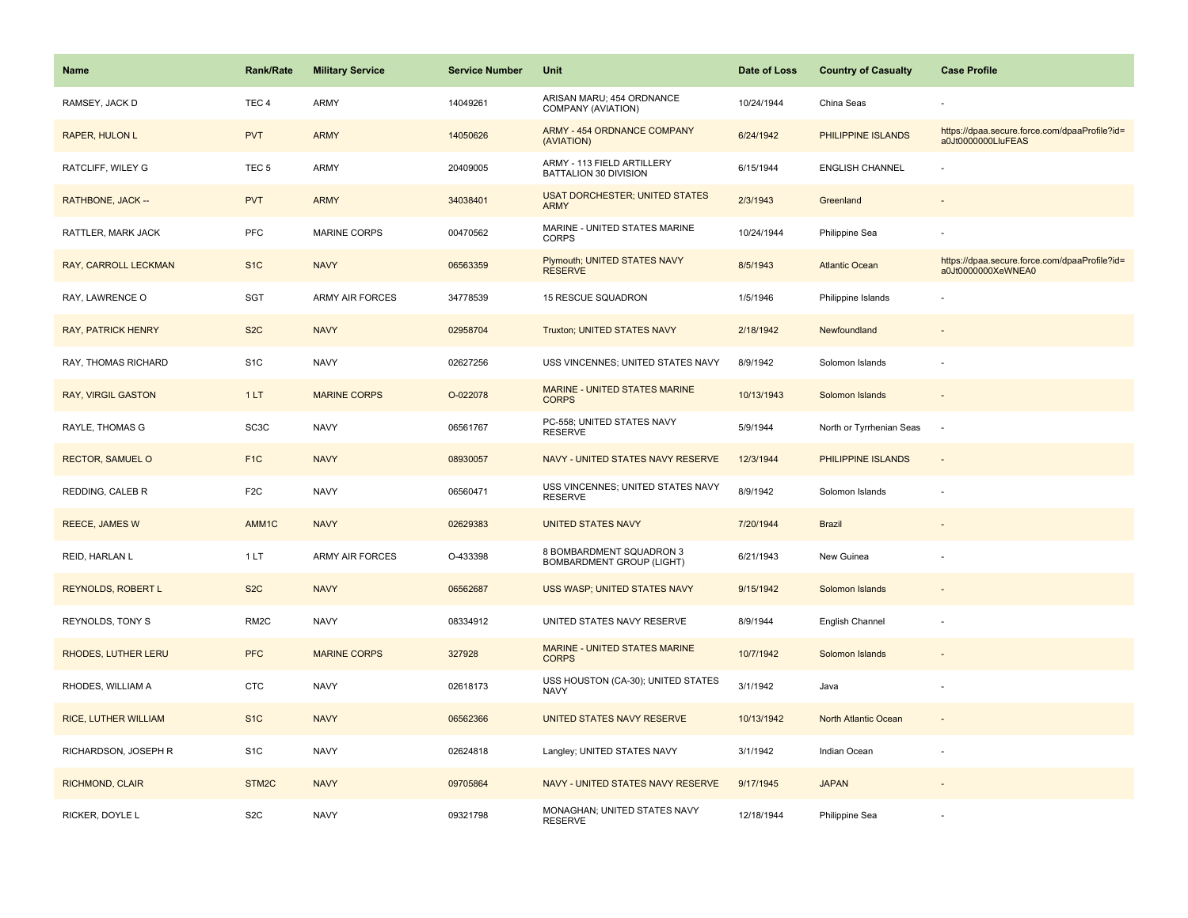| Name | Rank/Rate | Military Service | Service Number | Unit | Date of Loss | Country of Casualty | Case Profile |
|---|---|---|---|---|---|---|---|
| RAMSEY, JACK D | TEC 4 | ARMY | 14049261 | ARISAN MARU; 454 ORDNANCE COMPANY (AVIATION) | 10/24/1944 | China Seas | - |
| RAPER, HULON L | PVT | ARMY | 14050626 | ARMY - 454 ORDNANCE COMPANY (AVIATION) | 6/24/1942 | PHILIPPINE ISLANDS | https://dpaa.secure.force.com/dpaaProfile?id=a0Jt0000000LluFEAS |
| RATCLIFF, WILEY G | TEC 5 | ARMY | 20409005 | ARMY - 113 FIELD ARTILLERY BATTALION 30 DIVISION | 6/15/1944 | ENGLISH CHANNEL | - |
| RATHBONE, JACK -- | PVT | ARMY | 34038401 | USAT DORCHESTER; UNITED STATES ARMY | 2/3/1943 | Greenland | - |
| RATTLER, MARK JACK | PFC | MARINE CORPS | 00470562 | MARINE - UNITED STATES MARINE CORPS | 10/24/1944 | Philippine Sea | - |
| RAY, CARROLL LECKMAN | S1C | NAVY | 06563359 | Plymouth; UNITED STATES NAVY RESERVE | 8/5/1943 | Atlantic Ocean | https://dpaa.secure.force.com/dpaaProfile?id=a0Jt0000000XeWNEA0 |
| RAY, LAWRENCE O | SGT | ARMY AIR FORCES | 34778539 | 15 RESCUE SQUADRON | 1/5/1946 | Philippine Islands | - |
| RAY, PATRICK HENRY | S2C | NAVY | 02958704 | Truxton; UNITED STATES NAVY | 2/18/1942 | Newfoundland | - |
| RAY, THOMAS RICHARD | S1C | NAVY | 02627256 | USS VINCENNES; UNITED STATES NAVY | 8/9/1942 | Solomon Islands | - |
| RAY, VIRGIL GASTON | 1 LT | MARINE CORPS | O-022078 | MARINE - UNITED STATES MARINE CORPS | 10/13/1943 | Solomon Islands | - |
| RAYLE, THOMAS G | SC3C | NAVY | 06561767 | PC-558; UNITED STATES NAVY RESERVE | 5/9/1944 | North or Tyrrhenian Seas | - |
| RECTOR, SAMUEL O | F1C | NAVY | 08930057 | NAVY - UNITED STATES NAVY RESERVE | 12/3/1944 | PHILIPPINE ISLANDS | - |
| REDDING, CALEB R | F2C | NAVY | 06560471 | USS VINCENNES; UNITED STATES NAVY RESERVE | 8/9/1942 | Solomon Islands | - |
| REECE, JAMES W | AMM1C | NAVY | 02629383 | UNITED STATES NAVY | 7/20/1944 | Brazil | - |
| REID, HARLAN L | 1 LT | ARMY AIR FORCES | O-433398 | 8 BOMBARDMENT SQUADRON 3 BOMBARDMENT GROUP (LIGHT) | 6/21/1943 | New Guinea | - |
| REYNOLDS, ROBERT L | S2C | NAVY | 06562687 | USS WASP; UNITED STATES NAVY | 9/15/1942 | Solomon Islands | - |
| REYNOLDS, TONY S | RM2C | NAVY | 08334912 | UNITED STATES NAVY RESERVE | 8/9/1944 | English Channel | - |
| RHODES, LUTHER LERU | PFC | MARINE CORPS | 327928 | MARINE - UNITED STATES MARINE CORPS | 10/7/1942 | Solomon Islands | - |
| RHODES, WILLIAM A | CTC | NAVY | 02618173 | USS HOUSTON (CA-30); UNITED STATES NAVY | 3/1/1942 | Java | - |
| RICE, LUTHER WILLIAM | S1C | NAVY | 06562366 | UNITED STATES NAVY RESERVE | 10/13/1942 | North Atlantic Ocean | - |
| RICHARDSON, JOSEPH R | S1C | NAVY | 02624818 | Langley; UNITED STATES NAVY | 3/1/1942 | Indian Ocean | - |
| RICHMOND, CLAIR | STM2C | NAVY | 09705864 | NAVY - UNITED STATES NAVY RESERVE | 9/17/1945 | JAPAN | - |
| RICKER, DOYLE L | S2C | NAVY | 09321798 | MONAGHAN; UNITED STATES NAVY RESERVE | 12/18/1944 | Philippine Sea | - |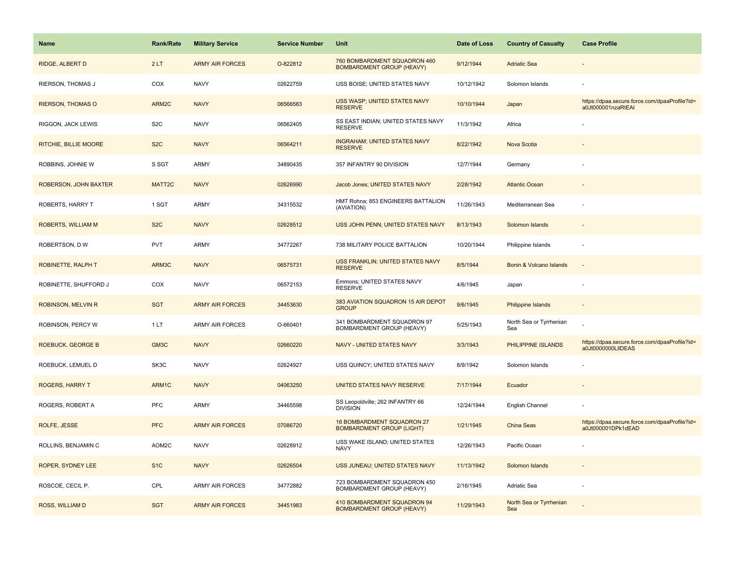| Name | Rank/Rate | Military Service | Service Number | Unit | Date of Loss | Country of Casualty | Case Profile |
|---|---|---|---|---|---|---|---|
| RIDGE, ALBERT D | 2 LT | ARMY AIR FORCES | O-822812 | 760 BOMBARDMENT SQUADRON 460 BOMBARDMENT GROUP (HEAVY) | 9/12/1944 | Adriatic Sea | - |
| RIERSON, THOMAS J | COX | NAVY | 02622759 | USS BOISE; UNITED STATES NAVY | 10/12/1942 | Solomon Islands | - |
| RIERSON, THOMAS O | ARM2C | NAVY | 06566583 | USS WASP; UNITED STATES NAVY RESERVE | 10/10/1944 | Japan | https://dpaa.secure.force.com/dpaaProfile?id=a0Jt000001nzaRtEAI |
| RIGGON, JACK LEWIS | S2C | NAVY | 06562405 | SS EAST INDIAN; UNITED STATES NAVY RESERVE | 11/3/1942 | Africa | - |
| RITCHIE, BILLIE MOORE | S2C | NAVY | 06564211 | INGRAHAM; UNITED STATES NAVY RESERVE | 8/22/1942 | Nova Scotia | - |
| ROBBINS, JOHNIE W | S SGT | ARMY | 34890435 | 357 INFANTRY 90 DIVISION | 12/7/1944 | Germany | - |
| ROBERSON, JOHN BAXTER | MATT2C | NAVY | 02626990 | Jacob Jones; UNITED STATES NAVY | 2/28/1942 | Atlantic Ocean | - |
| ROBERTS, HARRY T | 1 SGT | ARMY | 34315532 | HMT Rohna; 853 ENGINEERS BATTALION (AVIATION) | 11/26/1943 | Mediterranean Sea | - |
| ROBERTS, WILLIAM M | S2C | NAVY | 02628512 | USS JOHN PENN; UNITED STATES NAVY | 8/13/1943 | Solomon Islands | - |
| ROBERTSON, D W | PVT | ARMY | 34772267 | 738 MILITARY POLICE BATTALION | 10/20/1944 | Philippine Islands | - |
| ROBINETTE, RALPH T | ARM3C | NAVY | 06575731 | USS FRANKLIN; UNITED STATES NAVY RESERVE | 8/5/1944 | Bonin & Volcano Islands | - |
| ROBINETTE, SHUFFORD J | COX | NAVY | 06572153 | Emmons; UNITED STATES NAVY RESERVE | 4/6/1945 | Japan | - |
| ROBINSON, MELVIN R | SGT | ARMY AIR FORCES | 34453630 | 383 AVIATION SQUADRON 15 AIR DEPOT GROUP | 9/6/1945 | Philippine Islands | - |
| ROBINSON, PERCY W | 1 LT | ARMY AIR FORCES | O-660401 | 341 BOMBARDMENT SQUADRON 97 BOMBARDMENT GROUP (HEAVY) | 5/25/1943 | North Sea or Tyrrhenian Sea | - |
| ROEBUCK, GEORGE B | GM3C | NAVY | 02660220 | NAVY - UNITED STATES NAVY | 3/3/1943 | PHILIPPINE ISLANDS | https://dpaa.secure.force.com/dpaaProfile?id=a0Jt0000000LlIDEAS |
| ROEBUCK, LEMUEL D | SK3C | NAVY | 02624927 | USS QUINCY; UNITED STATES NAVY | 8/9/1942 | Solomon Islands | - |
| ROGERS, HARRY T | ARM1C | NAVY | 04063250 | UNITED STATES NAVY RESERVE | 7/17/1944 | Ecuador | - |
| ROGERS, ROBERT A | PFC | ARMY | 34465598 | SS Leopoldville; 262 INFANTRY 66 DIVISION | 12/24/1944 | English Channel | - |
| ROLFE, JESSE | PFC | ARMY AIR FORCES | 07086720 | 16 BOMBARDMENT SQUADRON 27 BOMBARDMENT GROUP (LIGHT) | 1/21/1945 | China Seas | https://dpaa.secure.force.com/dpaaProfile?id=a0Jt000001DPk1dEAD |
| ROLLINS, BENJAMIN C | AOM2C | NAVY | 02628912 | USS WAKE ISLAND; UNITED STATES NAVY | 12/26/1943 | Pacific Ocean | - |
| ROPER, SYDNEY LEE | S1C | NAVY | 02626504 | USS JUNEAU; UNITED STATES NAVY | 11/13/1942 | Solomon Islands | - |
| ROSCOE, CECIL P. | CPL | ARMY AIR FORCES | 34772882 | 723 BOMBARDMENT SQUADRON 450 BOMBARDMENT GROUP (HEAVY) | 2/16/1945 | Adriatic Sea | - |
| ROSS, WILLIAM D | SGT | ARMY AIR FORCES | 34451983 | 410 BOMBARDMENT SQUADRON 94 BOMBARDMENT GROUP (HEAVY) | 11/29/1943 | North Sea or Tyrrhenian Sea | - |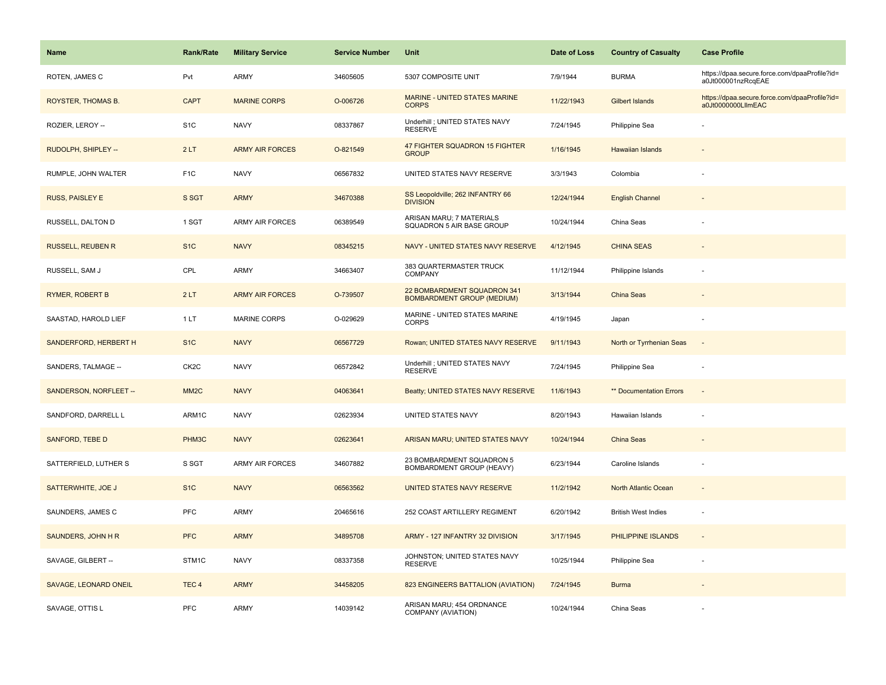| Name | Rank/Rate | Military Service | Service Number | Unit | Date of Loss | Country of Casualty | Case Profile |
|---|---|---|---|---|---|---|---|
| ROTEN, JAMES C | Pvt | ARMY | 34605605 | 5307 COMPOSITE UNIT | 7/9/1944 | BURMA | https://dpaa.secure.force.com/dpaaProfile?id=a0Jt000001nzRcqEAE |
| ROYSTER, THOMAS B. | CAPT | MARINE CORPS | O-006726 | MARINE - UNITED STATES MARINE CORPS | 11/22/1943 | Gilbert Islands | https://dpaa.secure.force.com/dpaaProfile?id=a0Jt0000000LlImEAC |
| ROZIER, LEROY -- | S1C | NAVY | 08337867 | Underhill ; UNITED STATES NAVY RESERVE | 7/24/1945 | Philippine Sea | - |
| RUDOLPH, SHIPLEY -- | 2 LT | ARMY AIR FORCES | O-821549 | 47 FIGHTER SQUADRON 15 FIGHTER GROUP | 1/16/1945 | Hawaiian Islands | - |
| RUMPLE, JOHN WALTER | F1C | NAVY | 06567832 | UNITED STATES NAVY RESERVE | 3/3/1943 | Colombia | - |
| RUSS, PAISLEY E | S SGT | ARMY | 34670388 | SS Leopoldville; 262 INFANTRY 66 DIVISION | 12/24/1944 | English Channel | - |
| RUSSELL, DALTON D | 1 SGT | ARMY AIR FORCES | 06389549 | ARISAN MARU; 7 MATERIALS SQUADRON 5 AIR BASE GROUP | 10/24/1944 | China Seas | - |
| RUSSELL, REUBEN R | S1C | NAVY | 08345215 | NAVY - UNITED STATES NAVY RESERVE | 4/12/1945 | CHINA SEAS | - |
| RUSSELL, SAM J | CPL | ARMY | 34663407 | 383 QUARTERMASTER TRUCK COMPANY | 11/12/1944 | Philippine Islands | - |
| RYMER, ROBERT B | 2 LT | ARMY AIR FORCES | O-739507 | 22 BOMBARDMENT SQUADRON 341 BOMBARDMENT GROUP (MEDIUM) | 3/13/1944 | China Seas | - |
| SAASTAD, HAROLD LIEF | 1 LT | MARINE CORPS | O-029629 | MARINE - UNITED STATES MARINE CORPS | 4/19/1945 | Japan | - |
| SANDERFORD, HERBERT H | S1C | NAVY | 06567729 | Rowan; UNITED STATES NAVY RESERVE | 9/11/1943 | North or Tyrrhenian Seas | - |
| SANDERS, TALMAGE -- | CK2C | NAVY | 06572842 | Underhill ; UNITED STATES NAVY RESERVE | 7/24/1945 | Philippine Sea | - |
| SANDERSON, NORFLEET -- | MM2C | NAVY | 04063641 | Beatty; UNITED STATES NAVY RESERVE | 11/6/1943 | ** Documentation Errors | - |
| SANDFORD, DARRELL L | ARM1C | NAVY | 02623934 | UNITED STATES NAVY | 8/20/1943 | Hawaiian Islands | - |
| SANFORD, TEBE D | PHM3C | NAVY | 02623641 | ARISAN MARU; UNITED STATES NAVY | 10/24/1944 | China Seas | - |
| SATTERFIELD, LUTHER S | S SGT | ARMY AIR FORCES | 34607882 | 23 BOMBARDMENT SQUADRON 5 BOMBARDMENT GROUP (HEAVY) | 6/23/1944 | Caroline Islands | - |
| SATTERWHITE, JOE J | S1C | NAVY | 06563562 | UNITED STATES NAVY RESERVE | 11/2/1942 | North Atlantic Ocean | - |
| SAUNDERS, JAMES C | PFC | ARMY | 20465616 | 252 COAST ARTILLERY REGIMENT | 6/20/1942 | British West Indies | - |
| SAUNDERS, JOHN H R | PFC | ARMY | 34895708 | ARMY - 127 INFANTRY 32 DIVISION | 3/17/1945 | PHILIPPINE ISLANDS | - |
| SAVAGE, GILBERT -- | STM1C | NAVY | 08337358 | JOHNSTON; UNITED STATES NAVY RESERVE | 10/25/1944 | Philippine Sea | - |
| SAVAGE, LEONARD ONEIL | TEC 4 | ARMY | 34458205 | 823 ENGINEERS BATTALION (AVIATION) | 7/24/1945 | Burma | - |
| SAVAGE, OTTIS L | PFC | ARMY | 14039142 | ARISAN MARU; 454 ORDNANCE COMPANY (AVIATION) | 10/24/1944 | China Seas | - |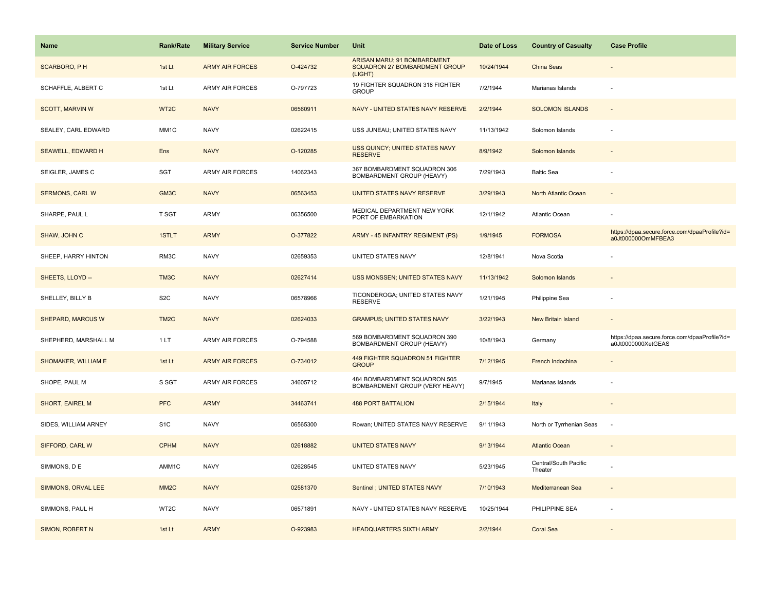| Name | Rank/Rate | Military Service | Service Number | Unit | Date of Loss | Country of Casualty | Case Profile |
| --- | --- | --- | --- | --- | --- | --- | --- |
| SCARBORO, P H | 1st Lt | ARMY AIR FORCES | O-424732 | ARISAN MARU; 91 BOMBARDMENT SQUADRON 27 BOMBARDMENT GROUP (LIGHT) | 10/24/1944 | China Seas | - |
| SCHAFFLE, ALBERT C | 1st Lt | ARMY AIR FORCES | O-797723 | 19 FIGHTER SQUADRON 318 FIGHTER GROUP | 7/2/1944 | Marianas Islands | - |
| SCOTT, MARVIN W | WT2C | NAVY | 06560911 | NAVY - UNITED STATES NAVY RESERVE | 2/2/1944 | SOLOMON ISLANDS | - |
| SEALEY, CARL EDWARD | MM1C | NAVY | 02622415 | USS JUNEAU; UNITED STATES NAVY | 11/13/1942 | Solomon Islands | - |
| SEAWELL, EDWARD H | Ens | NAVY | O-120285 | USS QUINCY; UNITED STATES NAVY RESERVE | 8/9/1942 | Solomon Islands | - |
| SEIGLER, JAMES C | SGT | ARMY AIR FORCES | 14062343 | 367 BOMBARDMENT SQUADRON 306 BOMBARDMENT GROUP (HEAVY) | 7/29/1943 | Baltic Sea | - |
| SERMONS, CARL W | GM3C | NAVY | 06563453 | UNITED STATES NAVY RESERVE | 3/29/1943 | North Atlantic Ocean | - |
| SHARPE, PAUL L | T SGT | ARMY | 06356500 | MEDICAL DEPARTMENT NEW YORK PORT OF EMBARKATION | 12/1/1942 | Atlantic Ocean | - |
| SHAW, JOHN C | 1STLT | ARMY | O-377822 | ARMY - 45 INFANTRY REGIMENT (PS) | 1/9/1945 | FORMOSA | https://dpaa.secure.force.com/dpaaProfile?id=a0Jt000000OmMFBEA3 |
| SHEEP, HARRY HINTON | RM3C | NAVY | 02659353 | UNITED STATES NAVY | 12/8/1941 | Nova Scotia | - |
| SHEETS, LLOYD -- | TM3C | NAVY | 02627414 | USS MONSSEN; UNITED STATES NAVY | 11/13/1942 | Solomon Islands | - |
| SHELLEY, BILLY B | S2C | NAVY | 06578966 | TICONDEROGA; UNITED STATES NAVY RESERVE | 1/21/1945 | Philippine Sea | - |
| SHEPARD, MARCUS W | TM2C | NAVY | 02624033 | GRAMPUS; UNITED STATES NAVY | 3/22/1943 | New Britain Island | - |
| SHEPHERD, MARSHALL M | 1 LT | ARMY AIR FORCES | O-794588 | 569 BOMBARDMENT SQUADRON 390 BOMBARDMENT GROUP (HEAVY) | 10/8/1943 | Germany | https://dpaa.secure.force.com/dpaaProfile?id=a0Jt0000000XetGEAS |
| SHOMAKER, WILLIAM E | 1st Lt | ARMY AIR FORCES | O-734012 | 449 FIGHTER SQUADRON 51 FIGHTER GROUP | 7/12/1945 | French Indochina | - |
| SHOPE, PAUL M | S SGT | ARMY AIR FORCES | 34605712 | 484 BOMBARDMENT SQUADRON 505 BOMBARDMENT GROUP (VERY HEAVY) | 9/7/1945 | Marianas Islands | - |
| SHORT, EAIREL M | PFC | ARMY | 34463741 | 488 PORT BATTALION | 2/15/1944 | Italy | - |
| SIDES, WILLIAM ARNEY | S1C | NAVY | 06565300 | Rowan; UNITED STATES NAVY RESERVE | 9/11/1943 | North or Tyrrhenian Seas | - |
| SIFFORD, CARL W | CPHM | NAVY | 02618882 | UNITED STATES NAVY | 9/13/1944 | Atlantic Ocean | - |
| SIMMONS, D E | AMM1C | NAVY | 02628545 | UNITED STATES NAVY | 5/23/1945 | Central/South Pacific Theater | - |
| SIMMONS, ORVAL LEE | MM2C | NAVY | 02581370 | Sentinel ; UNITED STATES NAVY | 7/10/1943 | Mediterranean Sea | - |
| SIMMONS, PAUL H | WT2C | NAVY | 06571891 | NAVY - UNITED STATES NAVY RESERVE | 10/25/1944 | PHILIPPINE SEA | - |
| SIMON, ROBERT N | 1st Lt | ARMY | O-923983 | HEADQUARTERS SIXTH ARMY | 2/2/1944 | Coral Sea | - |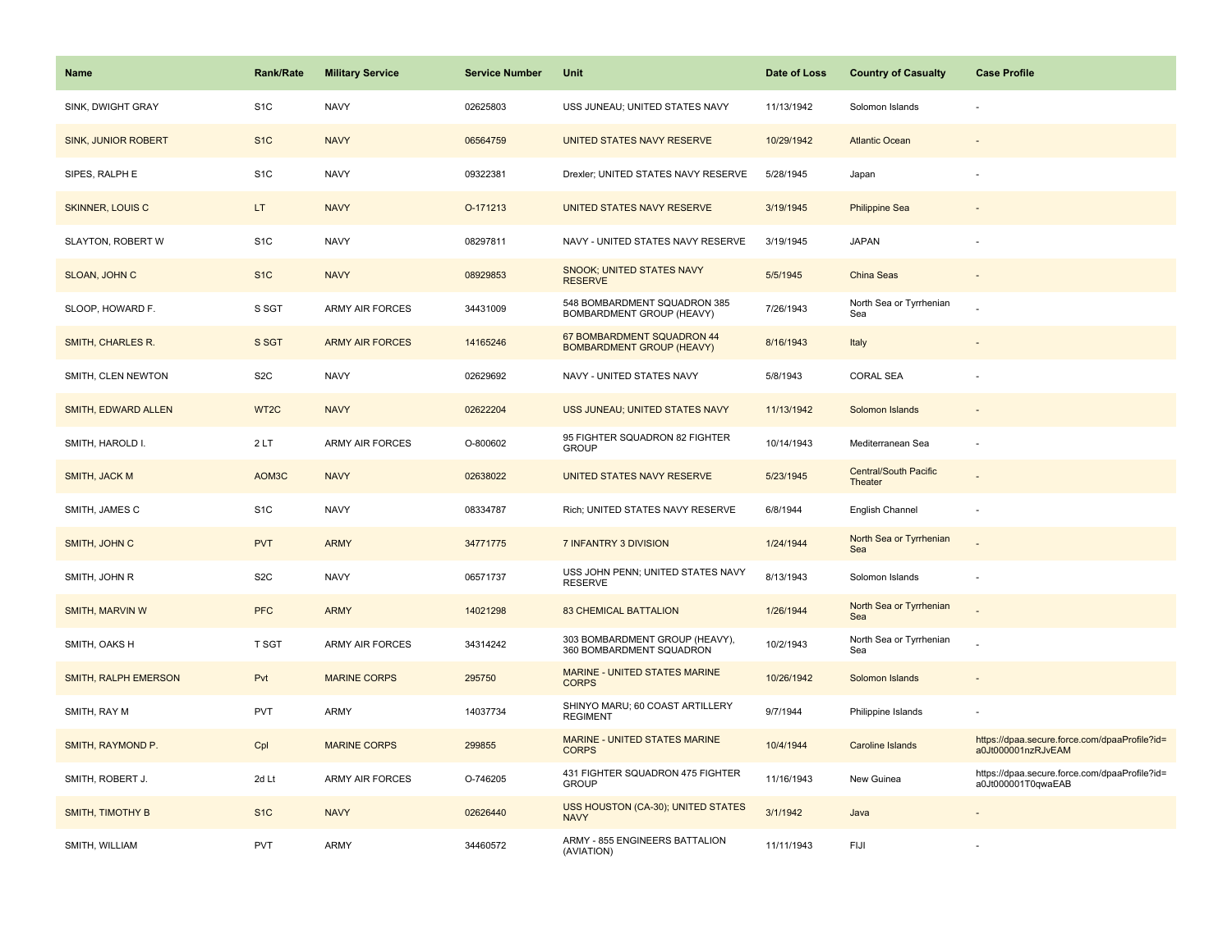| Name | Rank/Rate | Military Service | Service Number | Unit | Date of Loss | Country of Casualty | Case Profile |
|---|---|---|---|---|---|---|---|
| SINK, DWIGHT GRAY | S1C | NAVY | 02625803 | USS JUNEAU; UNITED STATES NAVY | 11/13/1942 | Solomon Islands | - |
| SINK, JUNIOR ROBERT | S1C | NAVY | 06564759 | UNITED STATES NAVY RESERVE | 10/29/1942 | Atlantic Ocean | - |
| SIPES, RALPH E | S1C | NAVY | 09322381 | Drexler; UNITED STATES NAVY RESERVE | 5/28/1945 | Japan | - |
| SKINNER, LOUIS C | LT | NAVY | O-171213 | UNITED STATES NAVY RESERVE | 3/19/1945 | Philippine Sea | - |
| SLAYTON, ROBERT W | S1C | NAVY | 08297811 | NAVY - UNITED STATES NAVY RESERVE | 3/19/1945 | JAPAN | - |
| SLOAN, JOHN C | S1C | NAVY | 08929853 | SNOOK; UNITED STATES NAVY RESERVE | 5/5/1945 | China Seas | - |
| SLOOP, HOWARD F. | S SGT | ARMY AIR FORCES | 34431009 | 548 BOMBARDMENT SQUADRON 385 BOMBARDMENT GROUP (HEAVY) | 7/26/1943 | North Sea or Tyrrhenian Sea | - |
| SMITH, CHARLES R. | S SGT | ARMY AIR FORCES | 14165246 | 67 BOMBARDMENT SQUADRON 44 BOMBARDMENT GROUP (HEAVY) | 8/16/1943 | Italy | - |
| SMITH, CLEN NEWTON | S2C | NAVY | 02629692 | NAVY - UNITED STATES NAVY | 5/8/1943 | CORAL SEA | - |
| SMITH, EDWARD ALLEN | WT2C | NAVY | 02622204 | USS JUNEAU; UNITED STATES NAVY | 11/13/1942 | Solomon Islands | - |
| SMITH, HAROLD I. | 2 LT | ARMY AIR FORCES | O-800602 | 95 FIGHTER SQUADRON 82 FIGHTER GROUP | 10/14/1943 | Mediterranean Sea | - |
| SMITH, JACK M | AOM3C | NAVY | 02638022 | UNITED STATES NAVY RESERVE | 5/23/1945 | Central/South Pacific Theater | - |
| SMITH, JAMES C | S1C | NAVY | 08334787 | Rich; UNITED STATES NAVY RESERVE | 6/8/1944 | English Channel | - |
| SMITH, JOHN C | PVT | ARMY | 34771775 | 7 INFANTRY 3 DIVISION | 1/24/1944 | North Sea or Tyrrhenian Sea | - |
| SMITH, JOHN R | S2C | NAVY | 06571737 | USS JOHN PENN; UNITED STATES NAVY RESERVE | 8/13/1943 | Solomon Islands | - |
| SMITH, MARVIN W | PFC | ARMY | 14021298 | 83 CHEMICAL BATTALION | 1/26/1944 | North Sea or Tyrrhenian Sea | - |
| SMITH, OAKS H | T SGT | ARMY AIR FORCES | 34314242 | 303 BOMBARDMENT GROUP (HEAVY), 360 BOMBARDMENT SQUADRON | 10/2/1943 | North Sea or Tyrrhenian Sea | - |
| SMITH, RALPH EMERSON | Pvt | MARINE CORPS | 295750 | MARINE - UNITED STATES MARINE CORPS | 10/26/1942 | Solomon Islands | - |
| SMITH, RAY M | PVT | ARMY | 14037734 | SHINYO MARU; 60 COAST ARTILLERY REGIMENT | 9/7/1944 | Philippine Islands | - |
| SMITH, RAYMOND P. | Cpl | MARINE CORPS | 299855 | MARINE - UNITED STATES MARINE CORPS | 10/4/1944 | Caroline Islands | https://dpaa.secure.force.com/dpaaProfile?id=a0Jt000001nzRJvEAM |
| SMITH, ROBERT J. | 2d Lt | ARMY AIR FORCES | O-746205 | 431 FIGHTER SQUADRON 475 FIGHTER GROUP | 11/16/1943 | New Guinea | https://dpaa.secure.force.com/dpaaProfile?id=a0Jt000001T0qwaEAB |
| SMITH, TIMOTHY B | S1C | NAVY | 02626440 | USS HOUSTON (CA-30); UNITED STATES NAVY | 3/1/1942 | Java | - |
| SMITH, WILLIAM | PVT | ARMY | 34460572 | ARMY - 855 ENGINEERS BATTALION (AVIATION) | 11/11/1943 | FIJI | - |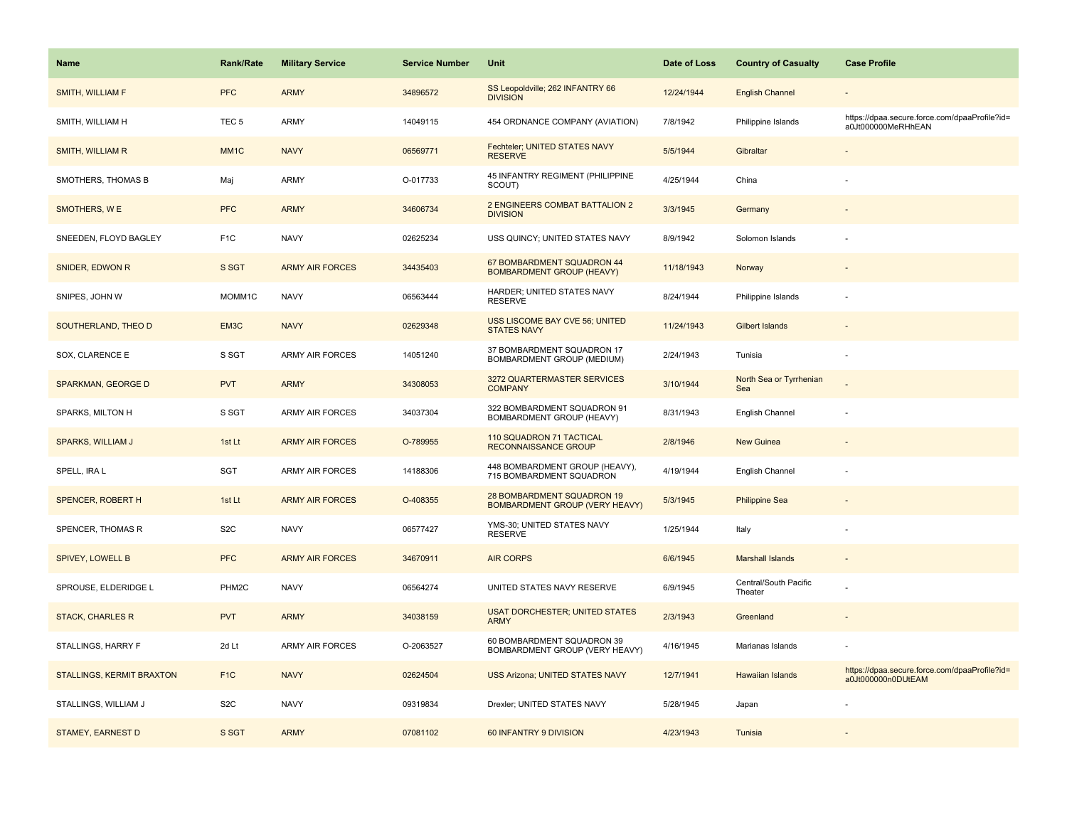| Name | Rank/Rate | Military Service | Service Number | Unit | Date of Loss | Country of Casualty | Case Profile |
|---|---|---|---|---|---|---|---|
| SMITH, WILLIAM F | PFC | ARMY | 34896572 | SS Leopoldville; 262 INFANTRY 66 DIVISION | 12/24/1944 | English Channel | - |
| SMITH, WILLIAM H | TEC 5 | ARMY | 14049115 | 454 ORDNANCE COMPANY (AVIATION) | 7/8/1942 | Philippine Islands | https://dpaa.secure.force.com/dpaaProfile?id=a0Jt000000MeRHhEAN |
| SMITH, WILLIAM R | MM1C | NAVY | 06569771 | Fechteler; UNITED STATES NAVY RESERVE | 5/5/1944 | Gibraltar | - |
| SMOTHERS, THOMAS B | Maj | ARMY | O-017733 | 45 INFANTRY REGIMENT (PHILIPPINE SCOUT) | 4/25/1944 | China | - |
| SMOTHERS, W E | PFC | ARMY | 34606734 | 2 ENGINEERS COMBAT BATTALION 2 DIVISION | 3/3/1945 | Germany | - |
| SNEEDEN, FLOYD BAGLEY | F1C | NAVY | 02625234 | USS QUINCY; UNITED STATES NAVY | 8/9/1942 | Solomon Islands | - |
| SNIDER, EDWON R | S SGT | ARMY AIR FORCES | 34435403 | 67 BOMBARDMENT SQUADRON 44 BOMBARDMENT GROUP (HEAVY) | 11/18/1943 | Norway | - |
| SNIPES, JOHN W | MOMM1C | NAVY | 06563444 | HARDER; UNITED STATES NAVY RESERVE | 8/24/1944 | Philippine Islands | - |
| SOUTHERLAND, THEO D | EM3C | NAVY | 02629348 | USS LISCOME BAY CVE 56; UNITED STATES NAVY | 11/24/1943 | Gilbert Islands | - |
| SOX, CLARENCE E | S SGT | ARMY AIR FORCES | 14051240 | 37 BOMBARDMENT SQUADRON 17 BOMBARDMENT GROUP (MEDIUM) | 2/24/1943 | Tunisia | - |
| SPARKMAN, GEORGE D | PVT | ARMY | 34308053 | 3272 QUARTERMASTER SERVICES COMPANY | 3/10/1944 | North Sea or Tyrrhenian Sea | - |
| SPARKS, MILTON H | S SGT | ARMY AIR FORCES | 34037304 | 322 BOMBARDMENT SQUADRON 91 BOMBARDMENT GROUP (HEAVY) | 8/31/1943 | English Channel | - |
| SPARKS, WILLIAM J | 1st Lt | ARMY AIR FORCES | O-789955 | 110 SQUADRON 71 TACTICAL RECONNAISSANCE GROUP | 2/8/1946 | New Guinea | - |
| SPELL, IRA L | SGT | ARMY AIR FORCES | 14188306 | 448 BOMBARDMENT GROUP (HEAVY), 715 BOMBARDMENT SQUADRON | 4/19/1944 | English Channel | - |
| SPENCER, ROBERT H | 1st Lt | ARMY AIR FORCES | O-408355 | 28 BOMBARDMENT SQUADRON 19 BOMBARDMENT GROUP (VERY HEAVY) | 5/3/1945 | Philippine Sea | - |
| SPENCER, THOMAS R | S2C | NAVY | 06577427 | YMS-30; UNITED STATES NAVY RESERVE | 1/25/1944 | Italy | - |
| SPIVEY, LOWELL B | PFC | ARMY AIR FORCES | 34670911 | AIR CORPS | 6/6/1945 | Marshall Islands | - |
| SPROUSE, ELDERIDGE L | PHM2C | NAVY | 06564274 | UNITED STATES NAVY RESERVE | 6/9/1945 | Central/South Pacific Theater | - |
| STACK, CHARLES R | PVT | ARMY | 34038159 | USAT DORCHESTER; UNITED STATES ARMY | 2/3/1943 | Greenland | - |
| STALLINGS, HARRY F | 2d Lt | ARMY AIR FORCES | O-2063527 | 60 BOMBARDMENT SQUADRON 39 BOMBARDMENT GROUP (VERY HEAVY) | 4/16/1945 | Marianas Islands | - |
| STALLINGS, KERMIT BRAXTON | F1C | NAVY | 02624504 | USS Arizona; UNITED STATES NAVY | 12/7/1941 | Hawaiian Islands | https://dpaa.secure.force.com/dpaaProfile?id=a0Jt000000n0DUtEAM |
| STALLINGS, WILLIAM J | S2C | NAVY | 09319834 | Drexler; UNITED STATES NAVY | 5/28/1945 | Japan | - |
| STAMEY, EARNEST D | S SGT | ARMY | 07081102 | 60 INFANTRY 9 DIVISION | 4/23/1943 | Tunisia | - |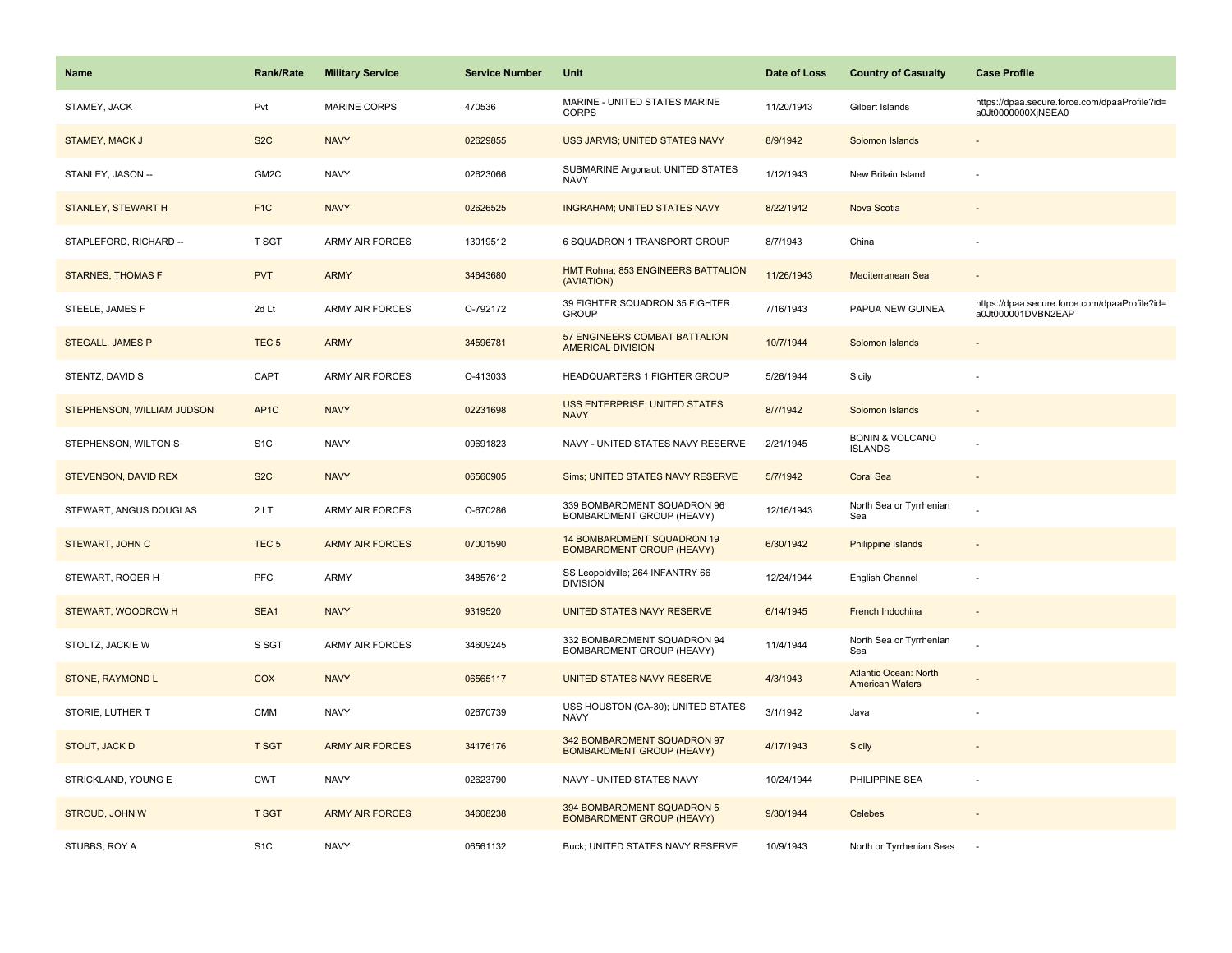| Name | Rank/Rate | Military Service | Service Number | Unit | Date of Loss | Country of Casualty | Case Profile |
|---|---|---|---|---|---|---|---|
| STAMEY, JACK | Pvt | MARINE CORPS | 470536 | MARINE - UNITED STATES MARINE CORPS | 11/20/1943 | Gilbert Islands | https://dpaa.secure.force.com/dpaaProfile?id=a0Jt0000000XjNSEA0 |
| STAMEY, MACK J | S2C | NAVY | 02629855 | USS JARVIS; UNITED STATES NAVY | 8/9/1942 | Solomon Islands | - |
| STANLEY, JASON -- | GM2C | NAVY | 02623066 | SUBMARINE Argonaut; UNITED STATES NAVY | 1/12/1943 | New Britain Island | - |
| STANLEY, STEWART H | F1C | NAVY | 02626525 | INGRAHAM; UNITED STATES NAVY | 8/22/1942 | Nova Scotia | - |
| STAPLEFORD, RICHARD -- | T SGT | ARMY AIR FORCES | 13019512 | 6 SQUADRON 1 TRANSPORT GROUP | 8/7/1943 | China | - |
| STARNES, THOMAS F | PVT | ARMY | 34643680 | HMT Rohna; 853 ENGINEERS BATTALION (AVIATION) | 11/26/1943 | Mediterranean Sea | - |
| STEELE, JAMES F | 2d Lt | ARMY AIR FORCES | O-792172 | 39 FIGHTER SQUADRON 35 FIGHTER GROUP | 7/16/1943 | PAPUA NEW GUINEA | https://dpaa.secure.force.com/dpaaProfile?id=a0Jt000001DVBN2EAP |
| STEGALL, JAMES P | TEC 5 | ARMY | 34596781 | 57 ENGINEERS COMBAT BATTALION AMERICAL DIVISION | 10/7/1944 | Solomon Islands | - |
| STENTZ, DAVID S | CAPT | ARMY AIR FORCES | O-413033 | HEADQUARTERS 1 FIGHTER GROUP | 5/26/1944 | Sicily | - |
| STEPHENSON, WILLIAM JUDSON | AP1C | NAVY | 02231698 | USS ENTERPRISE; UNITED STATES NAVY | 8/7/1942 | Solomon Islands | - |
| STEPHENSON, WILTON S | S1C | NAVY | 09691823 | NAVY - UNITED STATES NAVY RESERVE | 2/21/1945 | BONIN & VOLCANO ISLANDS | - |
| STEVENSON, DAVID REX | S2C | NAVY | 06560905 | Sims; UNITED STATES NAVY RESERVE | 5/7/1942 | Coral Sea | - |
| STEWART, ANGUS DOUGLAS | 2 LT | ARMY AIR FORCES | O-670286 | 339 BOMBARDMENT SQUADRON 96 BOMBARDMENT GROUP (HEAVY) | 12/16/1943 | North Sea or Tyrrhenian Sea | - |
| STEWART, JOHN C | TEC 5 | ARMY AIR FORCES | 07001590 | 14 BOMBARDMENT SQUADRON 19 BOMBARDMENT GROUP (HEAVY) | 6/30/1942 | Philippine Islands | - |
| STEWART, ROGER H | PFC | ARMY | 34857612 | SS Leopoldville; 264 INFANTRY 66 DIVISION | 12/24/1944 | English Channel | - |
| STEWART, WOODROW H | SEA1 | NAVY | 9319520 | UNITED STATES NAVY RESERVE | 6/14/1945 | French Indochina | - |
| STOLTZ, JACKIE W | S SGT | ARMY AIR FORCES | 34609245 | 332 BOMBARDMENT SQUADRON 94 BOMBARDMENT GROUP (HEAVY) | 11/4/1944 | North Sea or Tyrrhenian Sea | - |
| STONE, RAYMOND L | COX | NAVY | 06565117 | UNITED STATES NAVY RESERVE | 4/3/1943 | Atlantic Ocean: North American Waters | - |
| STORIE, LUTHER T | CMM | NAVY | 02670739 | USS HOUSTON (CA-30); UNITED STATES NAVY | 3/1/1942 | Java | - |
| STOUT, JACK D | T SGT | ARMY AIR FORCES | 34176176 | 342 BOMBARDMENT SQUADRON 97 BOMBARDMENT GROUP (HEAVY) | 4/17/1943 | Sicily | - |
| STRICKLAND, YOUNG E | CWT | NAVY | 02623790 | NAVY - UNITED STATES NAVY | 10/24/1944 | PHILIPPINE SEA | - |
| STROUD, JOHN W | T SGT | ARMY AIR FORCES | 34608238 | 394 BOMBARDMENT SQUADRON 5 BOMBARDMENT GROUP (HEAVY) | 9/30/1944 | Celebes | - |
| STUBBS, ROY A | S1C | NAVY | 06561132 | Buck; UNITED STATES NAVY RESERVE | 10/9/1943 | North or Tyrrhenian Seas | - |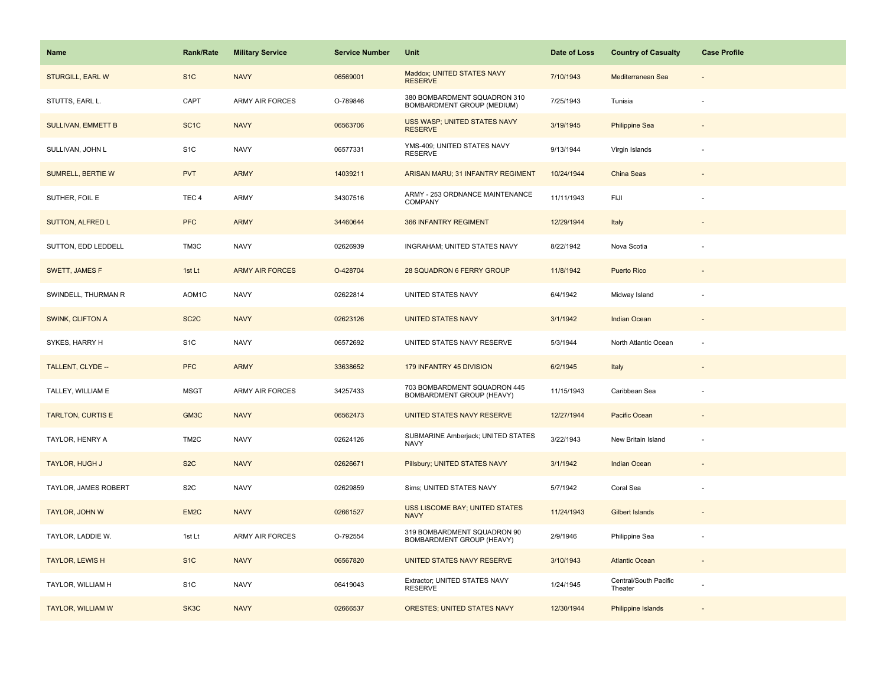| Name | Rank/Rate | Military Service | Service Number | Unit | Date of Loss | Country of Casualty | Case Profile |
|---|---|---|---|---|---|---|---|
| STURGILL, EARL W | S1C | NAVY | 06569001 | Maddox; UNITED STATES NAVY RESERVE | 7/10/1943 | Mediterranean Sea | - |
| STUTTS, EARL L. | CAPT | ARMY AIR FORCES | O-789846 | 380 BOMBARDMENT SQUADRON 310 BOMBARDMENT GROUP (MEDIUM) | 7/25/1943 | Tunisia | - |
| SULLIVAN, EMMETT B | SC1C | NAVY | 06563706 | USS WASP; UNITED STATES NAVY RESERVE | 3/19/1945 | Philippine Sea | - |
| SULLIVAN, JOHN L | S1C | NAVY | 06577331 | YMS-409; UNITED STATES NAVY RESERVE | 9/13/1944 | Virgin Islands | - |
| SUMRELL, BERTIE W | PVT | ARMY | 14039211 | ARISAN MARU; 31 INFANTRY REGIMENT | 10/24/1944 | China Seas | - |
| SUTHER, FOIL E | TEC 4 | ARMY | 34307516 | ARMY - 253 ORDNANCE MAINTENANCE COMPANY | 11/11/1943 | FIJI | - |
| SUTTON, ALFRED L | PFC | ARMY | 34460644 | 366 INFANTRY REGIMENT | 12/29/1944 | Italy | - |
| SUTTON, EDD LEDDELL | TM3C | NAVY | 02626939 | INGRAHAM; UNITED STATES NAVY | 8/22/1942 | Nova Scotia | - |
| SWETT, JAMES F | 1st Lt | ARMY AIR FORCES | O-428704 | 28 SQUADRON 6 FERRY GROUP | 11/8/1942 | Puerto Rico | - |
| SWINDELL, THURMAN R | AOM1C | NAVY | 02622814 | UNITED STATES NAVY | 6/4/1942 | Midway Island | - |
| SWINK, CLIFTON A | SC2C | NAVY | 02623126 | UNITED STATES NAVY | 3/1/1942 | Indian Ocean | - |
| SYKES, HARRY H | S1C | NAVY | 06572692 | UNITED STATES NAVY RESERVE | 5/3/1944 | North Atlantic Ocean | - |
| TALLENT, CLYDE -- | PFC | ARMY | 33638652 | 179 INFANTRY 45 DIVISION | 6/2/1945 | Italy | - |
| TALLEY, WILLIAM E | MSGT | ARMY AIR FORCES | 34257433 | 703 BOMBARDMENT SQUADRON 445 BOMBARDMENT GROUP (HEAVY) | 11/15/1943 | Caribbean Sea | - |
| TARLTON, CURTIS E | GM3C | NAVY | 06562473 | UNITED STATES NAVY RESERVE | 12/27/1944 | Pacific Ocean | - |
| TAYLOR, HENRY A | TM2C | NAVY | 02624126 | SUBMARINE Amberjack; UNITED STATES NAVY | 3/22/1943 | New Britain Island | - |
| TAYLOR, HUGH J | S2C | NAVY | 02626671 | Pillsbury; UNITED STATES NAVY | 3/1/1942 | Indian Ocean | - |
| TAYLOR, JAMES ROBERT | S2C | NAVY | 02629859 | Sims; UNITED STATES NAVY | 5/7/1942 | Coral Sea | - |
| TAYLOR, JOHN W | EM2C | NAVY | 02661527 | USS LISCOME BAY; UNITED STATES NAVY | 11/24/1943 | Gilbert Islands | - |
| TAYLOR, LADDIE W. | 1st Lt | ARMY AIR FORCES | O-792554 | 319 BOMBARDMENT SQUADRON 90 BOMBARDMENT GROUP (HEAVY) | 2/9/1946 | Philippine Sea | - |
| TAYLOR, LEWIS H | S1C | NAVY | 06567820 | UNITED STATES NAVY RESERVE | 3/10/1943 | Atlantic Ocean | - |
| TAYLOR, WILLIAM H | S1C | NAVY | 06419043 | Extractor; UNITED STATES NAVY RESERVE | 1/24/1945 | Central/South Pacific Theater | - |
| TAYLOR, WILLIAM W | SK3C | NAVY | 02666537 | ORESTES; UNITED STATES NAVY | 12/30/1944 | Philippine Islands | - |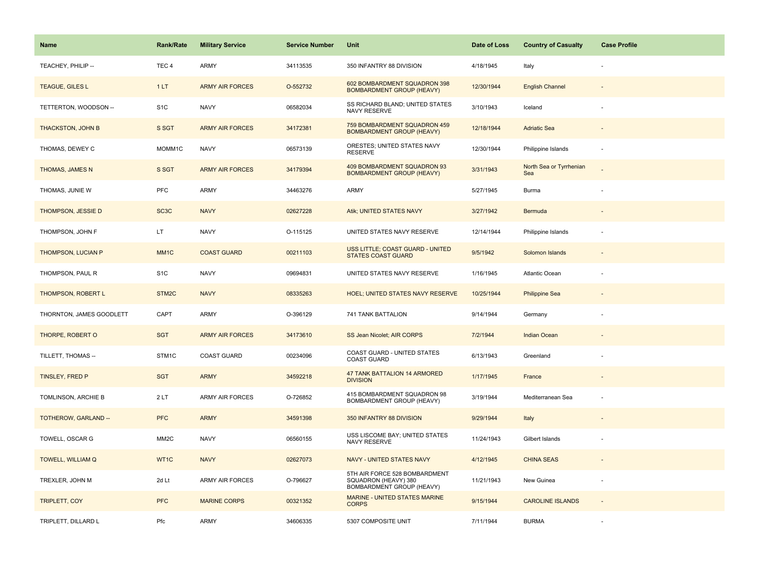| Name | Rank/Rate | Military Service | Service Number | Unit | Date of Loss | Country of Casualty | Case Profile |
|---|---|---|---|---|---|---|---|
| TEACHEY, PHILIP -- | TEC 4 | ARMY | 34113535 | 350 INFANTRY 88 DIVISION | 4/18/1945 | Italy | - |
| TEAGUE, GILES L | 1 LT | ARMY AIR FORCES | O-552732 | 602 BOMBARDMENT SQUADRON 398 BOMBARDMENT GROUP (HEAVY) | 12/30/1944 | English Channel | - |
| TETTERTON, WOODSON -- | S1C | NAVY | 06582034 | SS RICHARD BLAND; UNITED STATES NAVY RESERVE | 3/10/1943 | Iceland | - |
| THACKSTON, JOHN B | S SGT | ARMY AIR FORCES | 34172381 | 759 BOMBARDMENT SQUADRON 459 BOMBARDMENT GROUP (HEAVY) | 12/18/1944 | Adriatic Sea | - |
| THOMAS, DEWEY C | MOMM1C | NAVY | 06573139 | ORESTES; UNITED STATES NAVY RESERVE | 12/30/1944 | Philippine Islands | - |
| THOMAS, JAMES N | S SGT | ARMY AIR FORCES | 34179394 | 409 BOMBARDMENT SQUADRON 93 BOMBARDMENT GROUP (HEAVY) | 3/31/1943 | North Sea or Tyrrhenian Sea | - |
| THOMAS, JUNIE W | PFC | ARMY | 34463276 | ARMY | 5/27/1945 | Burma | - |
| THOMPSON, JESSIE D | SC3C | NAVY | 02627228 | Atik; UNITED STATES NAVY | 3/27/1942 | Bermuda | - |
| THOMPSON, JOHN F | LT | NAVY | O-115125 | UNITED STATES NAVY RESERVE | 12/14/1944 | Philippine Islands | - |
| THOMPSON, LUCIAN P | MM1C | COAST GUARD | 00211103 | USS LITTLE; COAST GUARD - UNITED STATES COAST GUARD | 9/5/1942 | Solomon Islands | - |
| THOMPSON, PAUL R | S1C | NAVY | 09694831 | UNITED STATES NAVY RESERVE | 1/16/1945 | Atlantic Ocean | - |
| THOMPSON, ROBERT L | STM2C | NAVY | 08335263 | HOEL; UNITED STATES NAVY RESERVE | 10/25/1944 | Philippine Sea | - |
| THORNTON, JAMES GOODLETT | CAPT | ARMY | O-396129 | 741 TANK BATTALION | 9/14/1944 | Germany | - |
| THORPE, ROBERT O | SGT | ARMY AIR FORCES | 34173610 | SS Jean Nicolet; AIR CORPS | 7/2/1944 | Indian Ocean | - |
| TILLETT, THOMAS -- | STM1C | COAST GUARD | 00234096 | COAST GUARD - UNITED STATES COAST GUARD | 6/13/1943 | Greenland | - |
| TINSLEY, FRED P | SGT | ARMY | 34592218 | 47 TANK BATTALION 14 ARMORED DIVISION | 1/17/1945 | France | - |
| TOMLINSON, ARCHIE B | 2 LT | ARMY AIR FORCES | O-726852 | 415 BOMBARDMENT SQUADRON 98 BOMBARDMENT GROUP (HEAVY) | 3/19/1944 | Mediterranean Sea | - |
| TOTHEROW, GARLAND -- | PFC | ARMY | 34591398 | 350 INFANTRY 88 DIVISION | 9/29/1944 | Italy | - |
| TOWELL, OSCAR G | MM2C | NAVY | 06560155 | USS LISCOME BAY; UNITED STATES NAVY RESERVE | 11/24/1943 | Gilbert Islands | - |
| TOWELL, WILLIAM Q | WT1C | NAVY | 02627073 | NAVY - UNITED STATES NAVY | 4/12/1945 | CHINA SEAS | - |
| TREXLER, JOHN M | 2d Lt | ARMY AIR FORCES | O-796627 | 5TH AIR FORCE 528 BOMBARDMENT SQUADRON (HEAVY) 380 BOMBARDMENT GROUP (HEAVY) | 11/21/1943 | New Guinea | - |
| TRIPLETT, COY | PFC | MARINE CORPS | 00321352 | MARINE - UNITED STATES MARINE CORPS | 9/15/1944 | CAROLINE ISLANDS | - |
| TRIPLETT, DILLARD L | Pfc | ARMY | 34606335 | 5307 COMPOSITE UNIT | 7/11/1944 | BURMA | - |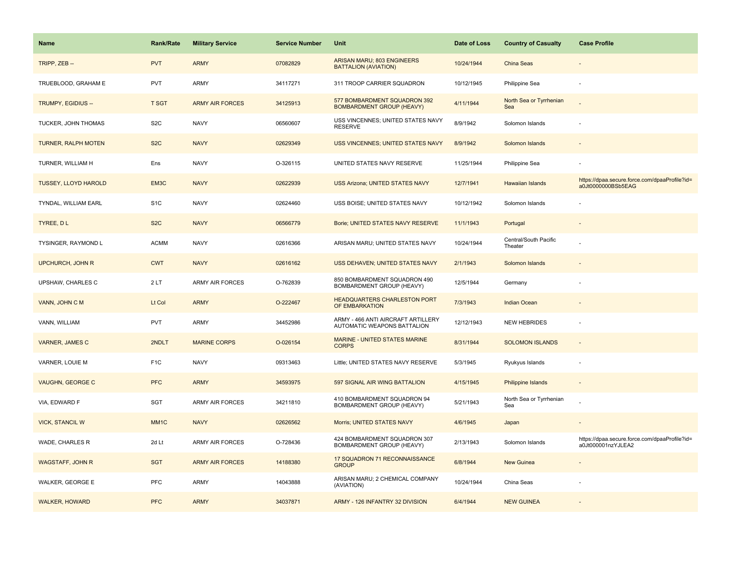| Name | Rank/Rate | Military Service | Service Number | Unit | Date of Loss | Country of Casualty | Case Profile |
|---|---|---|---|---|---|---|---|
| TRIPP, ZEB -- | PVT | ARMY | 07082829 | ARISAN MARU; 803 ENGINEERS BATTALION (AVIATION) | 10/24/1944 | China Seas | - |
| TRUEBLOOD, GRAHAM E | PVT | ARMY | 34117271 | 311 TROOP CARRIER SQUADRON | 10/12/1945 | Philippine Sea | - |
| TRUMPY, EGIDIUS -- | T SGT | ARMY AIR FORCES | 34125913 | 577 BOMBARDMENT SQUADRON 392 BOMBARDMENT GROUP (HEAVY) | 4/11/1944 | North Sea or Tyrrhenian Sea | - |
| TUCKER, JOHN THOMAS | S2C | NAVY | 06560607 | USS VINCENNES; UNITED STATES NAVY RESERVE | 8/9/1942 | Solomon Islands | - |
| TURNER, RALPH MOTEN | S2C | NAVY | 02629349 | USS VINCENNES; UNITED STATES NAVY | 8/9/1942 | Solomon Islands | - |
| TURNER, WILLIAM H | Ens | NAVY | O-326115 | UNITED STATES NAVY RESERVE | 11/25/1944 | Philippine Sea | - |
| TUSSEY, LLOYD HAROLD | EM3C | NAVY | 02622939 | USS Arizona; UNITED STATES NAVY | 12/7/1941 | Hawaiian Islands | https://dpaa.secure.force.com/dpaaProfile?id=a0Jt0000000BSb5EAG |
| TYNDAL, WILLIAM EARL | S1C | NAVY | 02624460 | USS BOISE; UNITED STATES NAVY | 10/12/1942 | Solomon Islands | - |
| TYREE, D L | S2C | NAVY | 06566779 | Borie; UNITED STATES NAVY RESERVE | 11/1/1943 | Portugal | - |
| TYSINGER, RAYMOND L | ACMM | NAVY | 02616366 | ARISAN MARU; UNITED STATES NAVY | 10/24/1944 | Central/South Pacific Theater | - |
| UPCHURCH, JOHN R | CWT | NAVY | 02616162 | USS DEHAVEN; UNITED STATES NAVY | 2/1/1943 | Solomon Islands | - |
| UPSHAW, CHARLES C | 2 LT | ARMY AIR FORCES | O-762839 | 850 BOMBARDMENT SQUADRON 490 BOMBARDMENT GROUP (HEAVY) | 12/5/1944 | Germany | - |
| VANN, JOHN C M | Lt Col | ARMY | O-222467 | HEADQUARTERS CHARLESTON PORT OF EMBARKATION | 7/3/1943 | Indian Ocean | - |
| VANN, WILLIAM | PVT | ARMY | 34452986 | ARMY - 466 ANTI AIRCRAFT ARTILLERY AUTOMATIC WEAPONS BATTALION | 12/12/1943 | NEW HEBRIDES | - |
| VARNER, JAMES C | 2NDLT | MARINE CORPS | O-026154 | MARINE - UNITED STATES MARINE CORPS | 8/31/1944 | SOLOMON ISLANDS | - |
| VARNER, LOUIE M | F1C | NAVY | 09313463 | Little; UNITED STATES NAVY RESERVE | 5/3/1945 | Ryukyus Islands | - |
| VAUGHN, GEORGE C | PFC | ARMY | 34593975 | 597 SIGNAL AIR WING BATTALION | 4/15/1945 | Philippine Islands | - |
| VIA, EDWARD F | SGT | ARMY AIR FORCES | 34211810 | 410 BOMBARDMENT SQUADRON 94 BOMBARDMENT GROUP (HEAVY) | 5/21/1943 | North Sea or Tyrrhenian Sea | - |
| VICK, STANCIL W | MM1C | NAVY | 02626562 | Morris; UNITED STATES NAVY | 4/6/1945 | Japan | - |
| WADE, CHARLES R | 2d Lt | ARMY AIR FORCES | O-728436 | 424 BOMBARDMENT SQUADRON 307 BOMBARDMENT GROUP (HEAVY) | 2/13/1943 | Solomon Islands | https://dpaa.secure.force.com/dpaaProfile?id=a0Jt000001nzYJLEA2 |
| WAGSTAFF, JOHN R | SGT | ARMY AIR FORCES | 14188380 | 17 SQUADRON 71 RECONNAISSANCE GROUP | 6/8/1944 | New Guinea | - |
| WALKER, GEORGE E | PFC | ARMY | 14043888 | ARISAN MARU; 2 CHEMICAL COMPANY (AVIATION) | 10/24/1944 | China Seas | - |
| WALKER, HOWARD | PFC | ARMY | 34037871 | ARMY - 126 INFANTRY 32 DIVISION | 6/4/1944 | NEW GUINEA | - |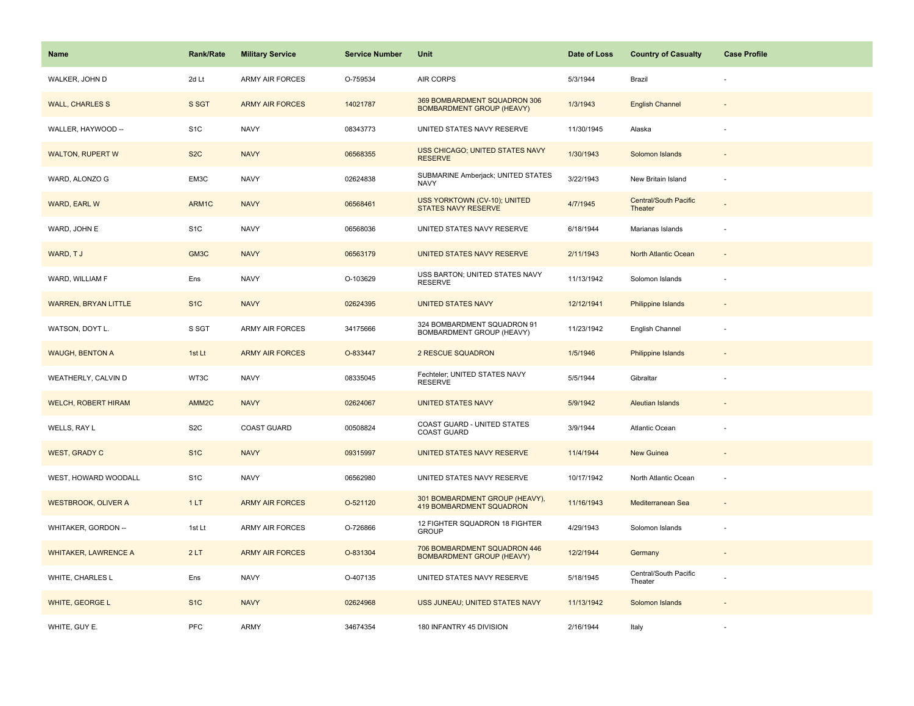| Name | Rank/Rate | Military Service | Service Number | Unit | Date of Loss | Country of Casualty | Case Profile |
| --- | --- | --- | --- | --- | --- | --- | --- |
| WALKER, JOHN D | 2d Lt | ARMY AIR FORCES | O-759534 | AIR CORPS | 5/3/1944 | Brazil | - |
| WALL, CHARLES S | S SGT | ARMY AIR FORCES | 14021787 | 369 BOMBARDMENT SQUADRON 306 BOMBARDMENT GROUP (HEAVY) | 1/3/1943 | English Channel | - |
| WALLER, HAYWOOD -- | S1C | NAVY | 08343773 | UNITED STATES NAVY RESERVE | 11/30/1945 | Alaska | - |
| WALTON, RUPERT W | S2C | NAVY | 06568355 | USS CHICAGO; UNITED STATES NAVY RESERVE | 1/30/1943 | Solomon Islands | - |
| WARD, ALONZO G | EM3C | NAVY | 02624838 | SUBMARINE Amberjack; UNITED STATES NAVY | 3/22/1943 | New Britain Island | - |
| WARD, EARL W | ARM1C | NAVY | 06568461 | USS YORKTOWN (CV-10); UNITED STATES NAVY RESERVE | 4/7/1945 | Central/South Pacific Theater | - |
| WARD, JOHN E | S1C | NAVY | 06568036 | UNITED STATES NAVY RESERVE | 6/18/1944 | Marianas Islands | - |
| WARD, T J | GM3C | NAVY | 06563179 | UNITED STATES NAVY RESERVE | 2/11/1943 | North Atlantic Ocean | - |
| WARD, WILLIAM F | Ens | NAVY | O-103629 | USS BARTON; UNITED STATES NAVY RESERVE | 11/13/1942 | Solomon Islands | - |
| WARREN, BRYAN LITTLE | S1C | NAVY | 02624395 | UNITED STATES NAVY | 12/12/1941 | Philippine Islands | - |
| WATSON, DOYT L. | S SGT | ARMY AIR FORCES | 34175666 | 324 BOMBARDMENT SQUADRON 91 BOMBARDMENT GROUP (HEAVY) | 11/23/1942 | English Channel | - |
| WAUGH, BENTON A | 1st Lt | ARMY AIR FORCES | O-833447 | 2 RESCUE SQUADRON | 1/5/1946 | Philippine Islands | - |
| WEATHERLY, CALVIN D | WT3C | NAVY | 08335045 | Fechteler; UNITED STATES NAVY RESERVE | 5/5/1944 | Gibraltar | - |
| WELCH, ROBERT HIRAM | AMM2C | NAVY | 02624067 | UNITED STATES NAVY | 5/9/1942 | Aleutian Islands | - |
| WELLS, RAY L | S2C | COAST GUARD | 00508824 | COAST GUARD - UNITED STATES COAST GUARD | 3/9/1944 | Atlantic Ocean | - |
| WEST, GRADY C | S1C | NAVY | 09315997 | UNITED STATES NAVY RESERVE | 11/4/1944 | New Guinea | - |
| WEST, HOWARD WOODALL | S1C | NAVY | 06562980 | UNITED STATES NAVY RESERVE | 10/17/1942 | North Atlantic Ocean | - |
| WESTBROOK, OLIVER A | 1 LT | ARMY AIR FORCES | O-521120 | 301 BOMBARDMENT GROUP (HEAVY), 419 BOMBARDMENT SQUADRON | 11/16/1943 | Mediterranean Sea | - |
| WHITAKER, GORDON -- | 1st Lt | ARMY AIR FORCES | O-726866 | 12 FIGHTER SQUADRON 18 FIGHTER GROUP | 4/29/1943 | Solomon Islands | - |
| WHITAKER, LAWRENCE A | 2 LT | ARMY AIR FORCES | O-831304 | 706 BOMBARDMENT SQUADRON 446 BOMBARDMENT GROUP (HEAVY) | 12/2/1944 | Germany | - |
| WHITE, CHARLES L | Ens | NAVY | O-407135 | UNITED STATES NAVY RESERVE | 5/18/1945 | Central/South Pacific Theater | - |
| WHITE, GEORGE L | S1C | NAVY | 02624968 | USS JUNEAU; UNITED STATES NAVY | 11/13/1942 | Solomon Islands | - |
| WHITE, GUY E. | PFC | ARMY | 34674354 | 180 INFANTRY 45 DIVISION | 2/16/1944 | Italy | - |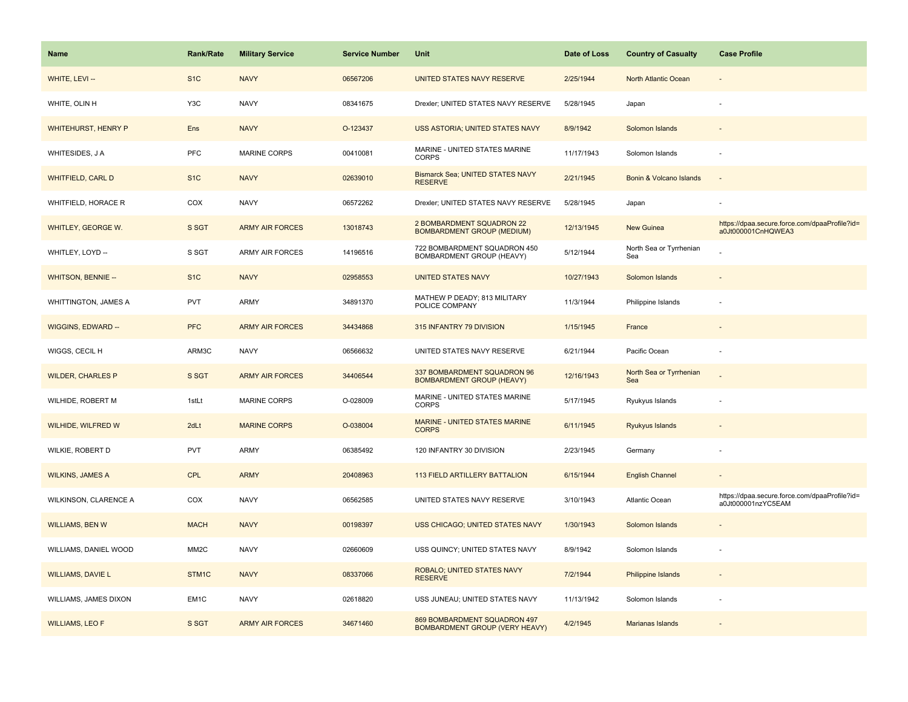| Name | Rank/Rate | Military Service | Service Number | Unit | Date of Loss | Country of Casualty | Case Profile |
| --- | --- | --- | --- | --- | --- | --- | --- |
| WHITE, LEVI -- | S1C | NAVY | 06567206 | UNITED STATES NAVY RESERVE | 2/25/1944 | North Atlantic Ocean | - |
| WHITE, OLIN H | Y3C | NAVY | 08341675 | Drexler; UNITED STATES NAVY RESERVE | 5/28/1945 | Japan | - |
| WHITEHURST, HENRY P | Ens | NAVY | O-123437 | USS ASTORIA; UNITED STATES NAVY | 8/9/1942 | Solomon Islands | - |
| WHITESIDES, J A | PFC | MARINE CORPS | 00410081 | MARINE - UNITED STATES MARINE CORPS | 11/17/1943 | Solomon Islands | - |
| WHITFIELD, CARL D | S1C | NAVY | 02639010 | Bismarck Sea; UNITED STATES NAVY RESERVE | 2/21/1945 | Bonin & Volcano Islands | - |
| WHITFIELD, HORACE R | COX | NAVY | 06572262 | Drexler; UNITED STATES NAVY RESERVE | 5/28/1945 | Japan | - |
| WHITLEY, GEORGE W. | S SGT | ARMY AIR FORCES | 13018743 | 2 BOMBARDMENT SQUADRON 22 BOMBARDMENT GROUP (MEDIUM) | 12/13/1945 | New Guinea | https://dpaa.secure.force.com/dpaaProfile?id=a0Jt000001CnHQWEA3 |
| WHITLEY, LOYD -- | S SGT | ARMY AIR FORCES | 14196516 | 722 BOMBARDMENT SQUADRON 450 BOMBARDMENT GROUP (HEAVY) | 5/12/1944 | North Sea or Tyrrhenian Sea | - |
| WHITSON, BENNIE -- | S1C | NAVY | 02958553 | UNITED STATES NAVY | 10/27/1943 | Solomon Islands | - |
| WHITTINGTON, JAMES A | PVT | ARMY | 34891370 | MATHEW P DEADY; 813 MILITARY POLICE COMPANY | 11/3/1944 | Philippine Islands | - |
| WIGGINS, EDWARD -- | PFC | ARMY AIR FORCES | 34434868 | 315 INFANTRY 79 DIVISION | 1/15/1945 | France | - |
| WIGGS, CECIL H | ARM3C | NAVY | 06566632 | UNITED STATES NAVY RESERVE | 6/21/1944 | Pacific Ocean | - |
| WILDER, CHARLES P | S SGT | ARMY AIR FORCES | 34406544 | 337 BOMBARDMENT SQUADRON 96 BOMBARDMENT GROUP (HEAVY) | 12/16/1943 | North Sea or Tyrrhenian Sea | - |
| WILHIDE, ROBERT M | 1stLt | MARINE CORPS | O-028009 | MARINE - UNITED STATES MARINE CORPS | 5/17/1945 | Ryukyus Islands | - |
| WILHIDE, WILFRED W | 2dLt | MARINE CORPS | O-038004 | MARINE - UNITED STATES MARINE CORPS | 6/11/1945 | Ryukyus Islands | - |
| WILKIE, ROBERT D | PVT | ARMY | 06385492 | 120 INFANTRY 30 DIVISION | 2/23/1945 | Germany | - |
| WILKINS, JAMES A | CPL | ARMY | 20408963 | 113 FIELD ARTILLERY BATTALION | 6/15/1944 | English Channel | - |
| WILKINSON, CLARENCE A | COX | NAVY | 06562585 | UNITED STATES NAVY RESERVE | 3/10/1943 | Atlantic Ocean | https://dpaa.secure.force.com/dpaaProfile?id=a0Jt000001nzYC5EAM |
| WILLIAMS, BEN W | MACH | NAVY | 00198397 | USS CHICAGO; UNITED STATES NAVY | 1/30/1943 | Solomon Islands | - |
| WILLIAMS, DANIEL WOOD | MM2C | NAVY | 02660609 | USS QUINCY; UNITED STATES NAVY | 8/9/1942 | Solomon Islands | - |
| WILLIAMS, DAVIE L | STM1C | NAVY | 08337066 | ROBALO; UNITED STATES NAVY RESERVE | 7/2/1944 | Philippine Islands | - |
| WILLIAMS, JAMES DIXON | EM1C | NAVY | 02618820 | USS JUNEAU; UNITED STATES NAVY | 11/13/1942 | Solomon Islands | - |
| WILLIAMS, LEO F | S SGT | ARMY AIR FORCES | 34671460 | 869 BOMBARDMENT SQUADRON 497 BOMBARDMENT GROUP (VERY HEAVY) | 4/2/1945 | Marianas Islands | - |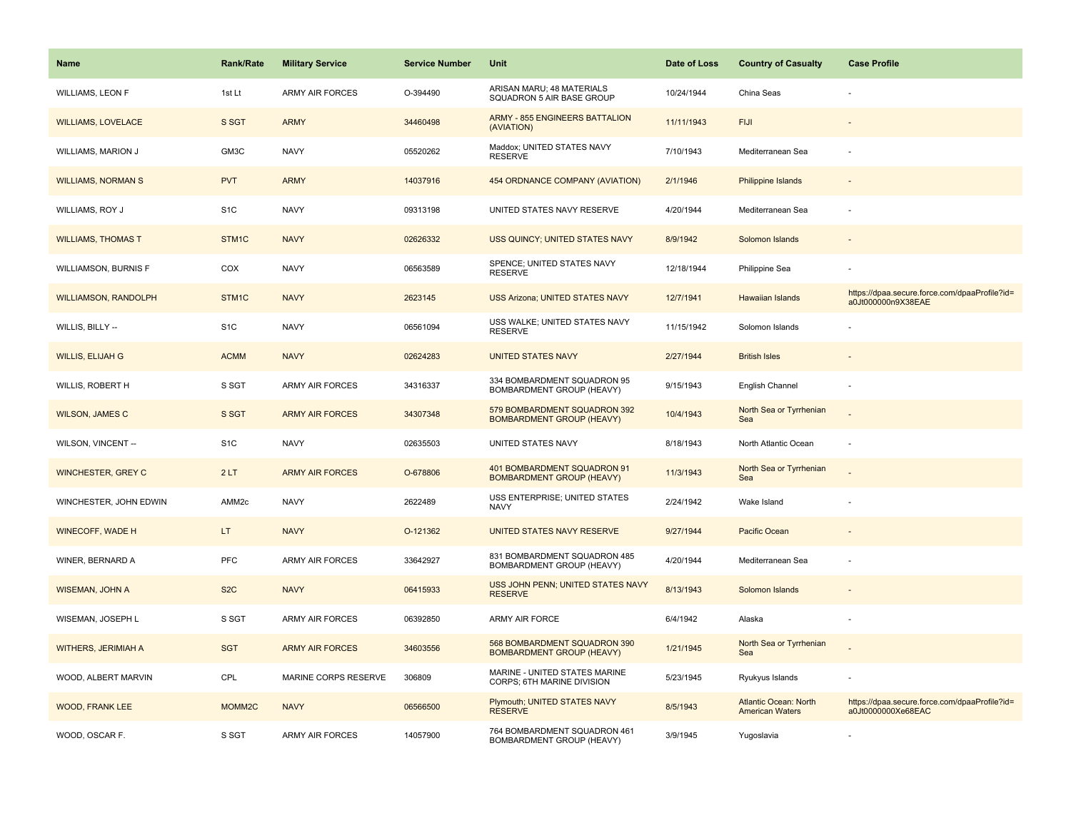| Name | Rank/Rate | Military Service | Service Number | Unit | Date of Loss | Country of Casualty | Case Profile |
| --- | --- | --- | --- | --- | --- | --- | --- |
| WILLIAMS, LEON F | 1st Lt | ARMY AIR FORCES | O-394490 | ARISAN MARU; 48 MATERIALS SQUADRON 5 AIR BASE GROUP | 10/24/1944 | China Seas | - |
| WILLIAMS, LOVELACE | S SGT | ARMY | 34460498 | ARMY - 855 ENGINEERS BATTALION (AVIATION) | 11/11/1943 | FIJI | - |
| WILLIAMS, MARION J | GM3C | NAVY | 05520262 | Maddox; UNITED STATES NAVY RESERVE | 7/10/1943 | Mediterranean Sea | - |
| WILLIAMS, NORMAN S | PVT | ARMY | 14037916 | 454 ORDNANCE COMPANY (AVIATION) | 2/1/1946 | Philippine Islands | - |
| WILLIAMS, ROY J | S1C | NAVY | 09313198 | UNITED STATES NAVY RESERVE | 4/20/1944 | Mediterranean Sea | - |
| WILLIAMS, THOMAS T | STM1C | NAVY | 02626332 | USS QUINCY; UNITED STATES NAVY | 8/9/1942 | Solomon Islands | - |
| WILLIAMSON, BURNIS F | COX | NAVY | 06563589 | SPENCE; UNITED STATES NAVY RESERVE | 12/18/1944 | Philippine Sea | - |
| WILLIAMSON, RANDOLPH | STM1C | NAVY | 2623145 | USS Arizona; UNITED STATES NAVY | 12/7/1941 | Hawaiian Islands | https://dpaa.secure.force.com/dpaaProfile?id=a0Jt000000n9X38EAE |
| WILLIS, BILLY -- | S1C | NAVY | 06561094 | USS WALKE; UNITED STATES NAVY RESERVE | 11/15/1942 | Solomon Islands | - |
| WILLIS, ELIJAH G | ACMM | NAVY | 02624283 | UNITED STATES NAVY | 2/27/1944 | British Isles | - |
| WILLIS, ROBERT H | S SGT | ARMY AIR FORCES | 34316337 | 334 BOMBARDMENT SQUADRON 95 BOMBARDMENT GROUP (HEAVY) | 9/15/1943 | English Channel | - |
| WILSON, JAMES C | S SGT | ARMY AIR FORCES | 34307348 | 579 BOMBARDMENT SQUADRON 392 BOMBARDMENT GROUP (HEAVY) | 10/4/1943 | North Sea or Tyrrhenian Sea | - |
| WILSON, VINCENT -- | S1C | NAVY | 02635503 | UNITED STATES NAVY | 8/18/1943 | North Atlantic Ocean | - |
| WINCHESTER, GREY C | 2 LT | ARMY AIR FORCES | O-678806 | 401 BOMBARDMENT SQUADRON 91 BOMBARDMENT GROUP (HEAVY) | 11/3/1943 | North Sea or Tyrrhenian Sea | - |
| WINCHESTER, JOHN EDWIN | AMM2c | NAVY | 2622489 | USS ENTERPRISE; UNITED STATES NAVY | 2/24/1942 | Wake Island | - |
| WINECOFF, WADE H | LT | NAVY | O-121362 | UNITED STATES NAVY RESERVE | 9/27/1944 | Pacific Ocean | - |
| WINER, BERNARD A | PFC | ARMY AIR FORCES | 33642927 | 831 BOMBARDMENT SQUADRON 485 BOMBARDMENT GROUP (HEAVY) | 4/20/1944 | Mediterranean Sea | - |
| WISEMAN, JOHN A | S2C | NAVY | 06415933 | USS JOHN PENN; UNITED STATES NAVY RESERVE | 8/13/1943 | Solomon Islands | - |
| WISEMAN, JOSEPH L | S SGT | ARMY AIR FORCES | 06392850 | ARMY AIR FORCE | 6/4/1942 | Alaska | - |
| WITHERS, JERIMIAH A | SGT | ARMY AIR FORCES | 34603556 | 568 BOMBARDMENT SQUADRON 390 BOMBARDMENT GROUP (HEAVY) | 1/21/1945 | North Sea or Tyrrhenian Sea | - |
| WOOD, ALBERT MARVIN | CPL | MARINE CORPS RESERVE | 306809 | MARINE - UNITED STATES MARINE CORPS; 6TH MARINE DIVISION | 5/23/1945 | Ryukyus Islands | - |
| WOOD, FRANK LEE | MOMM2C | NAVY | 06566500 | Plymouth; UNITED STATES NAVY RESERVE | 8/5/1943 | Atlantic Ocean: North American Waters | https://dpaa.secure.force.com/dpaaProfile?id=a0Jt0000000Xe68EAC |
| WOOD, OSCAR F. | S SGT | ARMY AIR FORCES | 14057900 | 764 BOMBARDMENT SQUADRON 461 BOMBARDMENT GROUP (HEAVY) | 3/9/1945 | Yugoslavia | - |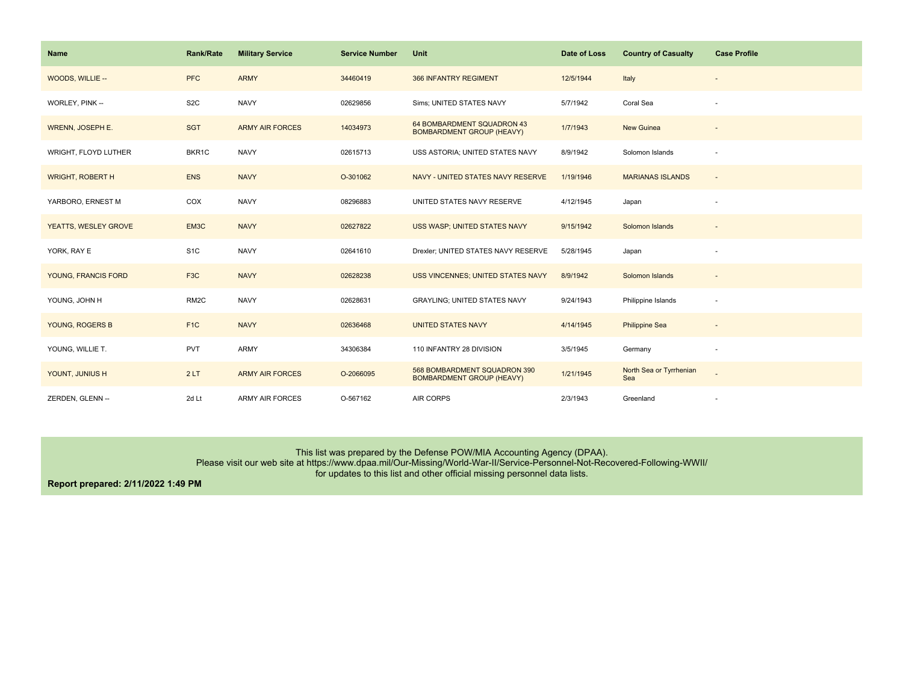| Name | Rank/Rate | Military Service | Service Number | Unit | Date of Loss | Country of Casualty | Case Profile |
|---|---|---|---|---|---|---|---|
| WOODS, WILLIE -- | PFC | ARMY | 34460419 | 366 INFANTRY REGIMENT | 12/5/1944 | Italy | - |
| WORLEY, PINK -- | S2C | NAVY | 02629856 | Sims; UNITED STATES NAVY | 5/7/1942 | Coral Sea | - |
| WRENN, JOSEPH E. | SGT | ARMY AIR FORCES | 14034973 | 64 BOMBARDMENT SQUADRON 43 BOMBARDMENT GROUP (HEAVY) | 1/7/1943 | New Guinea | - |
| WRIGHT, FLOYD LUTHER | BKR1C | NAVY | 02615713 | USS ASTORIA; UNITED STATES NAVY | 8/9/1942 | Solomon Islands | - |
| WRIGHT, ROBERT H | ENS | NAVY | O-301062 | NAVY - UNITED STATES NAVY RESERVE | 1/19/1946 | MARIANAS ISLANDS | - |
| YARBORO, ERNEST M | COX | NAVY | 08296883 | UNITED STATES NAVY RESERVE | 4/12/1945 | Japan | - |
| YEATTS, WESLEY GROVE | EM3C | NAVY | 02627822 | USS WASP; UNITED STATES NAVY | 9/15/1942 | Solomon Islands | - |
| YORK, RAY E | S1C | NAVY | 02641610 | Drexler; UNITED STATES NAVY RESERVE | 5/28/1945 | Japan | - |
| YOUNG, FRANCIS FORD | F3C | NAVY | 02628238 | USS VINCENNES; UNITED STATES NAVY | 8/9/1942 | Solomon Islands | - |
| YOUNG, JOHN H | RM2C | NAVY | 02628631 | GRAYLING; UNITED STATES NAVY | 9/24/1943 | Philippine Islands | - |
| YOUNG, ROGERS B | F1C | NAVY | 02636468 | UNITED STATES NAVY | 4/14/1945 | Philippine Sea | - |
| YOUNG, WILLIE T. | PVT | ARMY | 34306384 | 110 INFANTRY 28 DIVISION | 3/5/1945 | Germany | - |
| YOUNT, JUNIUS H | 2 LT | ARMY AIR FORCES | O-2066095 | 568 BOMBARDMENT SQUADRON 390 BOMBARDMENT GROUP (HEAVY) | 1/21/1945 | North Sea or Tyrrhenian Sea | - |
| ZERDEN, GLENN -- | 2d Lt | ARMY AIR FORCES | O-567162 | AIR CORPS | 2/3/1943 | Greenland | - |

This list was prepared by the Defense POW/MIA Accounting Agency (DPAA).
Please visit our web site at https://www.dpaa.mil/Our-Missing/World-War-II/Service-Personnel-Not-Recovered-Following-WWII/ for updates to this list and other official missing personnel data lists.

**Report prepared: 2/11/2022 1:49 PM**